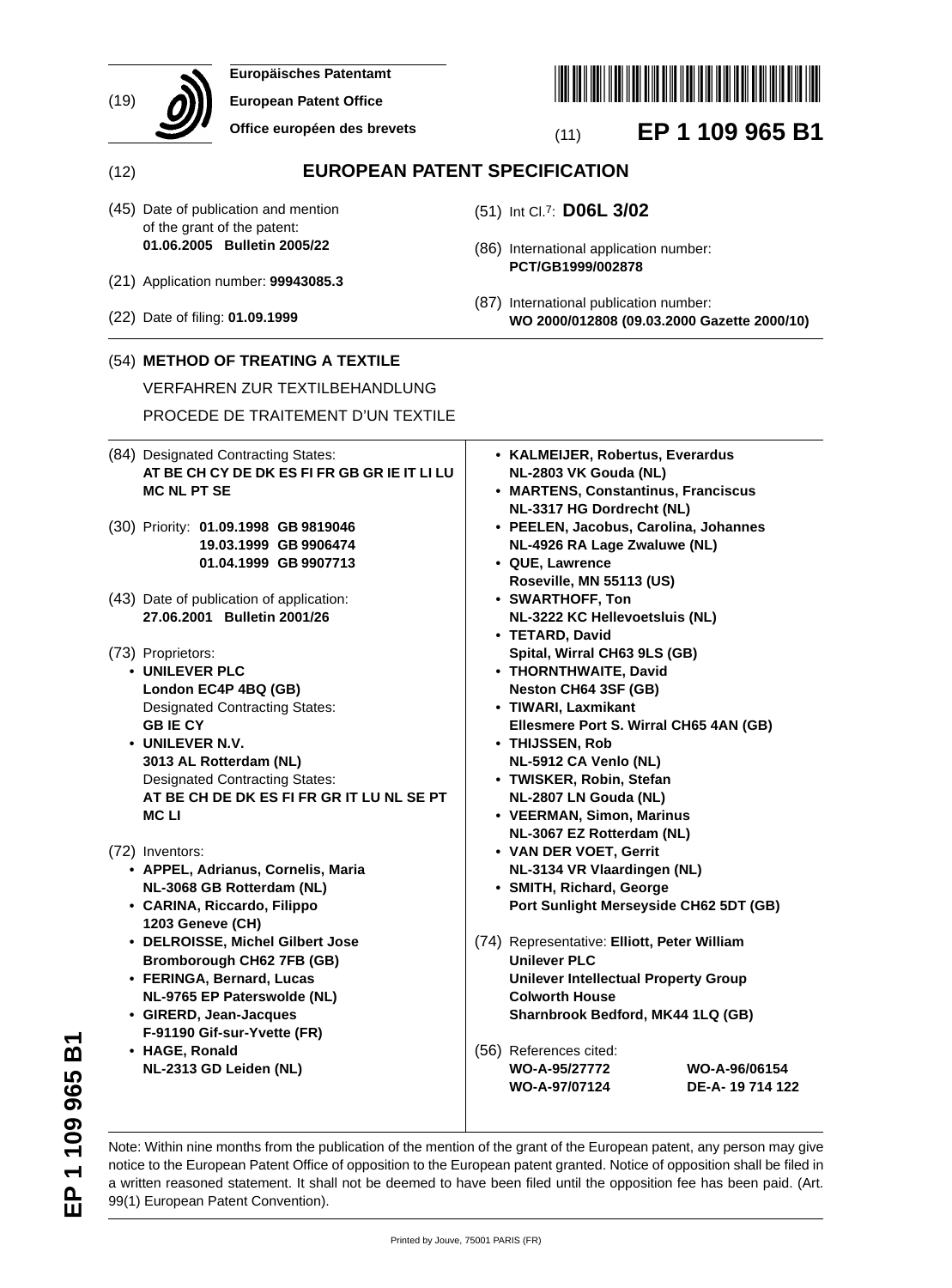(19) Europäisches Patentamt
European Patent Office
Office européen des brevets

(11) **EP 1 109 965 B1**

(12) **EUROPEAN PATENT SPECIFICATION**

(45) Date of publication and mention of the grant of the patent:
**01.06.2005 Bulletin 2005/22**

(21) Application number: **99943085.3**

(22) Date of filing: **01.09.1999**

(51) Int Cl.[7]: **D06L 3/02**

(86) International application number:
**PCT/GB1999/002878**

(87) International publication number:
**WO 2000/012808 (09.03.2000 Gazette 2000/10)**

(54) **METHOD OF TREATING A TEXTILE**

VERFAHREN ZUR TEXTILBEHANDLUNG

PROCEDE DE TRAITEMENT D'UN TEXTILE

(84) Designated Contracting States:
**AT BE CH CY DE DK ES FI FR GB GR IE IT LI LU MC NL PT SE**

(30) Priority: **01.09.1998 GB 9819046**
**19.03.1999 GB 9906474**
**01.04.1999 GB 9907713**

(43) Date of publication of application:
**27.06.2001 Bulletin 2001/26**

(73) Proprietors:
- **UNILEVER PLC**
  **London EC4P 4BQ (GB)**
  Designated Contracting States:
  **GB IE CY**
- **UNILEVER N.V.**
  **3013 AL Rotterdam (NL)**
  Designated Contracting States:
  **AT BE CH DE DK ES FI FR GR IT LU NL SE PT MC LI**

(72) Inventors:
- **APPEL, Adrianus, Cornelis, Maria**
  **NL-3068 GB Rotterdam (NL)**
- **CARINA, Riccardo, Filippo**
  **1203 Geneve (CH)**
- **DELROISSE, Michel Gilbert Jose**
  **Bromborough CH62 7FB (GB)**
- **FERINGA, Bernard, Lucas**
  **NL-9765 EP Paterswolde (NL)**
- **GIRERD, Jean-Jacques**
  **F-91190 Gif-sur-Yvette (FR)**
- **HAGE, Ronald**
  **NL-2313 GD Leiden (NL)**
- **KALMEIJER, Robertus, Everardus**
  **NL-2803 VK Gouda (NL)**
- **MARTENS, Constantinus, Franciscus**
  **NL-3317 HG Dordrecht (NL)**
- **PEELEN, Jacobus, Carolina, Johannes**
  **NL-4926 RA Lage Zwaluwe (NL)**
- **QUE, Lawrence**
  **Roseville, MN 55113 (US)**
- **SWARTHOFF, Ton**
  **NL-3222 KC Hellevoetsluis (NL)**
- **TETARD, David**
  **Spital, Wirral CH63 9LS (GB)**
- **THORNTHWAITE, David**
  **Neston CH64 3SF (GB)**
- **TIWARI, Laxmikant**
  **Ellesmere Port S. Wirral CH65 4AN (GB)**
- **THIJSSEN, Rob**
  **NL-5912 CA Venlo (NL)**
- **TWISKER, Robin, Stefan**
  **NL-2807 LN Gouda (NL)**
- **VEERMAN, Simon, Marinus**
  **NL-3067 EZ Rotterdam (NL)**
- **VAN DER VOET, Gerrit**
  **NL-3134 VR Vlaardingen (NL)**
- **SMITH, Richard, George**
  **Port Sunlight Merseyside CH62 5DT (GB)**

(74) Representative: **Elliott, Peter William**
**Unilever PLC**
**Unilever Intellectual Property Group**
**Colworth House**
**Sharnbrook Bedford, MK44 1LQ (GB)**

(56) References cited:
**WO-A-95/27772**
**WO-A-96/06154**
**WO-A-97/07124**
**DE-A- 19 714 122**

Note: Within nine months from the publication of the mention of the grant of the European patent, any person may give notice to the European Patent Office of opposition to the European patent granted. Notice of opposition shall be filed in a written reasoned statement. It shall not be deemed to have been filed until the opposition fee has been paid. (Art. 99(1) European Patent Convention).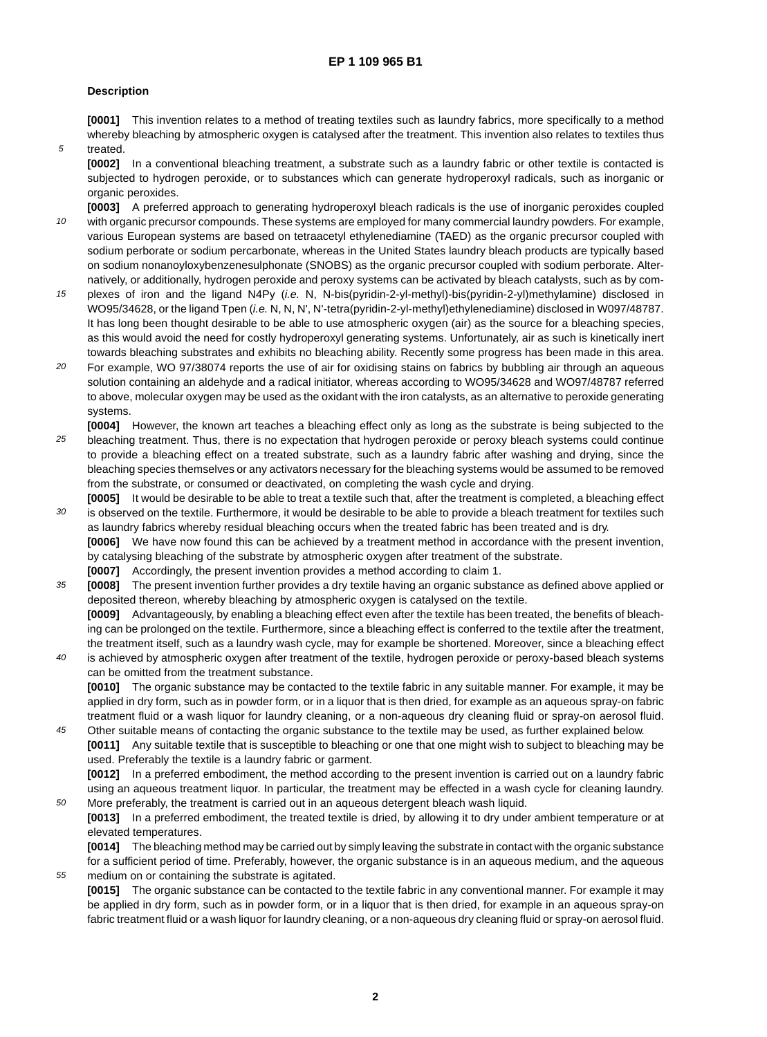## Description

**[0001]** This invention relates to a method of treating textiles such as laundry fabrics, more specifically to a method whereby bleaching by atmospheric oxygen is catalysed after the treatment. This invention also relates to textiles thus treated.

**[0002]** In a conventional bleaching treatment, a substrate such as a laundry fabric or other textile is contacted is subjected to hydrogen peroxide, or to substances which can generate hydroperoxyl radicals, such as inorganic or organic peroxides.

**[0003]** A preferred approach to generating hydroperoxyl bleach radicals is the use of inorganic peroxides coupled with organic precursor compounds. These systems are employed for many commercial laundry powders. For example, various European systems are based on tetraacetyl ethylenediamine (TAED) as the organic precursor coupled with sodium perborate or sodium percarbonate, whereas in the United States laundry bleach products are typically based on sodium nonanoyloxybenzenesulphonate (SNOBS) as the organic precursor coupled with sodium perborate. Alternatively, or additionally, hydrogen peroxide and peroxy systems can be activated by bleach catalysts, such as by complexes of iron and the ligand N4Py (*i.e.* N, N-bis(pyridin-2-yl-methyl)-bis(pyridin-2-yl)methylamine) disclosed in WO95/34628, or the ligand Tpen (*i.e.* N, N, N', N'-tetra(pyridin-2-yl-methyl)ethylenediamine) disclosed in W097/48787. It has long been thought desirable to be able to use atmospheric oxygen (air) as the source for a bleaching species, as this would avoid the need for costly hydroperoxyl generating systems. Unfortunately, air as such is kinetically inert towards bleaching substrates and exhibits no bleaching ability. Recently some progress has been made in this area. For example, WO 97/38074 reports the use of air for oxidising stains on fabrics by bubbling air through an aqueous solution containing an aldehyde and a radical initiator, whereas according to WO95/34628 and WO97/48787 referred to above, molecular oxygen may be used as the oxidant with the iron catalysts, as an alternative to peroxide generating systems.

**[0004]** However, the known art teaches a bleaching effect only as long as the substrate is being subjected to the bleaching treatment. Thus, there is no expectation that hydrogen peroxide or peroxy bleach systems could continue to provide a bleaching effect on a treated substrate, such as a laundry fabric after washing and drying, since the bleaching species themselves or any activators necessary for the bleaching systems would be assumed to be removed from the substrate, or consumed or deactivated, on completing the wash cycle and drying.

**[0005]** It would be desirable to be able to treat a textile such that, after the treatment is completed, a bleaching effect is observed on the textile. Furthermore, it would be desirable to be able to provide a bleach treatment for textiles such as laundry fabrics whereby residual bleaching occurs when the treated fabric has been treated and is dry.

**[0006]** We have now found this can be achieved by a treatment method in accordance with the present invention, by catalysing bleaching of the substrate by atmospheric oxygen after treatment of the substrate.

**[0007]** Accordingly, the present invention provides a method according to claim 1.

**[0008]** The present invention further provides a dry textile having an organic substance as defined above applied or deposited thereon, whereby bleaching by atmospheric oxygen is catalysed on the textile.

**[0009]** Advantageously, by enabling a bleaching effect even after the textile has been treated, the benefits of bleaching can be prolonged on the textile. Furthermore, since a bleaching effect is conferred to the textile after the treatment, the treatment itself, such as a laundry wash cycle, may for example be shortened. Moreover, since a bleaching effect is achieved by atmospheric oxygen after treatment of the textile, hydrogen peroxide or peroxy-based bleach systems can be omitted from the treatment substance.

**[0010]** The organic substance may be contacted to the textile fabric in any suitable manner. For example, it may be applied in dry form, such as in powder form, or in a liquor that is then dried, for example as an aqueous spray-on fabric treatment fluid or a wash liquor for laundry cleaning, or a non-aqueous dry cleaning fluid or spray-on aerosol fluid. Other suitable means of contacting the organic substance to the textile may be used, as further explained below.

**[0011]** Any suitable textile that is susceptible to bleaching or one that one might wish to subject to bleaching may be used. Preferably the textile is a laundry fabric or garment.

**[0012]** In a preferred embodiment, the method according to the present invention is carried out on a laundry fabric using an aqueous treatment liquor. In particular, the treatment may be effected in a wash cycle for cleaning laundry. More preferably, the treatment is carried out in an aqueous detergent bleach wash liquid.

**[0013]** In a preferred embodiment, the treated textile is dried, by allowing it to dry under ambient temperature or at elevated temperatures.

**[0014]** The bleaching method may be carried out by simply leaving the substrate in contact with the organic substance for a sufficient period of time. Preferably, however, the organic substance is in an aqueous medium, and the aqueous medium on or containing the substrate is agitated.

**[0015]** The organic substance can be contacted to the textile fabric in any conventional manner. For example it may be applied in dry form, such as in powder form, or in a liquor that is then dried, for example in an aqueous spray-on fabric treatment fluid or a wash liquor for laundry cleaning, or a non-aqueous dry cleaning fluid or spray-on aerosol fluid.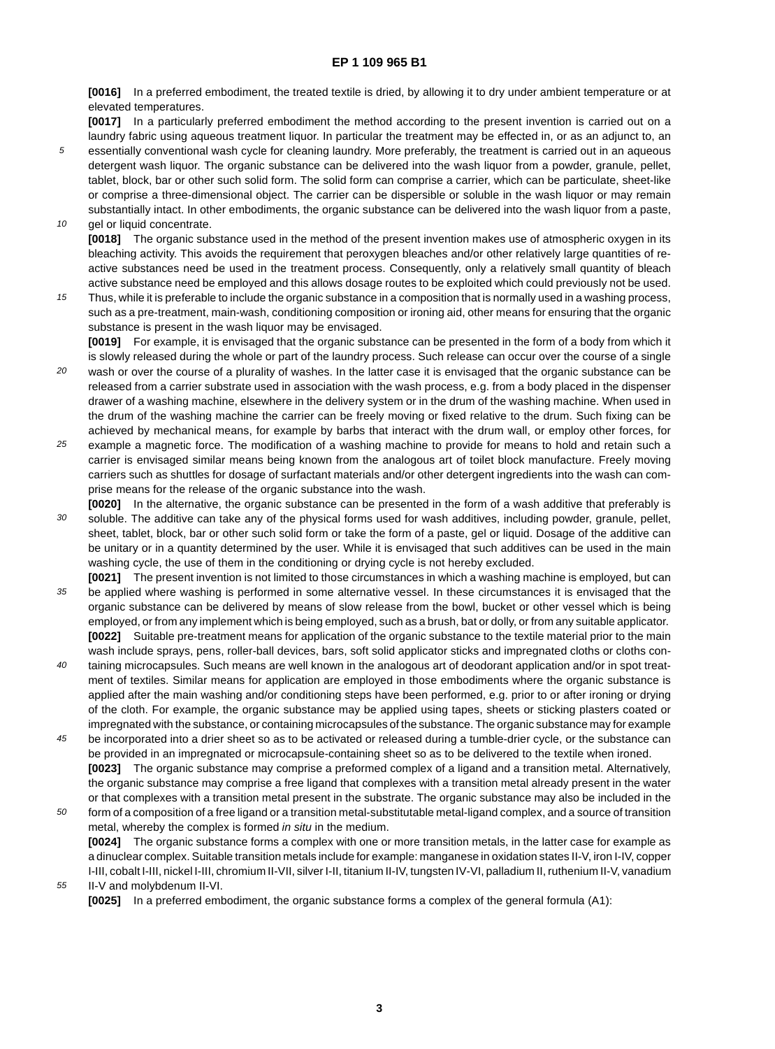**[0016]** In a preferred embodiment, the treated textile is dried, by allowing it to dry under ambient temperature or at elevated temperatures.

**[0017]** In a particularly preferred embodiment the method according to the present invention is carried out on a laundry fabric using aqueous treatment liquor. In particular the treatment may be effected in, or as an adjunct to, an essentially conventional wash cycle for cleaning laundry. More preferably, the treatment is carried out in an aqueous detergent wash liquor. The organic substance can be delivered into the wash liquor from a powder, granule, pellet, tablet, block, bar or other such solid form. The solid form can comprise a carrier, which can be particulate, sheet-like or comprise a three-dimensional object. The carrier can be dispersible or soluble in the wash liquor or may remain substantially intact. In other embodiments, the organic substance can be delivered into the wash liquor from a paste, gel or liquid concentrate.

**[0018]** The organic substance used in the method of the present invention makes use of atmospheric oxygen in its bleaching activity. This avoids the requirement that peroxygen bleaches and/or other relatively large quantities of reactive substances need be used in the treatment process. Consequently, only a relatively small quantity of bleach active substance need be employed and this allows dosage routes to be exploited which could previously not be used. Thus, while it is preferable to include the organic substance in a composition that is normally used in a washing process, such as a pre-treatment, main-wash, conditioning composition or ironing aid, other means for ensuring that the organic substance is present in the wash liquor may be envisaged.

**[0019]** For example, it is envisaged that the organic substance can be presented in the form of a body from which it is slowly released during the whole or part of the laundry process. Such release can occur over the course of a single wash or over the course of a plurality of washes. In the latter case it is envisaged that the organic substance can be released from a carrier substrate used in association with the wash process, e.g. from a body placed in the dispenser drawer of a washing machine, elsewhere in the delivery system or in the drum of the washing machine. When used in the drum of the washing machine the carrier can be freely moving or fixed relative to the drum. Such fixing can be achieved by mechanical means, for example by barbs that interact with the drum wall, or employ other forces, for example a magnetic force. The modification of a washing machine to provide for means to hold and retain such a carrier is envisaged similar means being known from the analogous art of toilet block manufacture. Freely moving carriers such as shuttles for dosage of surfactant materials and/or other detergent ingredients into the wash can comprise means for the release of the organic substance into the wash.

**[0020]** In the alternative, the organic substance can be presented in the form of a wash additive that preferably is soluble. The additive can take any of the physical forms used for wash additives, including powder, granule, pellet, sheet, tablet, block, bar or other such solid form or take the form of a paste, gel or liquid. Dosage of the additive can be unitary or in a quantity determined by the user. While it is envisaged that such additives can be used in the main washing cycle, the use of them in the conditioning or drying cycle is not hereby excluded.

**[0021]** The present invention is not limited to those circumstances in which a washing machine is employed, but can be applied where washing is performed in some alternative vessel. In these circumstances it is envisaged that the organic substance can be delivered by means of slow release from the bowl, bucket or other vessel which is being employed, or from any implement which is being employed, such as a brush, bat or dolly, or from any suitable applicator.

**[0022]** Suitable pre-treatment means for application of the organic substance to the textile material prior to the main wash include sprays, pens, roller-ball devices, bars, soft solid applicator sticks and impregnated cloths or cloths containing microcapsules. Such means are well known in the analogous art of deodorant application and/or in spot treatment of textiles. Similar means for application are employed in those embodiments where the organic substance is applied after the main washing and/or conditioning steps have been performed, e.g. prior to or after ironing or drying of the cloth. For example, the organic substance may be applied using tapes, sheets or sticking plasters coated or impregnated with the substance, or containing microcapsules of the substance. The organic substance may for example be incorporated into a drier sheet so as to be activated or released during a tumble-drier cycle, or the substance can be provided in an impregnated or microcapsule-containing sheet so as to be delivered to the textile when ironed.

**[0023]** The organic substance may comprise a preformed complex of a ligand and a transition metal. Alternatively, the organic substance may comprise a free ligand that complexes with a transition metal already present in the water or that complexes with a transition metal present in the substrate. The organic substance may also be included in the form of a composition of a free ligand or a transition metal-substitutable metal-ligand complex, and a source of transition metal, whereby the complex is formed *in situ* in the medium.

**[0024]** The organic substance forms a complex with one or more transition metals, in the latter case for example as a dinuclear complex. Suitable transition metals include for example: manganese in oxidation states II-V, iron I-IV, copper I-III, cobalt I-III, nickel I-III, chromium II-VII, silver I-II, titanium II-IV, tungsten IV-VI, palladium II, ruthenium II-V, vanadium II-V and molybdenum II-VI.

**[0025]** In a preferred embodiment, the organic substance forms a complex of the general formula (A1):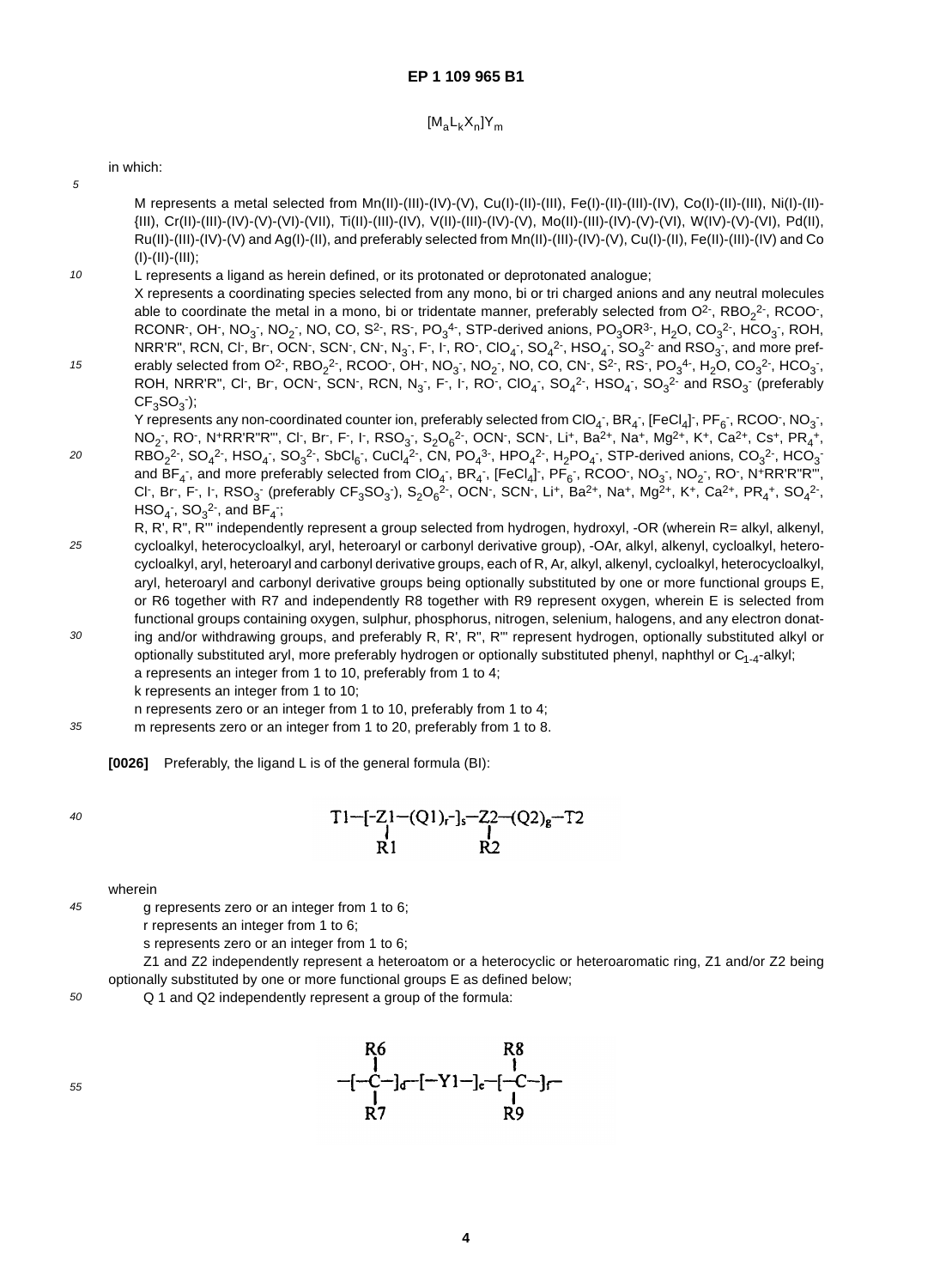$$[M_aL_kX_n]Y_m$$

in which:

M represents a metal selected from Mn(II)-(III)-(IV)-(V), Cu(I)-(II)-(III), Fe(I)-(II)-(III)-(IV), Co(I)-(II)-(III), Ni(I)-(II)-(III), Cr(II)-(III)-(IV)-(V)-(VI)-(VII), Ti(II)-(III)-(IV), V(II)-(III)-(IV)-(V), Mo(II)-(III)-(IV)-(V)-(VI), W(IV)-(V)-(VI), Pd(II), Ru(II)-(III)-(IV)-(V) and Ag(I)-(II), and preferably selected from Mn(II)-(III)-(IV)-(V), Cu(I)-(II), Fe(II)-(III)-(IV) and Co (I)-(II)-(III);

L represents a ligand as herein defined, or its protonated or deprotonated analogue;

X represents a coordinating species selected from any mono, bi or tri charged anions and any neutral molecules able to coordinate the metal in a mono, bi or tridentate manner, preferably selected from $O^{2-}$, $RBO_2^{2-}$, $RCOO^-$, $RCONR^-$, $OH^-$, $NO_3^-$, $NO_2^-$, NO, CO, $S^{2-}$, $RS^-$, $PO_4^{4-}$, STP-derived anions, $PO_3OR^{3-}$, $H_2O$, $CO_3^{2-}$, $HCO_3^-$, ROH, NRR'R", RCN, $Cl^-$, $Br^-$, $OCN^-$, $SCN^-$, $CN^-$, $N_3^-$, $F^-$, $I^-$, $RO^-$, $ClO_4^-$, $SO_4^{2-}$, $HSO_4^-$, $SO_3^{2-}$ and $RSO_3^-$, and more preferably selected from $O^{2-}$, $RBO_2^{2-}$, $RCOO^-$, $OH^-$, $NO_3^-$, $NO_2^-$, NO, CO, $CN^-$, $S^{2-}$, $RS^-$, $PO_3^{4-}$, $H_2O$, $CO_3^{2-}$, $HCO_3^-$, ROH, NRR'R", $Cl^-$, $Br^-$, $OCN^-$, $SCN^-$, RCN, $N_3^-$, $F^-$, $I^-$, $RO^-$, $ClO_4^-$, $SO_4^{2-}$, $HSO_4^-$, $SO_3^{2-}$ and $RSO_3^-$ (preferably $CF_3SO_3^-$);

Y represents any non-coordinated counter ion, preferably selected from $ClO_4^-$, $BR_4^-$, $[FeCl_4]^-$, $PF_6^-$, $RCOO^-$, $NO_3^-$, $NO_2^-$, $RO^-$, $N^+RR'R"R'''$, $Cl^-$, $Br^-$, $F^-$, $I^-$, $RSO_3^-$, $S_2O_6^{2-}$, $OCN^-$, $SCN^-$, $Li^+$, $Ba^{2+}$, $Na^+$, $Mg^{2+}$, $K^+$, $Ca^{2+}$, $Cs^+$, $PR_4^+$, $RBO_2^{2-}$, $SO_4^{2-}$, $HSO_4^-$, $SO_3^{2-}$, $SbCl_6^-$, $CuCl_4^{2-}$, CN, $PO_4^{3-}$, $HPO_4^{2-}$, $H_2PO_4^-$, STP-derived anions, $CO_3^{2-}$, $HCO_3^-$ and $BF_4^-$, and more preferably selected from $ClO_4^-$, $BR_4^-$, $[FeCl_4]^-$, $PF_6^-$, $RCOO^-$, $NO_3^-$, $NO_2^-$, $RO^-$, $N^+RR'R"R'''$, $Cl^-$, $Br^-$, $F^-$, $I^-$, $RSO_3^-$ (preferably $CF_3SO_3^-$), $S_2O_6^{2-}$, $OCN^-$, $SCN^-$, $Li^+$, $Ba^{2+}$, $Na^+$, $Mg^{2+}$, $K^+$, $Ca^{2+}$, $PR_4^+$, $SO_4^{2-}$, $HSO_4^-$, $SO_3^{2-}$, and $BF_4^-$;

R, R', R", R''' independently represent a group selected from hydrogen, hydroxyl, -OR (wherein R= alkyl, alkenyl, cycloalkyl, heterocycloalkyl, aryl, heteroaryl or carbonyl derivative group), -OAr, alkyl, alkenyl, cycloalkyl, heterocycloalkyl, aryl, heteroaryl and carbonyl derivative groups, each of R, Ar, alkyl, alkenyl, cycloalkyl, heterocycloalkyl, aryl, heteroaryl and carbonyl derivative groups being optionally substituted by one or more functional groups E, or R6 together with R7 and independently R8 together with R9 represent oxygen, wherein E is selected from functional groups containing oxygen, sulphur, phosphorus, nitrogen, selenium, halogens, and any electron donating and/or withdrawing groups, and preferably R, R', R", R''' represent hydrogen, optionally substituted alkyl or optionally substituted aryl, more preferably hydrogen or optionally substituted phenyl, naphthyl or $C_{1-4}$-alkyl;

a represents an integer from 1 to 10, preferably from 1 to 4;

k represents an integer from 1 to 10;

n represents zero or an integer from 1 to 10, preferably from 1 to 4;

m represents zero or an integer from 1 to 20, preferably from 1 to 8.

**[0026]** Preferably, the ligand L is of the general formula (BI):

$$T1-[-\underset{\substack{|\\R1}}{Z1}-(Q1)_r-]_s-\underset{\substack{|\\R2}}{Z2}-(Q2)_g-T2$$

wherein

g represents zero or an integer from 1 to 6;

r represents an integer from 1 to 6;

s represents zero or an integer from 1 to 6;

Z1 and Z2 independently represent a heteroatom or a heterocyclic or heteroaromatic ring, Z1 and/or Z2 being optionally substituted by one or more functional groups E as defined below;

Q 1 and Q2 independently represent a group of the formula:

$$-[-\underset{\substack{|\\R7}}{\overset{\substack{R6\\|}}{C}}-]_d-[-Y1-]_e-[-\underset{\substack{|\\R9}}{\overset{\substack{R8\\|}}{C}}-]_f-$$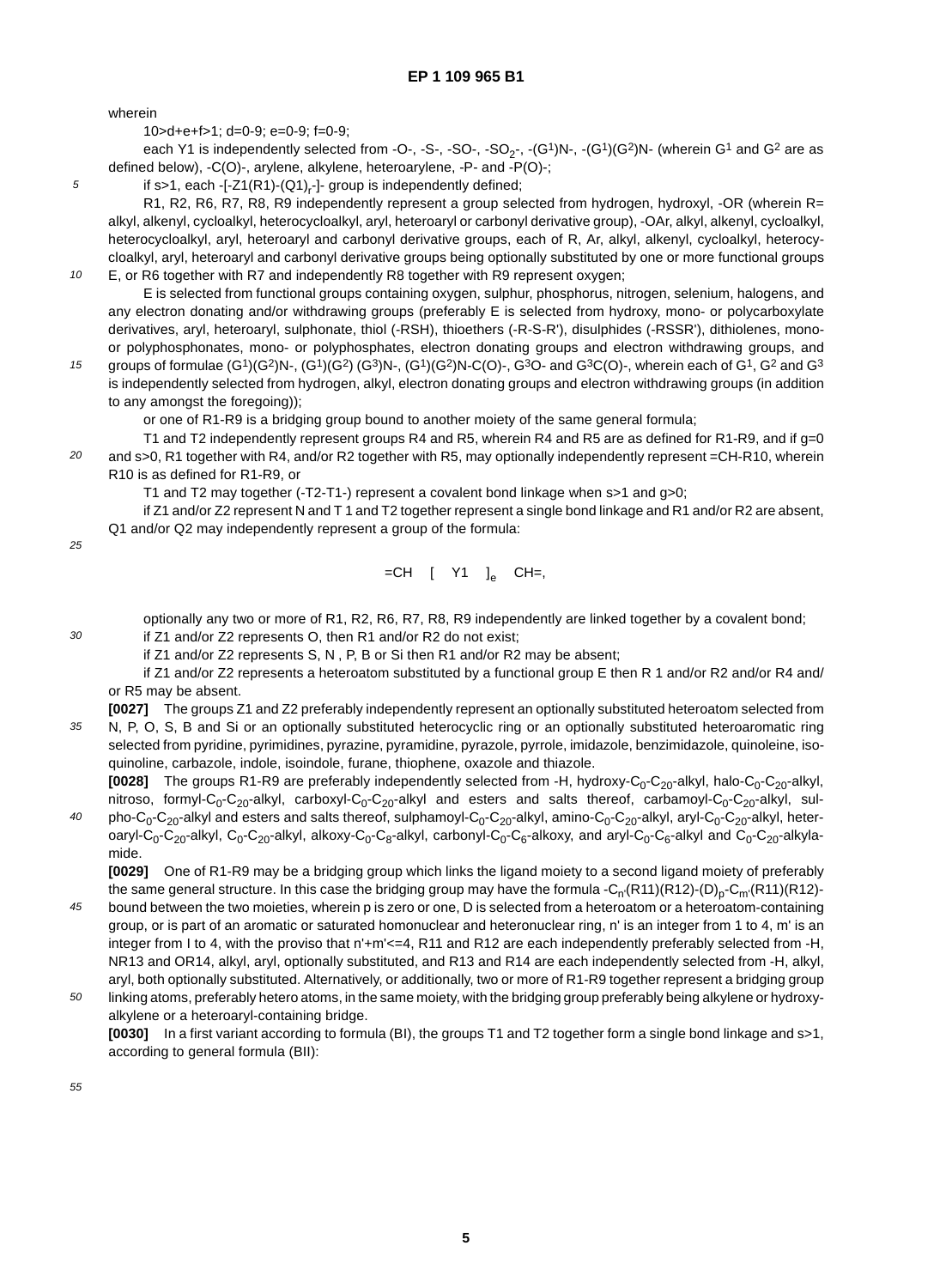wherein

$10>d+e+f>1$; d=0-9; e=0-9; f=0-9;

each Y1 is independently selected from -O-, -S-, -SO-, $-SO_2-$, $-(G^1)N-$, $-(G^1)(G^2)N-$ (wherein $G^1$ and $G^2$ are as defined below), -C(O)-, arylene, alkylene, heteroarylene, -P- and -P(O)-;

if s>1, each $-[-Z1(R1)-(Q1)_r-]-$ group is independently defined;

R1, R2, R6, R7, R8, R9 independently represent a group selected from hydrogen, hydroxyl, -OR (wherein R= alkyl, alkenyl, cycloalkyl, heterocycloalkyl, aryl, heteroaryl or carbonyl derivative group), -OAr, alkyl, alkenyl, cycloalkyl, heterocycloalkyl, aryl, heteroaryl and carbonyl derivative groups, each of R, Ar, alkyl, alkenyl, cycloalkyl, heterocycloalkyl, aryl, heteroaryl and carbonyl derivative groups being optionally substituted by one or more functional groups E, or R6 together with R7 and independently R8 together with R9 represent oxygen;

E is selected from functional groups containing oxygen, sulphur, phosphorus, nitrogen, selenium, halogens, and any electron donating and/or withdrawing groups (preferably E is selected from hydroxy, mono- or polycarboxylate derivatives, aryl, heteroaryl, sulphonate, thiol (-RSH), thioethers (-R-S-R'), disulphides (-RSSR'), dithiolenes, mono- or polyphosphonates, mono- or polyphosphates, electron donating groups and electron withdrawing groups, and groups of formulae $(G^1)(G^2)N-$, $(G^1)(G^2)(G^3)N-$, $(G^1)(G^2)N-C(O)-$, $G^3O-$ and $G^3C(O)-$, wherein each of $G^1$, $G^2$ and $G^3$ is independently selected from hydrogen, alkyl, electron donating groups and electron withdrawing groups (in addition to any amongst the foregoing));

or one of R1-R9 is a bridging group bound to another moiety of the same general formula;

T1 and T2 independently represent groups R4 and R5, wherein R4 and R5 are as defined for R1-R9, and if g=0 and s>0, R1 together with R4, and/or R2 together with R5, may optionally independently represent =CH-R10, wherein R10 is as defined for R1-R9, or

T1 and T2 may together (-T2-T1-) represent a covalent bond linkage when s>1 and g>0;

if Z1 and/or Z2 represent N and T 1 and T2 together represent a single bond linkage and R1 and/or R2 are absent, Q1 and/or Q2 may independently represent a group of the formula:

$$=CH \quad [ \quad Y1 \quad ]_e \quad CH=,$$

optionally any two or more of R1, R2, R6, R7, R8, R9 independently are linked together by a covalent bond;

if Z1 and/or Z2 represents O, then R1 and/or R2 do not exist;

if Z1 and/or Z2 represents S, N , P, B or Si then R1 and/or R2 may be absent;

if Z1 and/or Z2 represents a heteroatom substituted by a functional group E then R 1 and/or R2 and/or R4 and/ or R5 may be absent.

**[0027]** The groups Z1 and Z2 preferably independently represent an optionally substituted heteroatom selected from N, P, O, S, B and Si or an optionally substituted heterocyclic ring or an optionally substituted heteroaromatic ring selected from pyridine, pyrimidines, pyrazine, pyramidine, pyrazole, pyrrole, imidazole, benzimidazole, quinoleine, isoquinoline, carbazole, indole, isoindole, furane, thiophene, oxazole and thiazole.

**[0028]** The groups R1-R9 are preferably independently selected from -H, hydroxy-$C_0$-$C_{20}$-alkyl, halo-$C_0$-$C_{20}$-alkyl, nitroso, formyl-$C_0$-$C_{20}$-alkyl, carboxyl-$C_0$-$C_{20}$-alkyl and esters and salts thereof, carbamoyl-$C_0$-$C_{20}$-alkyl, sulpho-$C_0$-$C_{20}$-alkyl and esters and salts thereof, sulphamoyl-$C_0$-$C_{20}$-alkyl, amino-$C_0$-$C_{20}$-alkyl, aryl-$C_0$-$C_{20}$-alkyl, heteroaryl-$C_0$-$C_{20}$-alkyl, $C_0$-$C_{20}$-alkyl, alkoxy-$C_0$-$C_8$-alkyl, carbonyl-$C_0$-$C_6$-alkoxy, and aryl-$C_0$-$C_6$-alkyl and $C_0$-$C_{20}$-alkylamide.

**[0029]** One of R1-R9 may be a bridging group which links the ligand moiety to a second ligand moiety of preferably the same general structure. In this case the bridging group may have the formula $-C_{n'}(R11)(R12)-(D)_p-C_{m'}(R11)(R12)-$ bound between the two moieties, wherein p is zero or one, D is selected from a heteroatom or a heteroatom-containing group, or is part of an aromatic or saturated homonuclear and heteronuclear ring, n' is an integer from 1 to 4, m' is an integer from I to 4, with the proviso that n'+m'<=4, R11 and R12 are each independently preferably selected from -H, NR13 and OR14, alkyl, aryl, optionally substituted, and R13 and R14 are each independently selected from -H, alkyl, aryl, both optionally substituted. Alternatively, or additionally, two or more of R1-R9 together represent a bridging group linking atoms, preferably hetero atoms, in the same moiety, with the bridging group preferably being alkylene or hydroxyalkylene or a heteroaryl-containing bridge.

**[0030]** In a first variant according to formula (BI), the groups T1 and T2 together form a single bond linkage and s>1, according to general formula (BII):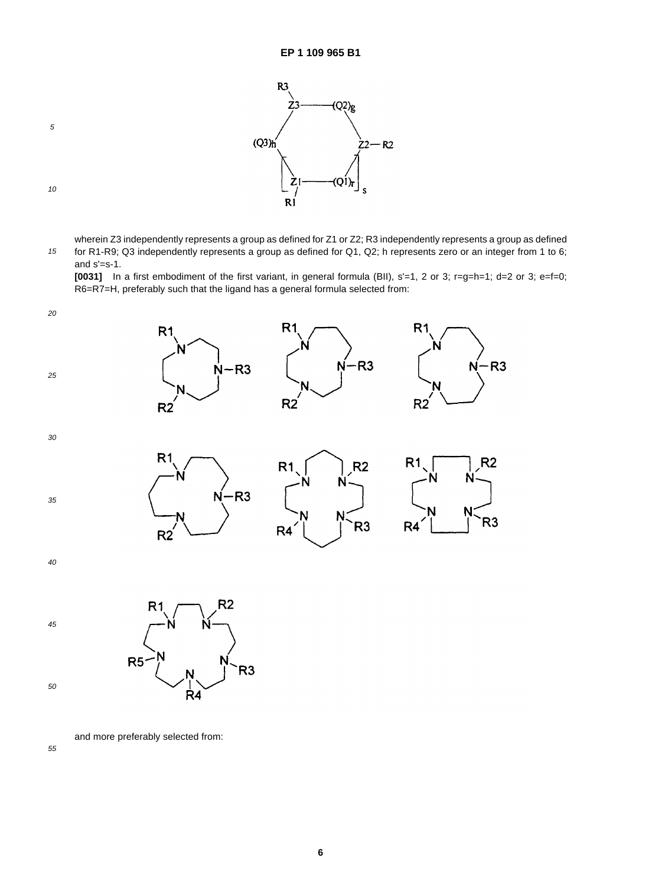wherein Z3 independently represents a group as defined for Z1 or Z2; R3 independently represents a group as defined for R1-R9; Q3 independently represents a group as defined for Q1, Q2; h represents zero or an integer from 1 to 6; and s'=s-1.

**[0031]** In a first embodiment of the first variant, in general formula (BII), s'=1, 2 or 3; r=g=h=1; d=2 or 3; e=f=0; R6=R7=H, preferably such that the ligand has a general formula selected from:

and more preferably selected from: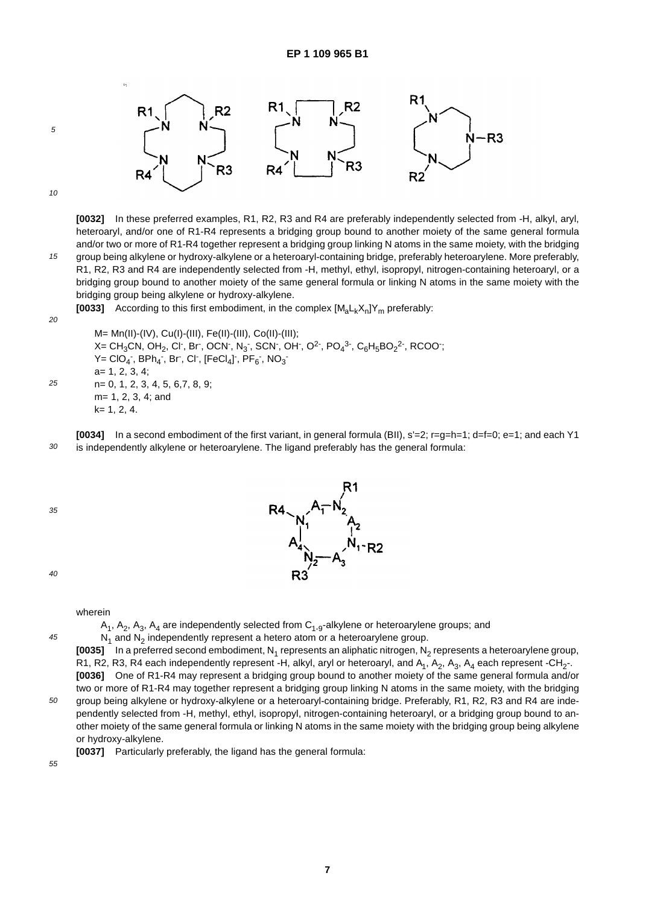**[0032]** In these preferred examples, R1, R2, R3 and R4 are preferably independently selected from -H, alkyl, aryl, heteroaryl, and/or one of R1-R4 represents a bridging group bound to another moiety of the same general formula and/or two or more of R1-R4 together represent a bridging group linking N atoms in the same moiety, with the bridging group being alkylene or hydroxy-alkylene or a heteroaryl-containing bridge, preferably heteroarylene. More preferably, R1, R2, R3 and R4 are independently selected from -H, methyl, ethyl, isopropyl, nitrogen-containing heteroaryl, or a bridging group bound to another moiety of the same general formula or linking N atoms in the same moiety with the bridging group being alkylene or hydroxy-alkylene.

**[0033]** According to this first embodiment, in the complex $[M_aL_kX_n]Y_m$ preferably:

M= Mn(II)-(IV), Cu(I)-(III), Fe(II)-(III), Co(II)-(III);
X= $CH_3CN$, $OH_2$, $Cl^-$, $Br^-$, $OCN^-$, $N_3^-$, $SCN^-$, $OH^-$, $O^{2-}$, $PO_4^{3-}$, $C_6H_5BO_2^{2-}$, $RCOO^-$;
Y= $ClO_4^-$, $BPh_4^-$, $Br^-$, $Cl^-$, $[FeCl_4]^-$, $PF_6^-$, $NO_3^-$
a= 1, 2, 3, 4;
n= 0, 1, 2, 3, 4, 5, 6,7, 8, 9;
m= 1, 2, 3, 4; and
k= 1, 2, 4.

**[0034]** In a second embodiment of the first variant, in general formula (BII), s'=2; r=g=h=1; d=f=0; e=1; and each Y1 is independently alkylene or heteroarylene. The ligand preferably has the general formula:

wherein

$A_1$, $A_2$, $A_3$, $A_4$ are independently selected from $C_{1-9}$-alkylene or heteroarylene groups; and
$N_1$ and $N_2$ independently represent a hetero atom or a heteroarylene group.

**[0035]** In a preferred second embodiment, $N_1$ represents an aliphatic nitrogen, $N_2$ represents a heteroarylene group, R1, R2, R3, R4 each independently represent -H, alkyl, aryl or heteroaryl, and $A_1$, $A_2$, $A_3$, $A_4$ each represent $-CH_2-$.

**[0036]** One of R1-R4 may represent a bridging group bound to another moiety of the same general formula and/or two or more of R1-R4 may together represent a bridging group linking N atoms in the same moiety, with the bridging group being alkylene or hydroxy-alkylene or a heteroaryl-containing bridge. Preferably, R1, R2, R3 and R4 are independently selected from -H, methyl, ethyl, isopropyl, nitrogen-containing heteroaryl, or a bridging group bound to another moiety of the same general formula or linking N atoms in the same moiety with the bridging group being alkylene or hydroxy-alkylene.

**[0037]** Particularly preferably, the ligand has the general formula: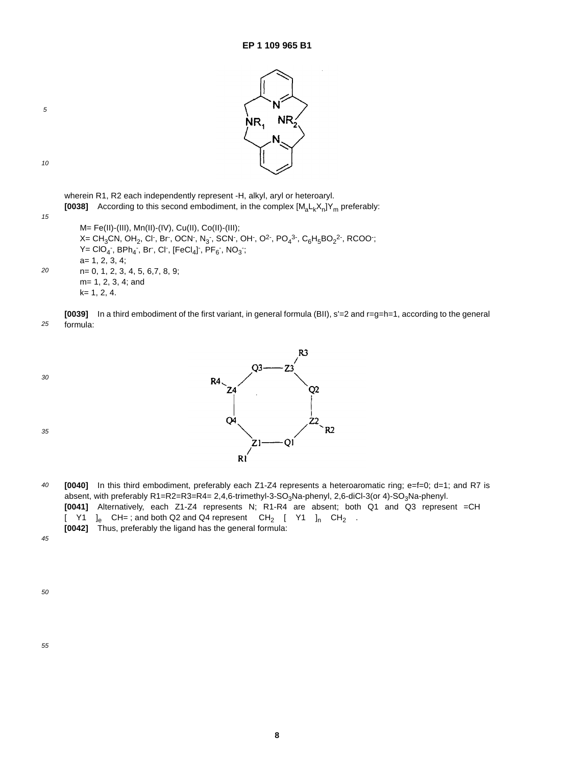wherein R1, R2 each independently represent -H, alkyl, aryl or heteroaryl.

**[0038]** According to this second embodiment, in the complex $[M_aL_kX_n]Y_m$ preferably:

- M= Fe(II)-(III), Mn(II)-(IV), Cu(II), Co(II)-(III);
- X= $CH_3CN$, $OH_2$, $Cl^-$, $Br^-$, $OCN^-$, $N_3^-$, $SCN^-$, $OH^-$, $O^{2-}$, $PO_4^{3-}$, $C_6H_5BO_2^{2-}$, $RCOO^-$;
- Y= $ClO_4^-$, $BPh_4^-$, $Br^-$, $Cl^-$, $[FeCl_4]^-$, $PF_6^-$, $NO_3^-$;
- a= 1, 2, 3, 4;
- n= 0, 1, 2, 3, 4, 5, 6,7, 8, 9;
- m= 1, 2, 3, 4; and
- k= 1, 2, 4.

**[0039]** In a third embodiment of the first variant, in general formula (BII), s'=2 and r=g=h=1, according to the general formula:

**[0040]** In this third embodiment, preferably each Z1-Z4 represents a heteroaromatic ring; e=f=0; d=1; and R7 is absent, with preferably R1=R2=R3=R4= 2,4,6-trimethyl-3-$SO_3$Na-phenyl, 2,6-diCl-3(or 4)-$SO_3$Na-phenyl.

**[0041]** Alternatively, each Z1-Z4 represents N; R1-R4 are absent; both Q1 and Q3 represent =CH [ Y1 ]$_e$ CH= ; and both Q2 and Q4 represent $CH_2$ [ Y1 ]$_n$ $CH_2$ .

**[0042]** Thus, preferably the ligand has the general formula: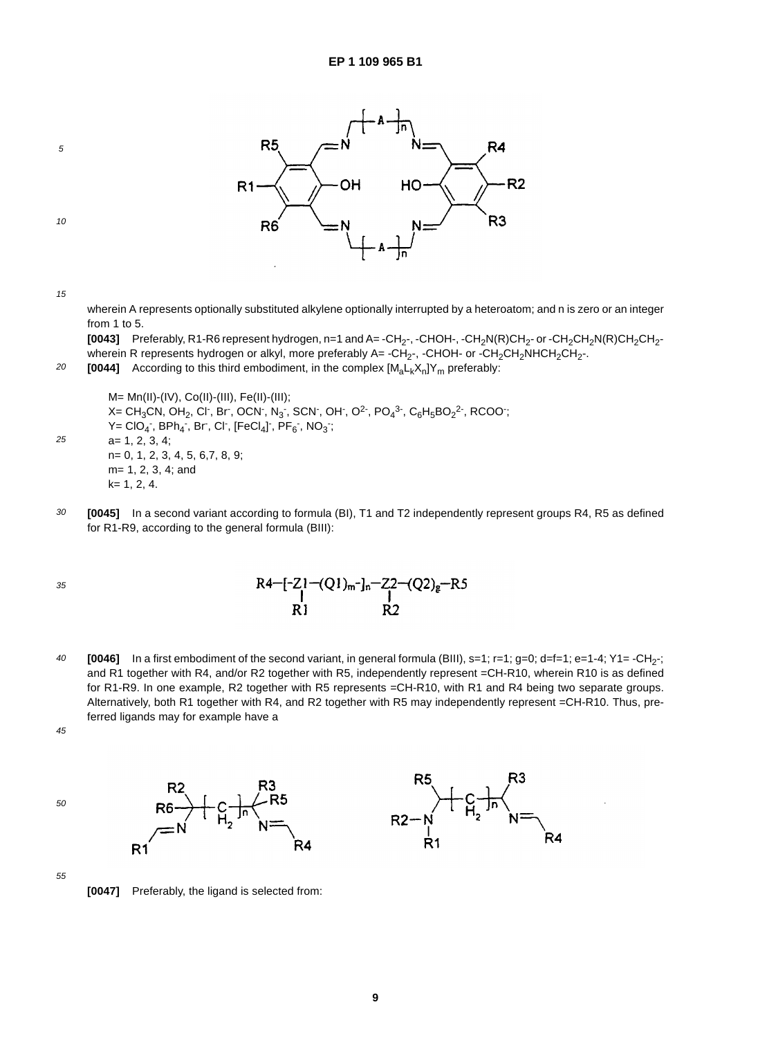wherein A represents optionally substituted alkylene optionally interrupted by a heteroatom; and n is zero or an integer from 1 to 5.

**[0043]** Preferably, R1-R6 represent hydrogen, n=1 and A= $-CH_2-$, $-CHOH-$, $-CH_2N(R)CH_2-$ or $-CH_2CH_2N(R)CH_2CH_2-$ wherein R represents hydrogen or alkyl, more preferably A= $-CH_2-$, $-CHOH-$ or $-CH_2CH_2NHCH_2CH_2-$.

**[0044]** According to this third embodiment, in the complex $[M_aL_kX_n]Y_m$ preferably:

M= Mn(II)-(IV), Co(II)-(III), Fe(II)-(III);
X= $CH_3CN$, $OH_2$, $Cl^-$, $Br^-$, $OCN^-$, $N_3^-$, $SCN^-$, $OH^-$, $O^{2-}$, $PO_4^{3-}$, $C_6H_5BO_2^{2-}$, $RCOO^-$;
Y= $ClO_4^-$, $BPh_4^-$, $Br^-$, $Cl^-$, $[FeCl_4]^-$, $PF_6^-$, $NO_3^-$;
a= 1, 2, 3, 4;
n= 0, 1, 2, 3, 4, 5, 6,7, 8, 9;
m= 1, 2, 3, 4; and
k= 1, 2, 4.

**[0045]** In a second variant according to formula (BI), T1 and T2 independently represent groups R4, R5 as defined for R1-R9, according to the general formula (BIII):

$$R4-[-\underset{|}{\underset{R1}{Z1}}-(Q1)_m-]_n-\underset{|}{\underset{R2}{Z2}}-(Q2)_g-R5$$

**[0046]** In a first embodiment of the second variant, in general formula (BIII), s=1; r=1; g=0; d=f=1; e=1-4; Y1= $-CH_2-$; and R1 together with R4, and/or R2 together with R5, independently represent =CH-R10, wherein R10 is as defined for R1-R9. In one example, R2 together with R5 represents =CH-R10, with R1 and R4 being two separate groups. Alternatively, both R1 together with R4, and R2 together with R5 may independently represent =CH-R10. Thus, preferred ligands may for example have a

**[0047]** Preferably, the ligand is selected from: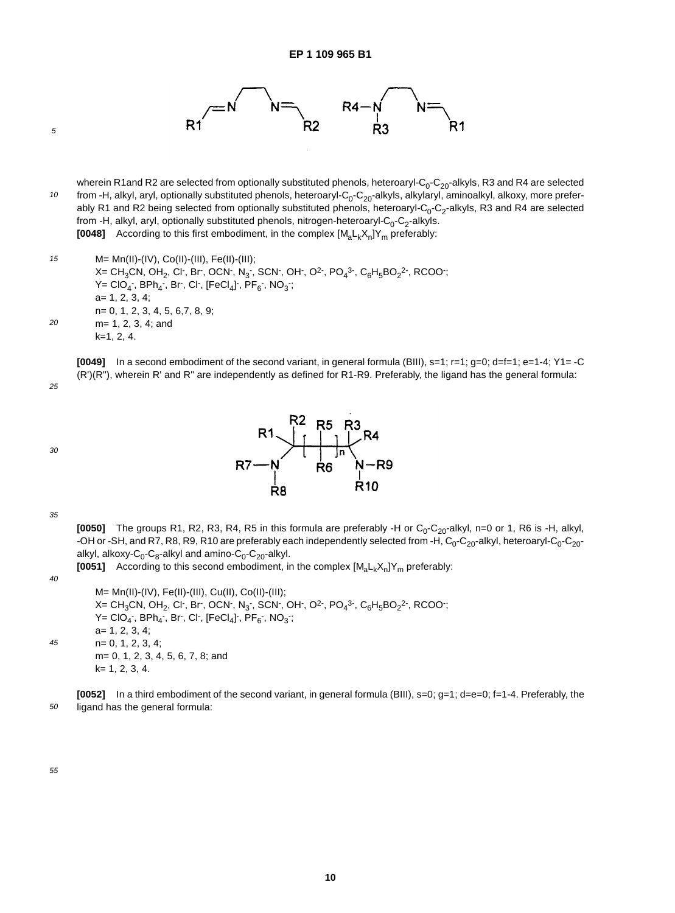wherein R1and R2 are selected from optionally substituted phenols, heteroaryl-$C_0$-$C_{20}$-alkyls, R3 and R4 are selected from -H, alkyl, aryl, optionally substituted phenols, heteroaryl-$C_0$-$C_{20}$-alkyls, alkylaryl, aminoalkyl, alkoxy, more preferably R1 and R2 being selected from optionally substituted phenols, heteroaryl-$C_0$-$C_2$-alkyls, R3 and R4 are selected from -H, alkyl, aryl, optionally substituted phenols, nitrogen-heteroaryl-$C_0$-$C_2$-alkyls.

**[0048]** According to this first embodiment, in the complex $[M_aL_kX_n]Y_m$ preferably:

M= Mn(II)-(IV), Co(II)-(III), Fe(II)-(III);
X= $CH_3CN$, $OH_2$, $Cl^-$, $Br^-$, $OCN^-$, $N_3^-$, $SCN^-$, $OH^-$, $O^{2-}$, $PO_4^{3-}$, $C_6H_5BO_2^{2-}$, $RCOO^-$;
Y= $ClO_4^-$, $BPh_4^-$, $Br^-$, $Cl^-$, $[FeCl_4]^-$, $PF_6^-$, $NO_3^-$;
a= 1, 2, 3, 4;
n= 0, 1, 2, 3, 4, 5, 6,7, 8, 9;
m= 1, 2, 3, 4; and
k=1, 2, 4.

**[0049]** In a second embodiment of the second variant, in general formula (BIII), s=1; r=1; g=0; d=f=1; e=1-4; Y1= -C(R')(R"), wherein R' and R" are independently as defined for R1-R9. Preferably, the ligand has the general formula:

**[0050]** The groups R1, R2, R3, R4, R5 in this formula are preferably -H or $C_0$-$C_{20}$-alkyl, n=0 or 1, R6 is -H, alkyl, -OH or -SH, and R7, R8, R9, R10 are preferably each independently selected from -H, $C_0$-$C_{20}$-alkyl, heteroaryl-$C_0$-$C_{20}$-alkyl, alkoxy-$C_0$-$C_8$-alkyl and amino-$C_0$-$C_{20}$-alkyl.

**[0051]** According to this second embodiment, in the complex $[M_aL_kX_n]Y_m$ preferably:

M= Mn(II)-(IV), Fe(II)-(III), Cu(II), Co(II)-(III);
X= $CH_3CN$, $OH_2$, $Cl^-$, $Br^-$, $OCN^-$, $N_3^-$, $SCN^-$, $OH^-$, $O^{2-}$, $PO_4^{3-}$, $C_6H_5BO_2^{2-}$, $RCOO^-$;
Y= $ClO_4^-$, $BPh_4^-$, $Br^-$, $Cl^-$, $[FeCl_4]^-$, $PF_6^-$, $NO_3^-$;
a= 1, 2, 3, 4;
n= 0, 1, 2, 3, 4;
m= 0, 1, 2, 3, 4, 5, 6, 7, 8; and
k= 1, 2, 3, 4.

**[0052]** In a third embodiment of the second variant, in general formula (BIII), s=0; g=1; d=e=0; f=1-4. Preferably, the ligand has the general formula: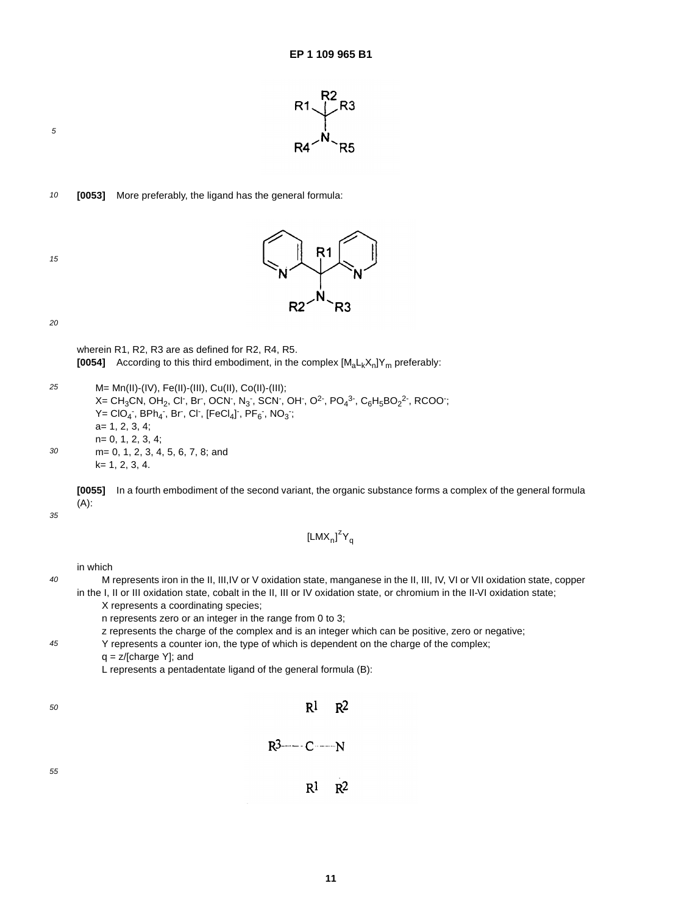[0053] More preferably, the ligand has the general formula:

wherein R1, R2, R3 are as defined for R2, R4, R5.

[0054] According to this third embodiment, in the complex $[M_aL_kX_n]Y_m$ preferably:

M= Mn(II)-(IV), Fe(II)-(III), Cu(II), Co(II)-(III);
X= $CH_3CN$, $OH_2$, $Cl^-$, $Br^-$, $OCN^-$, $N_3^-$, $SCN^-$, $OH^-$, $O^{2-}$, $PO_4^{3-}$, $C_6H_5BO_2^{2-}$, $RCOO^-$;
Y= $ClO_4^-$, $BPh_4^-$, $Br^-$, $Cl^-$, $[FeCl_4]^-$, $PF_6^-$, $NO_3^-$;
a= 1, 2, 3, 4;
n= 0, 1, 2, 3, 4;
m= 0, 1, 2, 3, 4, 5, 6, 7, 8; and
k= 1, 2, 3, 4.

[0055] In a fourth embodiment of the second variant, the organic substance forms a complex of the general formula (A):

$$[LMX_n]^zY_q$$

in which

M represents iron in the II, III,IV or V oxidation state, manganese in the II, III, IV, VI or VII oxidation state, copper in the I, II or III oxidation state, cobalt in the II, III or IV oxidation state, or chromium in the II-VI oxidation state;
X represents a coordinating species;
n represents zero or an integer in the range from 0 to 3;
z represents the charge of the complex and is an integer which can be positive, zero or negative;
Y represents a counter ion, the type of which is dependent on the charge of the complex;
q = z/[charge Y]; and
L represents a pentadentate ligand of the general formula (B):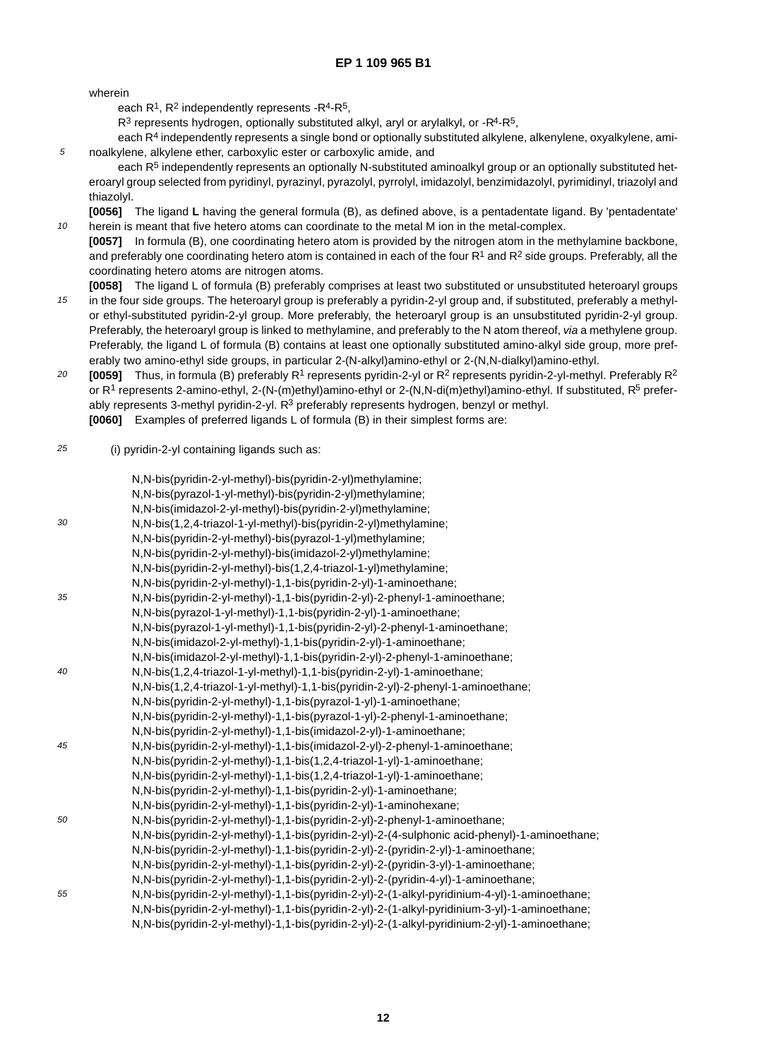wherein

each $R^1$, $R^2$ independently represents -$R^4$-$R^5$,

$R^3$ represents hydrogen, optionally substituted alkyl, aryl or arylalkyl, or -$R^4$-$R^5$,

each $R^4$ independently represents a single bond or optionally substituted alkylene, alkenylene, oxyalkylene, aminoalkylene, alkylene ether, carboxylic ester or carboxylic amide, and

each $R^5$ independently represents an optionally N-substituted aminoalkyl group or an optionally substituted heteroaryl group selected from pyridinyl, pyrazinyl, pyrazolyl, pyrrolyl, imidazolyl, benzimidazolyl, pyrimidinyl, triazolyl and thiazolyl.

**[0056]** The ligand **L** having the general formula (B), as defined above, is a pentadentate ligand. By 'pentadentate' herein is meant that five hetero atoms can coordinate to the metal M ion in the metal-complex.

**[0057]** In formula (B), one coordinating hetero atom is provided by the nitrogen atom in the methylamine backbone, and preferably one coordinating hetero atom is contained in each of the four $R^1$ and $R^2$ side groups. Preferably, all the coordinating hetero atoms are nitrogen atoms.

**[0058]** The ligand L of formula (B) preferably comprises at least two substituted or unsubstituted heteroaryl groups in the four side groups. The heteroaryl group is preferably a pyridin-2-yl group and, if substituted, preferably a methyl- or ethyl-substituted pyridin-2-yl group. More preferably, the heteroaryl group is an unsubstituted pyridin-2-yl group. Preferably, the heteroaryl group is linked to methylamine, and preferably to the N atom thereof, *via* a methylene group. Preferably, the ligand L of formula (B) contains at least one optionally substituted amino-alkyl side group, more preferably two amino-ethyl side groups, in particular 2-(N-alkyl)amino-ethyl or 2-(N,N-dialkyl)amino-ethyl.

**[0059]** Thus, in formula (B) preferably $R^1$ represents pyridin-2-yl or $R^2$ represents pyridin-2-yl-methyl. Preferably $R^2$ or $R^1$ represents 2-amino-ethyl, 2-(N-(m)ethyl)amino-ethyl or 2-(N,N-di(m)ethyl)amino-ethyl. If substituted, $R^5$ preferably represents 3-methyl pyridin-2-yl. $R^3$ preferably represents hydrogen, benzyl or methyl.

**[0060]** Examples of preferred ligands L of formula (B) in their simplest forms are:

(i) pyridin-2-yl containing ligands such as:

N,N-bis(pyridin-2-yl-methyl)-bis(pyridin-2-yl)methylamine;
N,N-bis(pyrazol-1-yl-methyl)-bis(pyridin-2-yl)methylamine;
N,N-bis(imidazol-2-yl-methyl)-bis(pyridin-2-yl)methylamine;
N,N-bis(1,2,4-triazol-1-yl-methyl)-bis(pyridin-2-yl)methylamine;
N,N-bis(pyridin-2-yl-methyl)-bis(pyrazol-1-yl)methylamine;
N,N-bis(pyridin-2-yl-methyl)-bis(imidazol-2-yl)methylamine;
N,N-bis(pyridin-2-yl-methyl)-bis(1,2,4-triazol-1-yl)methylamine;
N,N-bis(pyridin-2-yl-methyl)-1,1-bis(pyridin-2-yl)-1-aminoethane;
N,N-bis(pyridin-2-yl-methyl)-1,1-bis(pyridin-2-yl)-2-phenyl-1-aminoethane;
N,N-bis(pyrazol-1-yl-methyl)-1,1-bis(pyridin-2-yl)-1-aminoethane;
N,N-bis(pyrazol-1-yl-methyl)-1,1-bis(pyridin-2-yl)-2-phenyl-1-aminoethane;
N,N-bis(imidazol-2-yl-methyl)-1,1-bis(pyridin-2-yl)-1-aminoethane;
N,N-bis(imidazol-2-yl-methyl)-1,1-bis(pyridin-2-yl)-2-phenyl-1-aminoethane;
N,N-bis(1,2,4-triazol-1-yl-methyl)-1,1-bis(pyridin-2-yl)-1-aminoethane;
N,N-bis(1,2,4-triazol-1-yl-methyl)-1,1-bis(pyridin-2-yl)-2-phenyl-1-aminoethane;
N,N-bis(pyridin-2-yl-methyl)-1,1-bis(pyrazol-1-yl)-1-aminoethane;
N,N-bis(pyridin-2-yl-methyl)-1,1-bis(pyrazol-1-yl)-2-phenyl-1-aminoethane;
N,N-bis(pyridin-2-yl-methyl)-1,1-bis(imidazol-2-yl)-1-aminoethane;
N,N-bis(pyridin-2-yl-methyl)-1,1-bis(imidazol-2-yl)-2-phenyl-1-aminoethane;
N,N-bis(pyridin-2-yl-methyl)-1,1-bis(1,2,4-triazol-1-yl)-1-aminoethane;
N,N-bis(pyridin-2-yl-methyl)-1,1-bis(1,2,4-triazol-1-yl)-1-aminoethane;
N,N-bis(pyridin-2-yl-methyl)-1,1-bis(pyridin-2-yl)-1-aminoethane;
N,N-bis(pyridin-2-yl-methyl)-1,1-bis(pyridin-2-yl)-1-aminohexane;
N,N-bis(pyridin-2-yl-methyl)-1,1-bis(pyridin-2-yl)-2-phenyl-1-aminoethane;
N,N-bis(pyridin-2-yl-methyl)-1,1-bis(pyridin-2-yl)-2-(4-sulphonic acid-phenyl)-1-aminoethane;
N,N-bis(pyridin-2-yl-methyl)-1,1-bis(pyridin-2-yl)-2-(pyridin-2-yl)-1-aminoethane;
N,N-bis(pyridin-2-yl-methyl)-1,1-bis(pyridin-2-yl)-2-(pyridin-3-yl)-1-aminoethane;
N,N-bis(pyridin-2-yl-methyl)-1,1-bis(pyridin-2-yl)-2-(pyridin-4-yl)-1-aminoethane;
N,N-bis(pyridin-2-yl-methyl)-1,1-bis(pyridin-2-yl)-2-(1-alkyl-pyridinium-4-yl)-1-aminoethane;
N,N-bis(pyridin-2-yl-methyl)-1,1-bis(pyridin-2-yl)-2-(1-alkyl-pyridinium-3-yl)-1-aminoethane;
N,N-bis(pyridin-2-yl-methyl)-1,1-bis(pyridin-2-yl)-2-(1-alkyl-pyridinium-2-yl)-1-aminoethane;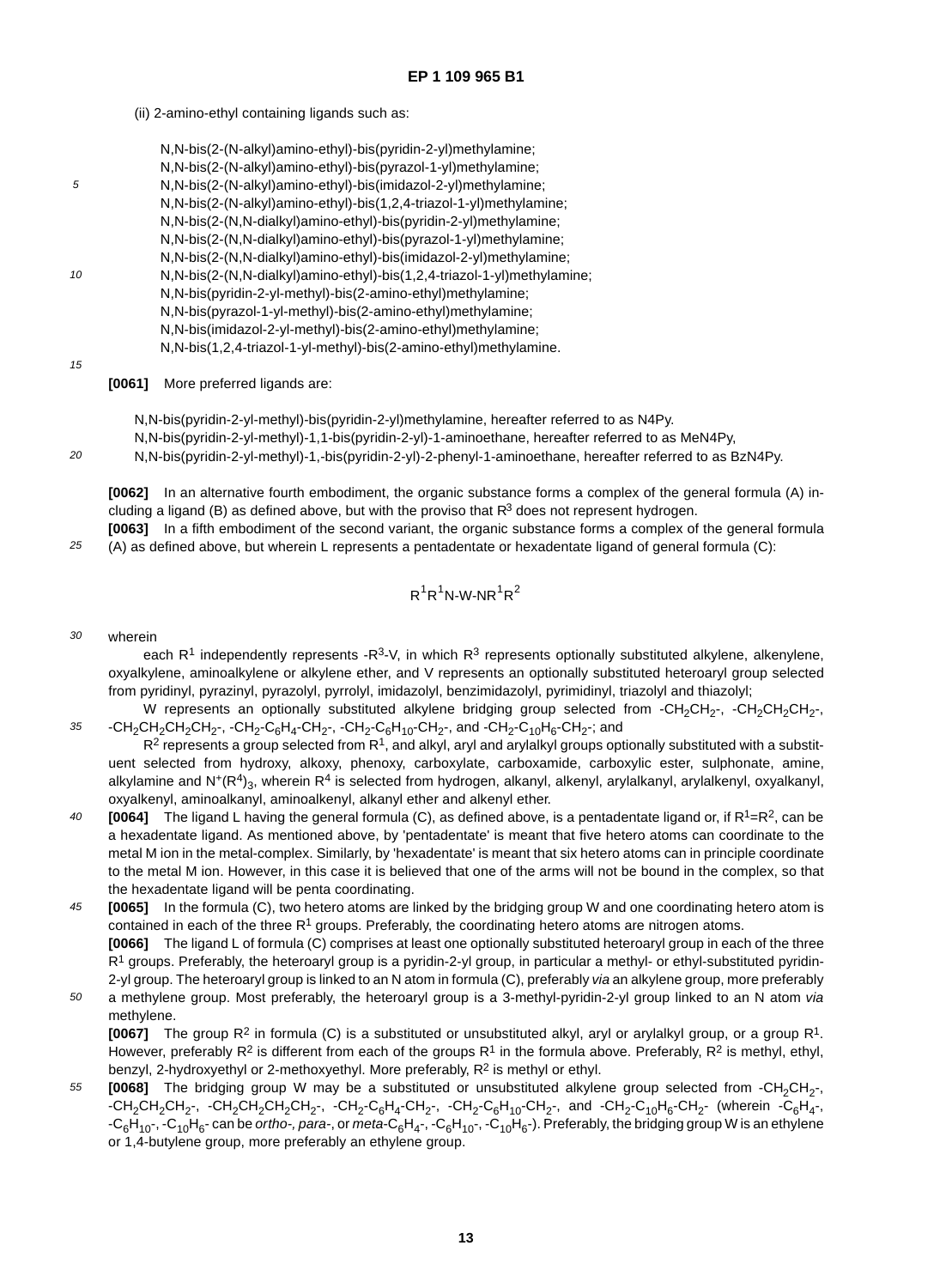(ii) 2-amino-ethyl containing ligands such as:

N,N-bis(2-(N-alkyl)amino-ethyl)-bis(pyridin-2-yl)methylamine;
N,N-bis(2-(N-alkyl)amino-ethyl)-bis(pyrazol-1-yl)methylamine;
N,N-bis(2-(N-alkyl)amino-ethyl)-bis(imidazol-2-yl)methylamine;
N,N-bis(2-(N-alkyl)amino-ethyl)-bis(1,2,4-triazol-1-yl)methylamine;
N,N-bis(2-(N,N-dialkyl)amino-ethyl)-bis(pyridin-2-yl)methylamine;
N,N-bis(2-(N,N-dialkyl)amino-ethyl)-bis(pyrazol-1-yl)methylamine;
N,N-bis(2-(N,N-dialkyl)amino-ethyl)-bis(imidazol-2-yl)methylamine;
N,N-bis(2-(N,N-dialkyl)amino-ethyl)-bis(1,2,4-triazol-1-yl)methylamine;
N,N-bis(pyridin-2-yl-methyl)-bis(2-amino-ethyl)methylamine;
N,N-bis(pyrazol-1-yl-methyl)-bis(2-amino-ethyl)methylamine;
N,N-bis(imidazol-2-yl-methyl)-bis(2-amino-ethyl)methylamine;
N,N-bis(1,2,4-triazol-1-yl-methyl)-bis(2-amino-ethyl)methylamine.

**[0061]** More preferred ligands are:

N,N-bis(pyridin-2-yl-methyl)-bis(pyridin-2-yl)methylamine, hereafter referred to as N4Py.
N,N-bis(pyridin-2-yl-methyl)-1,1-bis(pyridin-2-yl)-1-aminoethane, hereafter referred to as MeN4Py,
N,N-bis(pyridin-2-yl-methyl)-1,-bis(pyridin-2-yl)-2-phenyl-1-aminoethane, hereafter referred to as BzN4Py.

**[0062]** In an alternative fourth embodiment, the organic substance forms a complex of the general formula (A) including a ligand (B) as defined above, but with the proviso that $R^3$ does not represent hydrogen.

**[0063]** In a fifth embodiment of the second variant, the organic substance forms a complex of the general formula (A) as defined above, but wherein L represents a pentadentate or hexadentate ligand of general formula (C):

$$R^1R^1N\text{-}W\text{-}NR^1R^2$$

wherein

each $R^1$ independently represents $-R^3$-V, in which $R^3$ represents optionally substituted alkylene, alkenylene, oxyalkylene, aminoalkylene or alkylene ether, and V represents an optionally substituted heteroaryl group selected from pyridinyl, pyrazinyl, pyrazolyl, pyrrolyl, imidazolyl, benzimidazolyl, pyrimidinyl, triazolyl and thiazolyl;

W represents an optionally substituted alkylene bridging group selected from $-CH_2CH_2-$, $-CH_2CH_2CH_2-$, $-CH_2CH_2CH_2CH_2-$, $-CH_2-C_6H_4-CH_2-$, $-CH_2-C_6H_{10}-CH_2-$, and $-CH_2-C_{10}H_6-CH_2-$; and

$R^2$ represents a group selected from $R^1$, and alkyl, aryl and arylalkyl groups optionally substituted with a substituent selected from hydroxy, alkoxy, phenoxy, carboxylate, carboxamide, carboxylic ester, sulphonate, amine, alkylamine and $N^+(R^4)_3$, wherein $R^4$ is selected from hydrogen, alkanyl, alkenyl, arylalkanyl, arylalkenyl, oxyalkanyl, oxyalkenyl, aminoalkanyl, aminoalkenyl, alkanyl ether and alkenyl ether.

**[0064]** The ligand L having the general formula (C), as defined above, is a pentadentate ligand or, if $R^1$=$R^2$, can be a hexadentate ligand. As mentioned above, by 'pentadentate' is meant that five hetero atoms can coordinate to the metal M ion in the metal-complex. Similarly, by 'hexadentate' is meant that six hetero atoms can in principle coordinate to the metal M ion. However, in this case it is believed that one of the arms will not be bound in the complex, so that the hexadentate ligand will be penta coordinating.

**[0065]** In the formula (C), two hetero atoms are linked by the bridging group W and one coordinating hetero atom is contained in each of the three $R^1$ groups. Preferably, the coordinating hetero atoms are nitrogen atoms.

**[0066]** The ligand L of formula (C) comprises at least one optionally substituted heteroaryl group in each of the three $R^1$ groups. Preferably, the heteroaryl group is a pyridin-2-yl group, in particular a methyl- or ethyl-substituted pyridin-2-yl group. The heteroaryl group is linked to an N atom in formula (C), preferably *via* an alkylene group, more preferably a methylene group. Most preferably, the heteroaryl group is a 3-methyl-pyridin-2-yl group linked to an N atom *via* methylene.

**[0067]** The group $R^2$ in formula (C) is a substituted or unsubstituted alkyl, aryl or arylalkyl group, or a group $R^1$. However, preferably $R^2$ is different from each of the groups $R^1$ in the formula above. Preferably, $R^2$ is methyl, ethyl, benzyl, 2-hydroxyethyl or 2-methoxyethyl. More preferably, $R^2$ is methyl or ethyl.

**[0068]** The bridging group W may be a substituted or unsubstituted alkylene group selected from $-CH_2CH_2-$, $-CH_2CH_2CH_2-$, $-CH_2CH_2CH_2CH_2-$, $-CH_2-C_6H_4-CH_2-$, $-CH_2-C_6H_{10}-CH_2-$, and $-CH_2-C_{10}H_6-CH_2-$ (wherein $-C_6H_4-$, $-C_6H_{10}-$, $-C_{10}H_6-$ can be *ortho-*, *para-*, or *meta*-$C_6H_4-$, $-C_6H_{10}-$, $-C_{10}H_6-$). Preferably, the bridging group W is an ethylene or 1,4-butylene group, more preferably an ethylene group.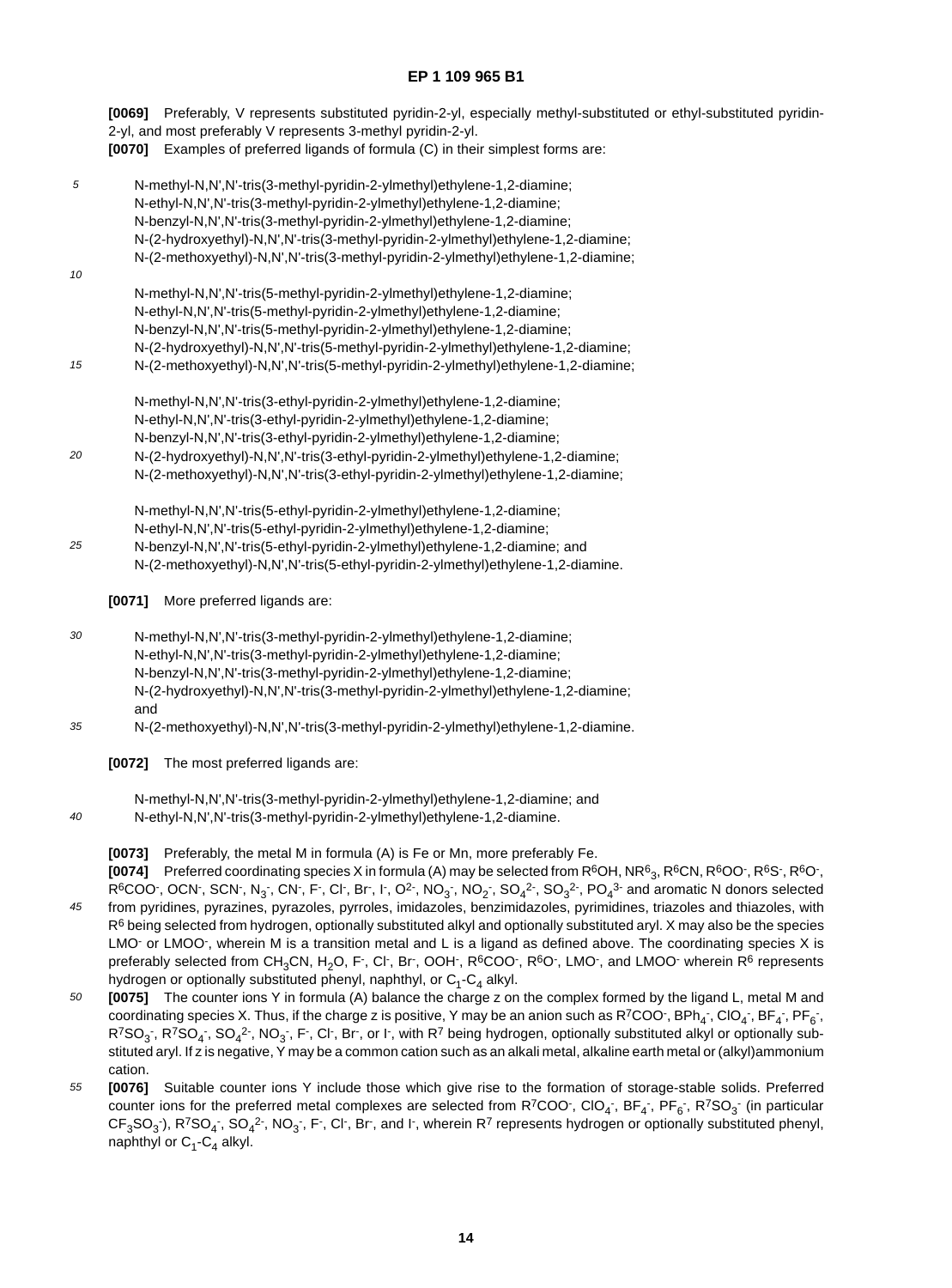**[0069]** Preferably, V represents substituted pyridin-2-yl, especially methyl-substituted or ethyl-substituted pyridin-2-yl, and most preferably V represents 3-methyl pyridin-2-yl.

**[0070]** Examples of preferred ligands of formula (C) in their simplest forms are:

N-methyl-N,N',N'-tris(3-methyl-pyridin-2-ylmethyl)ethylene-1,2-diamine;
N-ethyl-N,N',N'-tris(3-methyl-pyridin-2-ylmethyl)ethylene-1,2-diamine;
N-benzyl-N,N',N'-tris(3-methyl-pyridin-2-ylmethyl)ethylene-1,2-diamine;
N-(2-hydroxyethyl)-N,N',N'-tris(3-methyl-pyridin-2-ylmethyl)ethylene-1,2-diamine;
N-(2-methoxyethyl)-N,N',N'-tris(3-methyl-pyridin-2-ylmethyl)ethylene-1,2-diamine;

N-methyl-N,N',N'-tris(5-methyl-pyridin-2-ylmethyl)ethylene-1,2-diamine;
N-ethyl-N,N',N'-tris(5-methyl-pyridin-2-ylmethyl)ethylene-1,2-diamine;
N-benzyl-N,N',N'-tris(5-methyl-pyridin-2-ylmethyl)ethylene-1,2-diamine;
N-(2-hydroxyethyl)-N,N',N'-tris(5-methyl-pyridin-2-ylmethyl)ethylene-1,2-diamine;
N-(2-methoxyethyl)-N,N',N'-tris(5-methyl-pyridin-2-ylmethyl)ethylene-1,2-diamine;

N-methyl-N,N',N'-tris(3-ethyl-pyridin-2-ylmethyl)ethylene-1,2-diamine;
N-ethyl-N,N',N'-tris(3-ethyl-pyridin-2-ylmethyl)ethylene-1,2-diamine;
N-benzyl-N,N',N'-tris(3-ethyl-pyridin-2-ylmethyl)ethylene-1,2-diamine;
N-(2-hydroxyethyl)-N,N',N'-tris(3-ethyl-pyridin-2-ylmethyl)ethylene-1,2-diamine;
N-(2-methoxyethyl)-N,N',N'-tris(3-ethyl-pyridin-2-ylmethyl)ethylene-1,2-diamine;

N-methyl-N,N',N'-tris(5-ethyl-pyridin-2-ylmethyl)ethylene-1,2-diamine;
N-ethyl-N,N',N'-tris(5-ethyl-pyridin-2-ylmethyl)ethylene-1,2-diamine;
N-benzyl-N,N',N'-tris(5-ethyl-pyridin-2-ylmethyl)ethylene-1,2-diamine; and
N-(2-methoxyethyl)-N,N',N'-tris(5-ethyl-pyridin-2-ylmethyl)ethylene-1,2-diamine.

**[0071]** More preferred ligands are:

N-methyl-N,N',N'-tris(3-methyl-pyridin-2-ylmethyl)ethylene-1,2-diamine;
N-ethyl-N,N',N'-tris(3-methyl-pyridin-2-ylmethyl)ethylene-1,2-diamine;
N-benzyl-N,N',N'-tris(3-methyl-pyridin-2-ylmethyl)ethylene-1,2-diamine;
N-(2-hydroxyethyl)-N,N',N'-tris(3-methyl-pyridin-2-ylmethyl)ethylene-1,2-diamine;
and
N-(2-methoxyethyl)-N,N',N'-tris(3-methyl-pyridin-2-ylmethyl)ethylene-1,2-diamine.

**[0072]** The most preferred ligands are:

N-methyl-N,N',N'-tris(3-methyl-pyridin-2-ylmethyl)ethylene-1,2-diamine; and
N-ethyl-N,N',N'-tris(3-methyl-pyridin-2-ylmethyl)ethylene-1,2-diamine.

**[0073]** Preferably, the metal M in formula (A) is Fe or Mn, more preferably Fe.

**[0074]** Preferred coordinating species X in formula (A) may be selected from $R^6OH$, $NR^6_3$, $R^6CN$, $R^6OO^-$, $R^6S^-$, $R^6O^-$, $R^6COO^-$, $OCN^-$, $SCN^-$, $N_3^-$, $CN^-$, $F^-$, $Cl^-$, $Br^-$, $I^-$, $O^{2-}$, $NO_3^-$, $NO_2^-$, $SO_4^{2-}$, $SO_3^{2-}$, $PO_4^{3-}$ and aromatic N donors selected from pyridines, pyrazines, pyrazoles, pyrroles, imidazoles, benzimidazoles, pyrimidines, triazoles and thiazoles, with $R^6$ being selected from hydrogen, optionally substituted alkyl and optionally substituted aryl. X may also be the species $LMO^-$ or $LMOO^-$, wherein M is a transition metal and L is a ligand as defined above. The coordinating species X is preferably selected from $CH_3CN$, $H_2O$, $F^-$, $Cl^-$, $Br^-$, $OOH^-$, $R^6COO^-$, $R^6O^-$, $LMO^-$, and $LMOO^-$ wherein $R^6$ represents hydrogen or optionally substituted phenyl, naphthyl, or $C_1$-$C_4$ alkyl.

**[0075]** The counter ions Y in formula (A) balance the charge z on the complex formed by the ligand L, metal M and coordinating species X. Thus, if the charge z is positive, Y may be an anion such as $R^7COO^-$, $BPh_4^-$, $ClO_4^-$, $BF_4^-$, $PF_6^-$, $R^7SO_3^-$, $R^7SO_4^-$, $SO_4^{2-}$, $NO_3^-$, $F^-$, $Cl^-$, $Br^-$, or $I^-$, with $R^7$ being hydrogen, optionally substituted alkyl or optionally substituted aryl. If z is negative, Y may be a common cation such as an alkali metal, alkaline earth metal or (alkyl)ammonium cation.

**[0076]** Suitable counter ions Y include those which give rise to the formation of storage-stable solids. Preferred counter ions for the preferred metal complexes are selected from $R^7COO^-$, $ClO_4^-$, $BF_4^-$, $PF_6^-$, $R^7SO_3^-$ (in particular $CF_3SO_3^-$), $R^7SO_4^-$, $SO_4^{2-}$, $NO_3^-$, $F^-$, $Cl^-$, $Br^-$, and $I^-$, wherein $R^7$ represents hydrogen or optionally substituted phenyl, naphthyl or $C_1$-$C_4$ alkyl.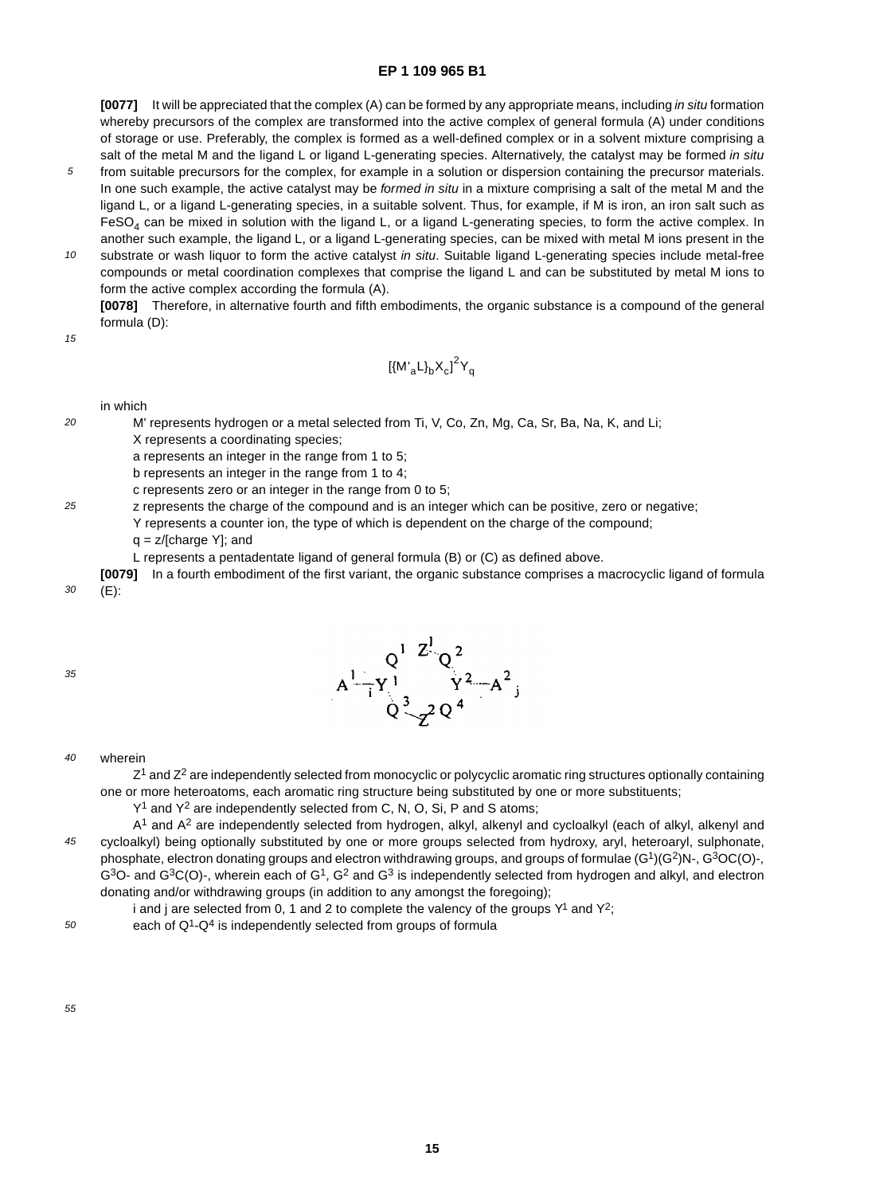**[0077]** It will be appreciated that the complex (A) can be formed by any appropriate means, including *in situ* formation whereby precursors of the complex are transformed into the active complex of general formula (A) under conditions of storage or use. Preferably, the complex is formed as a well-defined complex or in a solvent mixture comprising a salt of the metal M and the ligand L or ligand L-generating species. Alternatively, the catalyst may be formed *in situ* from suitable precursors for the complex, for example in a solution or dispersion containing the precursor materials. In one such example, the active catalyst may be *formed in situ* in a mixture comprising a salt of the metal M and the ligand L, or a ligand L-generating species, in a suitable solvent. Thus, for example, if M is iron, an iron salt such as $FeSO_4$ can be mixed in solution with the ligand L, or a ligand L-generating species, to form the active complex. In another such example, the ligand L, or a ligand L-generating species, can be mixed with metal M ions present in the substrate or wash liquor to form the active catalyst *in situ*. Suitable ligand L-generating species include metal-free compounds or metal coordination complexes that comprise the ligand L and can be substituted by metal M ions to form the active complex according the formula (A).

**[0078]** Therefore, in alternative fourth and fifth embodiments, the organic substance is a compound of the general formula (D):

$$[\{M'_aL\}_bX_c]^zY_q$$

in which

M' represents hydrogen or a metal selected from Ti, V, Co, Zn, Mg, Ca, Sr, Ba, Na, K, and Li;
X represents a coordinating species;
a represents an integer in the range from 1 to 5;
b represents an integer in the range from 1 to 4;
c represents zero or an integer in the range from 0 to 5;
z represents the charge of the compound and is an integer which can be positive, zero or negative;
Y represents a counter ion, the type of which is dependent on the charge of the compound;
q = z/[charge Y]; and
L represents a pentadentate ligand of general formula (B) or (C) as defined above.

**[0079]** In a fourth embodiment of the first variant, the organic substance comprises a macrocyclic ligand of formula (E):

$$\begin{array}{ccccc} & Q^1 & Z^1 & Q^2 & \\ A^1_i - Y^1 & & & & Y^2 - A^2_j \\ & Q^3 & Z^2 & Q^4 & \end{array}$$

wherein

$Z^1$ and $Z^2$ are independently selected from monocyclic or polycyclic aromatic ring structures optionally containing one or more heteroatoms, each aromatic ring structure being substituted by one or more substituents;

$Y^1$ and $Y^2$ are independently selected from C, N, O, Si, P and S atoms;

$A^1$ and $A^2$ are independently selected from hydrogen, alkyl, alkenyl and cycloalkyl (each of alkyl, alkenyl and cycloalkyl) being optionally substituted by one or more groups selected from hydroxy, aryl, heteroaryl, sulphonate, phosphate, electron donating groups and electron withdrawing groups, and groups of formulae $(G^1)(G^2)N$-, $G^3OC(O)$-, $G^3O$- and $G^3C(O)$-, wherein each of $G^1$, $G^2$ and $G^3$ is independently selected from hydrogen and alkyl, and electron donating and/or withdrawing groups (in addition to any amongst the foregoing);

i and j are selected from 0, 1 and 2 to complete the valency of the groups $Y^1$ and $Y^2$;

each of $Q^1$-$Q^4$ is independently selected from groups of formula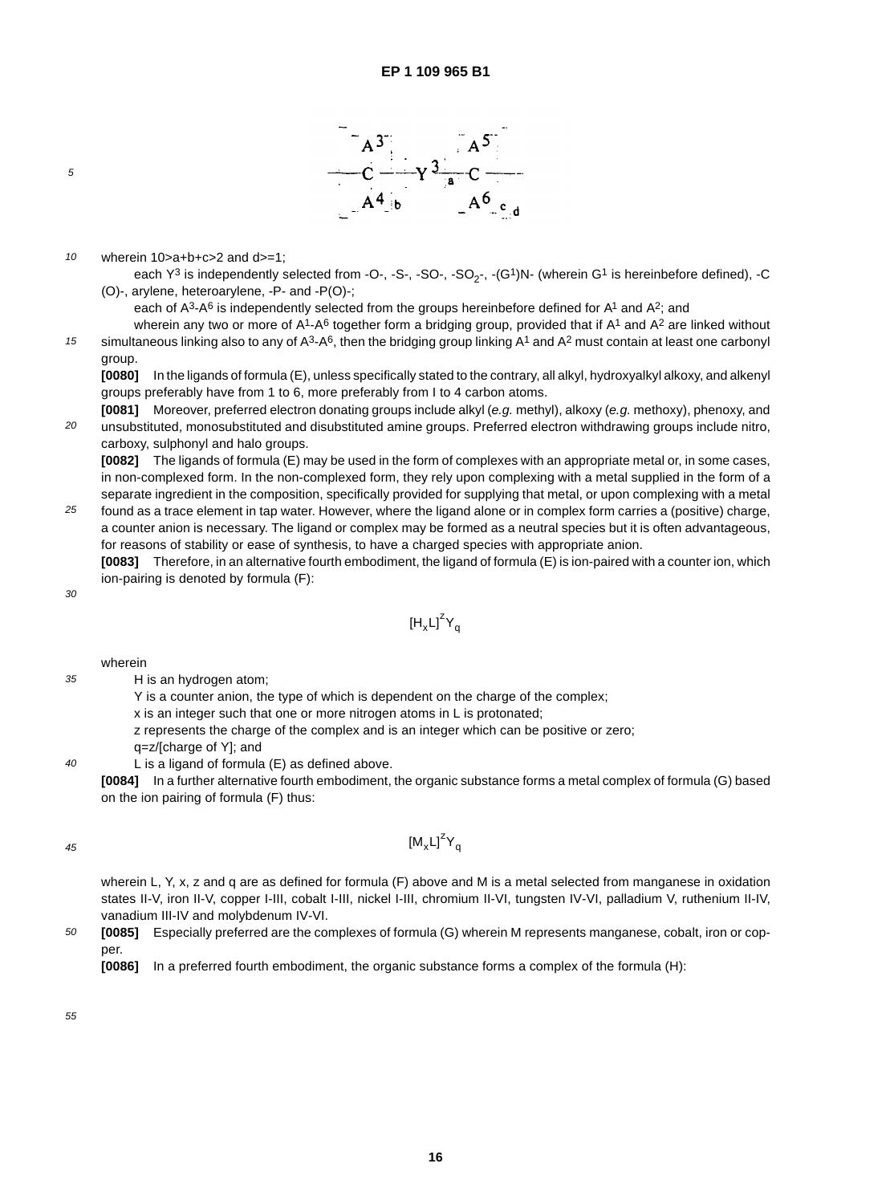$$\left[ -\left[ \begin{array}{c} A^3 \\ | \\ C \\ | \\ A^4 \end{array} \right]_b - \left[ Y^3 \right]_a - \left[ \begin{array}{c} A^5 \\ | \\ C \\ | \\ A^6 \end{array} \right]_c \right]_d$$

wherein $10>a+b+c>2$ and $d>=1$;

each $Y^3$ is independently selected from -O-, -S-, -SO-, $-SO_2-$, $-(G^1)N-$ (wherein $G^1$ is hereinbefore defined), -C (O)-, arylene, heteroarylene, -P- and -P(O)-;

each of $A^3$-$A^6$ is independently selected from the groups hereinbefore defined for $A^1$ and $A^2$; and

wherein any two or more of $A^1$-$A^6$ together form a bridging group, provided that if $A^1$ and $A^2$ are linked without simultaneous linking also to any of $A^3$-$A^6$, then the bridging group linking $A^1$ and $A^2$ must contain at least one carbonyl group.

**[0080]** In the ligands of formula (E), unless specifically stated to the contrary, all alkyl, hydroxyalkyl alkoxy, and alkenyl groups preferably have from 1 to 6, more preferably from I to 4 carbon atoms.

**[0081]** Moreover, preferred electron donating groups include alkyl (*e.g.* methyl), alkoxy (*e.g.* methoxy), phenoxy, and unsubstituted, monosubstituted and disubstituted amine groups. Preferred electron withdrawing groups include nitro, carboxy, sulphonyl and halo groups.

**[0082]** The ligands of formula (E) may be used in the form of complexes with an appropriate metal or, in some cases, in non-complexed form. In the non-complexed form, they rely upon complexing with a metal supplied in the form of a separate ingredient in the composition, specifically provided for supplying that metal, or upon complexing with a metal found as a trace element in tap water. However, where the ligand alone or in complex form carries a (positive) charge, a counter anion is necessary. The ligand or complex may be formed as a neutral species but it is often advantageous, for reasons of stability or ease of synthesis, to have a charged species with appropriate anion.

**[0083]** Therefore, in an alternative fourth embodiment, the ligand of formula (E) is ion-paired with a counter ion, which ion-pairing is denoted by formula (F):

$$[H_xL]^zY_q$$

wherein

H is an hydrogen atom;

Y is a counter anion, the type of which is dependent on the charge of the complex;

x is an integer such that one or more nitrogen atoms in L is protonated;

z represents the charge of the complex and is an integer which can be positive or zero;

q=z/[charge of Y]; and

L is a ligand of formula (E) as defined above.

**[0084]** In a further alternative fourth embodiment, the organic substance forms a metal complex of formula (G) based on the ion pairing of formula (F) thus:

$$[M_xL]^zY_q$$

wherein L, Y, x, z and q are as defined for formula (F) above and M is a metal selected from manganese in oxidation states II-V, iron II-V, copper I-III, cobalt I-III, nickel I-III, chromium II-VI, tungsten IV-VI, palladium V, ruthenium II-IV, vanadium III-IV and molybdenum IV-VI.

**[0085]** Especially preferred are the complexes of formula (G) wherein M represents manganese, cobalt, iron or copper.

**[0086]** In a preferred fourth embodiment, the organic substance forms a complex of the formula (H):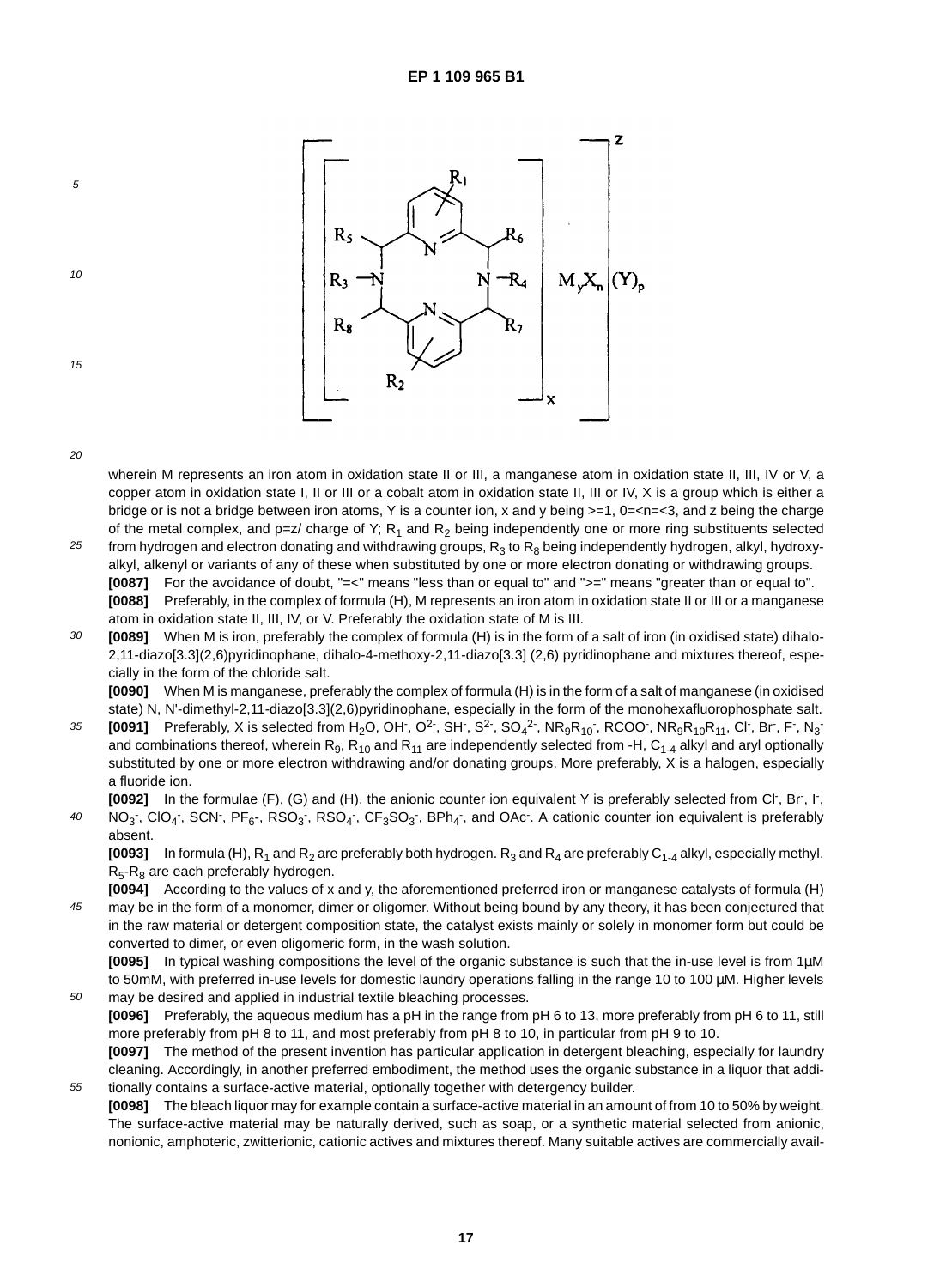wherein M represents an iron atom in oxidation state II or III, a manganese atom in oxidation state II, III, IV or V, a copper atom in oxidation state I, II or III or a cobalt atom in oxidation state II, III or IV, X is a group which is either a bridge or is not a bridge between iron atoms, Y is a counter ion, x and y being >=1, 0=<n=<3, and z being the charge of the metal complex, and p=z/ charge of Y; $R_1$ and $R_2$ being independently one or more ring substituents selected from hydrogen and electron donating and withdrawing groups, $R_3$ to $R_8$ being independently hydrogen, alkyl, hydroxyalkyl, alkenyl or variants of any of these when substituted by one or more electron donating or withdrawing groups.

**[0087]** For the avoidance of doubt, "=<" means "less than or equal to" and ">=" means "greater than or equal to".

**[0088]** Preferably, in the complex of formula (H), M represents an iron atom in oxidation state II or III or a manganese atom in oxidation state II, III, IV, or V. Preferably the oxidation state of M is III.

**[0089]** When M is iron, preferably the complex of formula (H) is in the form of a salt of iron (in oxidised state) dihalo-2,11-diazo[3.3](2,6)pyridinophane, dihalo-4-methoxy-2,11-diazo[3.3] (2,6) pyridinophane and mixtures thereof, especially in the form of the chloride salt.

**[0090]** When M is manganese, preferably the complex of formula (H) is in the form of a salt of manganese (in oxidised state) N, N'-dimethyl-2,11-diazo[3.3](2,6)pyridinophane, especially in the form of the monohexafluorophosphate salt.

**[0091]** Preferably, X is selected from $H_2O$, $OH^-$, $O^{2-}$, $SH^-$, $S^{2-}$, $SO_4^{2-}$, $NR_9R_{10}^-$, $RCOO^-$, $NR_9R_{10}R_{11}$, $Cl^-$, $Br^-$, $F^-$, $N_3^-$ and combinations thereof, wherein $R_9$, $R_{10}$ and $R_{11}$ are independently selected from -H, $C_{1-4}$ alkyl and aryl optionally substituted by one or more electron withdrawing and/or donating groups. More preferably, X is a halogen, especially a fluoride ion.

**[0092]** In the formulae (F), (G) and (H), the anionic counter ion equivalent Y is preferably selected from $Cl^-$, $Br^-$, $I^-$, $NO_3^-$, $ClO_4^-$, $SCN^-$, $PF_6^-$, $RSO_3^-$, $RSO_4^-$, $CF_3SO_3^-$, $BPh_4^-$, and $OAc^-$. A cationic counter ion equivalent is preferably absent.

**[0093]** In formula (H), $R_1$ and $R_2$ are preferably both hydrogen. $R_3$ and $R_4$ are preferably $C_{1-4}$ alkyl, especially methyl. $R_5$-$R_8$ are each preferably hydrogen.

**[0094]** According to the values of x and y, the aforementioned preferred iron or manganese catalysts of formula (H) may be in the form of a monomer, dimer or oligomer. Without being bound by any theory, it has been conjectured that in the raw material or detergent composition state, the catalyst exists mainly or solely in monomer form but could be converted to dimer, or even oligomeric form, in the wash solution.

**[0095]** In typical washing compositions the level of the organic substance is such that the in-use level is from 1µM to 50mM, with preferred in-use levels for domestic laundry operations falling in the range 10 to 100 µM. Higher levels may be desired and applied in industrial textile bleaching processes.

**[0096]** Preferably, the aqueous medium has a pH in the range from pH 6 to 13, more preferably from pH 6 to 11, still more preferably from pH 8 to 11, and most preferably from pH 8 to 10, in particular from pH 9 to 10.

**[0097]** The method of the present invention has particular application in detergent bleaching, especially for laundry cleaning. Accordingly, in another preferred embodiment, the method uses the organic substance in a liquor that additionally contains a surface-active material, optionally together with detergency builder.

**[0098]** The bleach liquor may for example contain a surface-active material in an amount of from 10 to 50% by weight. The surface-active material may be naturally derived, such as soap, or a synthetic material selected from anionic, nonionic, amphoteric, zwitterionic, cationic actives and mixtures thereof. Many suitable actives are commercially avail-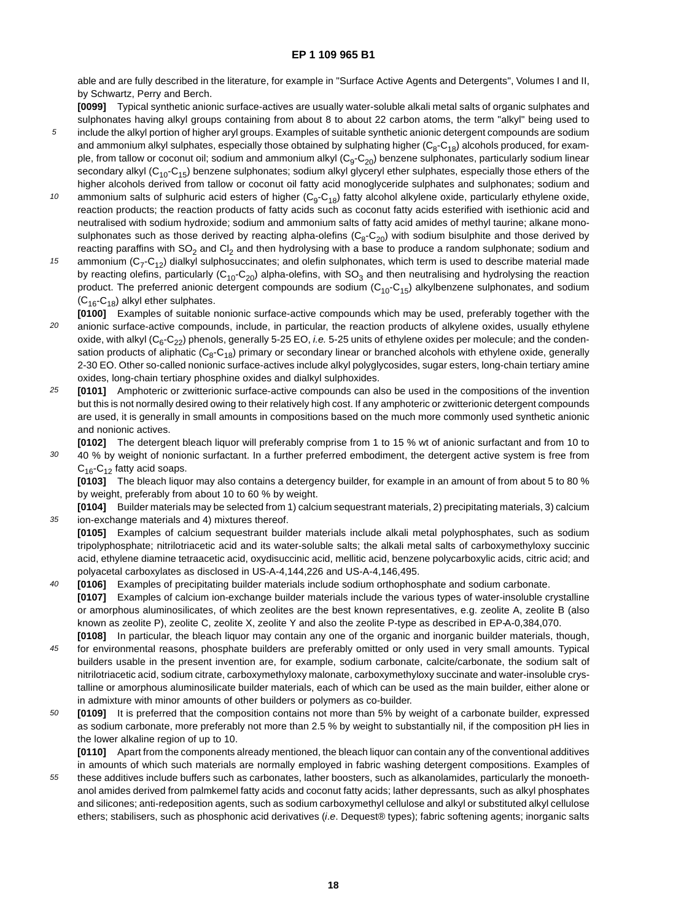able and are fully described in the literature, for example in "Surface Active Agents and Detergents", Volumes I and II, by Schwartz, Perry and Berch.

**[0099]** Typical synthetic anionic surface-actives are usually water-soluble alkali metal salts of organic sulphates and sulphonates having alkyl groups containing from about 8 to about 22 carbon atoms, the term "alkyl" being used to include the alkyl portion of higher aryl groups. Examples of suitable synthetic anionic detergent compounds are sodium and ammonium alkyl sulphates, especially those obtained by sulphating higher ($C_8$-$C_{18}$) alcohols produced, for example, from tallow or coconut oil; sodium and ammonium alkyl ($C_9$-$C_{20}$) benzene sulphonates, particularly sodium linear secondary alkyl ($C_{10}$-$C_{15}$) benzene sulphonates; sodium alkyl glyceryl ether sulphates, especially those ethers of the higher alcohols derived from tallow or coconut oil fatty acid monoglyceride sulphates and sulphonates; sodium and ammonium salts of sulphuric acid esters of higher ($C_9$-$C_{18}$) fatty alcohol alkylene oxide, particularly ethylene oxide, reaction products; the reaction products of fatty acids such as coconut fatty acids esterified with isethionic acid and neutralised with sodium hydroxide; sodium and ammonium salts of fatty acid amides of methyl taurine; alkane monosulphonates such as those derived by reacting alpha-olefins ($C_8$-$C_{20}$) with sodium bisulphite and those derived by reacting paraffins with $SO_2$ and $Cl_2$ and then hydrolysing with a base to produce a random sulphonate; sodium and ammonium ($C_7$-$C_{12}$) dialkyl sulphosuccinates; and olefin sulphonates, which term is used to describe material made by reacting olefins, particularly ($C_{10}$-$C_{20}$) alpha-olefins, with $SO_3$ and then neutralising and hydrolysing the reaction product. The preferred anionic detergent compounds are sodium ($C_{10}$-$C_{15}$) alkylbenzene sulphonates, and sodium ($C_{16}$-$C_{18}$) alkyl ether sulphates.

**[0100]** Examples of suitable nonionic surface-active compounds which may be used, preferably together with the anionic surface-active compounds, include, in particular, the reaction products of alkylene oxides, usually ethylene oxide, with alkyl ($C_6$-$C_{22}$) phenols, generally 5-25 EO, *i.e.* 5-25 units of ethylene oxides per molecule; and the condensation products of aliphatic ($C_8$-$C_{18}$) primary or secondary linear or branched alcohols with ethylene oxide, generally 2-30 EO. Other so-called nonionic surface-actives include alkyl polyglycosides, sugar esters, long-chain tertiary amine oxides, long-chain tertiary phosphine oxides and dialkyl sulphoxides.

**[0101]** Amphoteric or zwitterionic surface-active compounds can also be used in the compositions of the invention but this is not normally desired owing to their relatively high cost. If any amphoteric or zwitterionic detergent compounds are used, it is generally in small amounts in compositions based on the much more commonly used synthetic anionic and nonionic actives.

**[0102]** The detergent bleach liquor will preferably comprise from 1 to 15 % wt of anionic surfactant and from 10 to 40 % by weight of nonionic surfactant. In a further preferred embodiment, the detergent active system is free from $C_{16}$-$C_{12}$ fatty acid soaps.

**[0103]** The bleach liquor may also contains a detergency builder, for example in an amount of from about 5 to 80 % by weight, preferably from about 10 to 60 % by weight.

**[0104]** Builder materials may be selected from 1) calcium sequestrant materials, 2) precipitating materials, 3) calcium ion-exchange materials and 4) mixtures thereof.

**[0105]** Examples of calcium sequestrant builder materials include alkali metal polyphosphates, such as sodium tripolyphosphate; nitrilotriacetic acid and its water-soluble salts; the alkali metal salts of carboxymethyloxy succinic acid, ethylene diamine tetraacetic acid, oxydisuccinic acid, mellitic acid, benzene polycarboxylic acids, citric acid; and polyacetal carboxylates as disclosed in US-A-4,144,226 and US-A-4,146,495.

**[0106]** Examples of precipitating builder materials include sodium orthophosphate and sodium carbonate.

**[0107]** Examples of calcium ion-exchange builder materials include the various types of water-insoluble crystalline or amorphous aluminosilicates, of which zeolites are the best known representatives, e.g. zeolite A, zeolite B (also known as zeolite P), zeolite C, zeolite X, zeolite Y and also the zeolite P-type as described in EP-A-0,384,070.

**[0108]** In particular, the bleach liquor may contain any one of the organic and inorganic builder materials, though, for environmental reasons, phosphate builders are preferably omitted or only used in very small amounts. Typical builders usable in the present invention are, for example, sodium carbonate, calcite/carbonate, the sodium salt of nitrilotriacetic acid, sodium citrate, carboxymethyloxy malonate, carboxymethyloxy succinate and water-insoluble crystalline or amorphous aluminosilicate builder materials, each of which can be used as the main builder, either alone or in admixture with minor amounts of other builders or polymers as co-builder.

**[0109]** It is preferred that the composition contains not more than 5% by weight of a carbonate builder, expressed as sodium carbonate, more preferably not more than 2.5 % by weight to substantially nil, if the composition pH lies in the lower alkaline region of up to 10.

**[0110]** Apart from the components already mentioned, the bleach liquor can contain any of the conventional additives in amounts of which such materials are normally employed in fabric washing detergent compositions. Examples of these additives include buffers such as carbonates, lather boosters, such as alkanolamides, particularly the monoethanol amides derived from palmkernel fatty acids and coconut fatty acids; lather depressants, such as alkyl phosphates and silicones; anti-redeposition agents, such as sodium carboxymethyl cellulose and alkyl or substituted alkyl cellulose ethers; stabilisers, such as phosphonic acid derivatives (*i.e*. Dequest® types); fabric softening agents; inorganic salts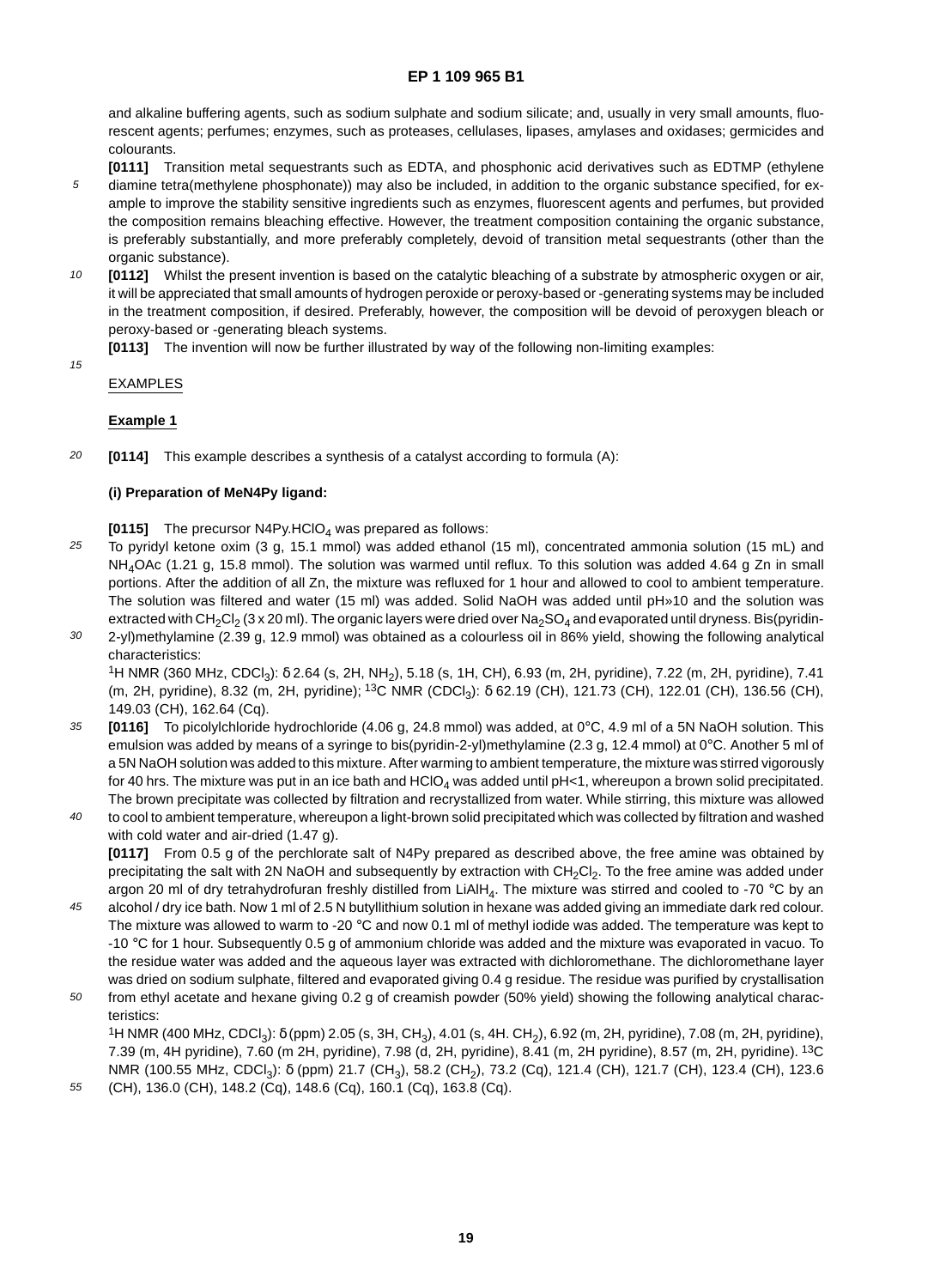and alkaline buffering agents, such as sodium sulphate and sodium silicate; and, usually in very small amounts, fluorescent agents; perfumes; enzymes, such as proteases, cellulases, lipases, amylases and oxidases; germicides and colourants.

**[0111]** Transition metal sequestrants such as EDTA, and phosphonic acid derivatives such as EDTMP (ethylene diamine tetra(methylene phosphonate)) may also be included, in addition to the organic substance specified, for example to improve the stability sensitive ingredients such as enzymes, fluorescent agents and perfumes, but provided the composition remains bleaching effective. However, the treatment composition containing the organic substance, is preferably substantially, and more preferably completely, devoid of transition metal sequestrants (other than the organic substance).

**[0112]** Whilst the present invention is based on the catalytic bleaching of a substrate by atmospheric oxygen or air, it will be appreciated that small amounts of hydrogen peroxide or peroxy-based or -generating systems may be included in the treatment composition, if desired. Preferably, however, the composition will be devoid of peroxygen bleach or peroxy-based or -generating bleach systems.

**[0113]** The invention will now be further illustrated by way of the following non-limiting examples:

## EXAMPLES

### Example 1

**[0114]** This example describes a synthesis of a catalyst according to formula (A):

**(i) Preparation of MeN4Py ligand:**

**[0115]** The precursor N4Py.$HClO_4$ was prepared as follows:
To pyridyl ketone oxim (3 g, 15.1 mmol) was added ethanol (15 ml), concentrated ammonia solution (15 mL) and $NH_4OAc$ (1.21 g, 15.8 mmol). The solution was warmed until reflux. To this solution was added 4.64 g Zn in small portions. After the addition of all Zn, the mixture was refluxed for 1 hour and allowed to cool to ambient temperature. The solution was filtered and water (15 ml) was added. Solid NaOH was added until pH»10 and the solution was extracted with $CH_2Cl_2$ (3 x 20 ml). The organic layers were dried over $Na_2SO_4$ and evaporated until dryness. Bis(pyridin-2-yl)methylamine (2.39 g, 12.9 mmol) was obtained as a colourless oil in 86% yield, showing the following analytical characteristics:
$^1H$ NMR (360 MHz, $CDCl_3$): δ 2.64 (s, 2H, $NH_2$), 5.18 (s, 1H, CH), 6.93 (m, 2H, pyridine), 7.22 (m, 2H, pyridine), 7.41 (m, 2H, pyridine), 8.32 (m, 2H, pyridine); $^{13}C$ NMR ($CDCl_3$): δ 62.19 (CH), 121.73 (CH), 122.01 (CH), 136.56 (CH), 149.03 (CH), 162.64 (Cq).

**[0116]** To picolylchloride hydrochloride (4.06 g, 24.8 mmol) was added, at 0°C, 4.9 ml of a 5N NaOH solution. This emulsion was added by means of a syringe to bis(pyridin-2-yl)methylamine (2.3 g, 12.4 mmol) at 0°C. Another 5 ml of a 5N NaOH solution was added to this mixture. After warming to ambient temperature, the mixture was stirred vigorously for 40 hrs. The mixture was put in an ice bath and $HClO_4$ was added until pH<1, whereupon a brown solid precipitated. The brown precipitate was collected by filtration and recrystallized from water. While stirring, this mixture was allowed to cool to ambient temperature, whereupon a light-brown solid precipitated which was collected by filtration and washed with cold water and air-dried (1.47 g).

**[0117]** From 0.5 g of the perchlorate salt of N4Py prepared as described above, the free amine was obtained by precipitating the salt with 2N NaOH and subsequently by extraction with $CH_2Cl_2$. To the free amine was added under argon 20 ml of dry tetrahydrofuran freshly distilled from $LiAlH_4$. The mixture was stirred and cooled to -70 °C by an alcohol / dry ice bath. Now 1 ml of 2.5 N butyllithium solution in hexane was added giving an immediate dark red colour. The mixture was allowed to warm to -20 °C and now 0.1 ml of methyl iodide was added. The temperature was kept to -10 °C for 1 hour. Subsequently 0.5 g of ammonium chloride was added and the mixture was evaporated in vacuo. To the residue water was added and the aqueous layer was extracted with dichloromethane. The dichloromethane layer was dried on sodium sulphate, filtered and evaporated giving 0.4 g residue. The residue was purified by crystallisation from ethyl acetate and hexane giving 0.2 g of creamish powder (50% yield) showing the following analytical characteristics:
$^1H$ NMR (400 MHz, $CDCl_3$): δ (ppm) 2.05 (s, 3H, $CH_3$), 4.01 (s, 4H. $CH_2$), 6.92 (m, 2H, pyridine), 7.08 (m, 2H, pyridine), 7.39 (m, 4H pyridine), 7.60 (m 2H, pyridine), 7.98 (d, 2H, pyridine), 8.41 (m, 2H pyridine), 8.57 (m, 2H, pyridine). $^{13}C$ NMR (100.55 MHz, $CDCl_3$): δ (ppm) 21.7 ($CH_3$), 58.2 ($CH_2$), 73.2 (Cq), 121.4 (CH), 121.7 (CH), 123.4 (CH), 123.6 (CH), 136.0 (CH), 148.2 (Cq), 148.6 (Cq), 160.1 (Cq), 163.8 (Cq).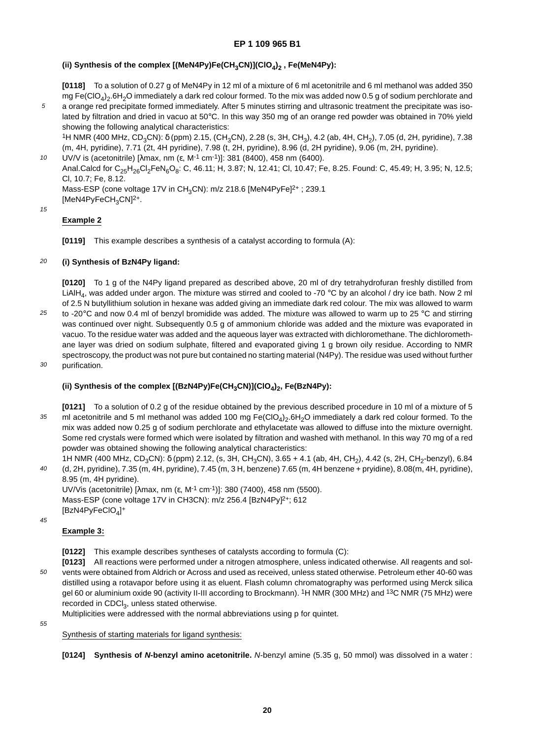**(ii) Synthesis of the complex $[(MeN4Py)Fe(CH_3CN)](ClO_4)_2$ , Fe(MeN4Py):**

**[0118]** To a solution of 0.27 g of MeN4Py in 12 ml of a mixture of 6 ml acetonitrile and 6 ml methanol was added 350 mg $Fe(ClO_4)_2.6H_2O$ immediately a dark red colour formed. To the mix was added now 0.5 g of sodium perchlorate and a orange red precipitate formed immediately. After 5 minutes stirring and ultrasonic treatment the precipitate was isolated by filtration and dried in vacuo at 50°C. In this way 350 mg of an orange red powder was obtained in 70% yield showing the following analytical characteristics:

$^1$H NMR (400 MHz, $CD_3CN$): δ (ppm) 2.15, ($CH_3CN$), 2.28 (s, 3H, $CH_3$), 4.2 (ab, 4H, $CH_2$), 7.05 (d, 2H, pyridine), 7.38 (m, 4H, pyridine), 7.71 (2t, 4H pyridine), 7.98 (t, 2H, pyridine), 8.96 (d, 2H pyridine), 9.06 (m, 2H, pyridine).

UV/V is (acetonitrile) [λmax, nm (ε, $M^{-1}$ $cm^{-1}$)]: 381 (8400), 458 nm (6400).

Anal.Calcd for $C_{25}H_{26}Cl_2FeN_6O_8$: C, 46.11; H, 3.87; N, 12.41; Cl, 10.47; Fe, 8.25. Found: C, 45.49; H, 3.95; N, 12.5; Cl, 10.7; Fe, 8.12.

Mass-ESP (cone voltage 17V in $CH_3CN$): m/z 218.6 $[MeN4PyFe]^{2+}$ ; 239.1 $[MeN4PyFeCH_3CN]^{2+}$.

## Example 2

**[0119]** This example describes a synthesis of a catalyst according to formula (A):

**(i) Synthesis of BzN4Py ligand:**

**[0120]** To 1 g of the N4Py ligand prepared as described above, 20 ml of dry tetrahydrofuran freshly distilled from $LiAlH_4$, was added under argon. The mixture was stirred and cooled to -70 °C by an alcohol / dry ice bath. Now 2 ml of 2.5 N butyllithium solution in hexane was added giving an immediate dark red colour. The mix was allowed to warm to -20°C and now 0.4 ml of benzyl bromidide was added. The mixture was allowed to warm up to 25 °C and stirring was continued over night. Subsequently 0.5 g of ammonium chloride was added and the mixture was evaporated in vacuo. To the residue water was added and the aqueous layer was extracted with dichloromethane. The dichloromethane layer was dried on sodium sulphate, filtered and evaporated giving 1 g brown oily residue. According to NMR spectroscopy, the product was not pure but contained no starting material (N4Py). The residue was used without further purification.

**(ii) Synthesis of the complex $[(BzN4Py)Fe(CH_3CN)](ClO_4)_2$, Fe(BzN4Py):**

**[0121]** To a solution of 0.2 g of the residue obtained by the previous described procedure in 10 ml of a mixture of 5 ml acetonitrile and 5 ml methanol was added 100 mg $Fe(ClO_4)_2.6H_2O$ immediately a dark red colour formed. To the mix was added now 0.25 g of sodium perchlorate and ethylacetate was allowed to diffuse into the mixture overnight. Some red crystals were formed which were isolated by filtration and washed with methanol. In this way 70 mg of a red powder was obtained showing the following analytical characteristics:

1H NMR (400 MHz, $CD_3CN$): δ (ppm) 2.12, (s, 3H, $CH_3CN$), 3.65 + 4.1 (ab, 4H, $CH_2$), 4.42 (s, 2H, $CH_2$-benzyl), 6.84 (d, 2H, pyridine), 7.35 (m, 4H, pyridine), 7.45 (m, 3 H, benzene) 7.65 (m, 4H benzene + pryidine), 8.08(m, 4H, pyridine), 8.95 (m, 4H pyridine).

UV/Vis (acetonitrile) [λmax, nm (ε, $M^{-1}$ $cm^{-1}$)]: 380 (7400), 458 nm (5500).

Mass-ESP (cone voltage 17V in CH3CN): m/z 256.4 $[BzN4Py]^{2+}$; 612 $[BzN4PyFeClO_4]^+$

## Example 3:

**[0122]** This example describes syntheses of catalysts according to formula (C):

**[0123]** All reactions were performed under a nitrogen atmosphere, unless indicated otherwise. All reagents and solvents were obtained from Aldrich or Across and used as received, unless stated otherwise. Petroleum ether 40-60 was distilled using a rotavapor before using it as eluent. Flash column chromatography was performed using Merck silica gel 60 or aluminium oxide 90 (activity II-III according to Brockmann). $^1$H NMR (300 MHz) and $^{13}$C NMR (75 MHz) were recorded in $CDCl_3$, unless stated otherwise.

Multiplicities were addressed with the normal abbreviations using p for quintet.

Synthesis of starting materials for ligand synthesis:

**[0124] Synthesis of *N*-benzyl amino acetonitrile.** *N*-benzyl amine (5.35 g, 50 mmol) was dissolved in a water :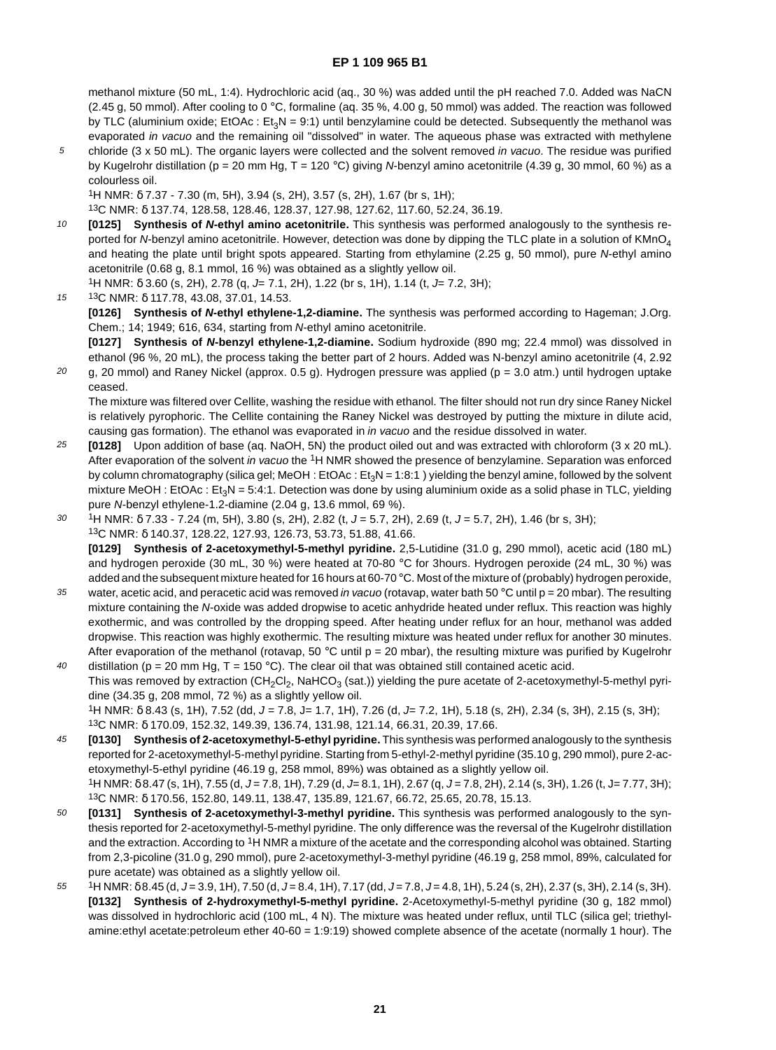methanol mixture (50 mL, 1:4). Hydrochloric acid (aq., 30 %) was added until the pH reached 7.0. Added was NaCN (2.45 g, 50 mmol). After cooling to 0 °C, formaline (aq. 35 %, 4.00 g, 50 mmol) was added. The reaction was followed by TLC (aluminium oxide; EtOAc : $Et_3N$ = 9:1) until benzylamine could be detected. Subsequently the methanol was evaporated *in vacuo* and the remaining oil "dissolved" in water. The aqueous phase was extracted with methylene chloride (3 x 50 mL). The organic layers were collected and the solvent removed *in vacuo*. The residue was purified by Kugelrohr distillation (p = 20 mm Hg, T = 120 °C) giving *N*-benzyl amino acetonitrile (4.39 g, 30 mmol, 60 %) as a colourless oil.

$^1$H NMR: δ 7.37 - 7.30 (m, 5H), 3.94 (s, 2H), 3.57 (s, 2H), 1.67 (br s, 1H);

$^{13}$C NMR: δ 137.74, 128.58, 128.46, 128.37, 127.98, 127.62, 117.60, 52.24, 36.19.

**[0125] Synthesis of *N*-ethyl amino acetonitrile.** This synthesis was performed analogously to the synthesis reported for *N*-benzyl amino acetonitrile. However, detection was done by dipping the TLC plate in a solution of $KMnO_4$ and heating the plate until bright spots appeared. Starting from ethylamine (2.25 g, 50 mmol), pure *N*-ethyl amino acetonitrile (0.68 g, 8.1 mmol, 16 %) was obtained as a slightly yellow oil.

$^1$H NMR: δ 3.60 (s, 2H), 2.78 (q, *J*= 7.1, 2H), 1.22 (br s, 1H), 1.14 (t, *J*= 7.2, 3H);

$^{13}$C NMR: δ 117.78, 43.08, 37.01, 14.53.

**[0126] Synthesis of *N*-ethyl ethylene-1,2-diamine.** The synthesis was performed according to Hageman; J.Org. Chem.; 14; 1949; 616, 634, starting from *N*-ethyl amino acetonitrile.

**[0127] Synthesis of *N*-benzyl ethylene-1,2-diamine.** Sodium hydroxide (890 mg; 22.4 mmol) was dissolved in ethanol (96 %, 20 mL), the process taking the better part of 2 hours. Added was N-benzyl amino acetonitrile (4, 2.92 g, 20 mmol) and Raney Nickel (approx. 0.5 g). Hydrogen pressure was applied (p = 3.0 atm.) until hydrogen uptake ceased.

The mixture was filtered over Cellite, washing the residue with ethanol. The filter should not run dry since Raney Nickel is relatively pyrophoric. The Cellite containing the Raney Nickel was destroyed by putting the mixture in dilute acid, causing gas formation). The ethanol was evaporated in *in vacuo* and the residue dissolved in water.

**[0128]** Upon addition of base (aq. NaOH, 5N) the product oiled out and was extracted with chloroform (3 x 20 mL). After evaporation of the solvent *in vacuo* the $^1$H NMR showed the presence of benzylamine. Separation was enforced by column chromatography (silica gel; MeOH : EtOAc : $Et_3N$ = 1:8:1 ) yielding the benzyl amine, followed by the solvent mixture MeOH : EtOAc : $Et_3N$ = 5:4:1. Detection was done by using aluminium oxide as a solid phase in TLC, yielding pure *N*-benzyl ethylene-1.2-diamine (2.04 g, 13.6 mmol, 69 %).

$^1$H NMR: δ 7.33 - 7.24 (m, 5H), 3.80 (s, 2H), 2.82 (t, *J* = 5.7, 2H), 2.69 (t, *J* = 5.7, 2H), 1.46 (br s, 3H);

$^{13}$C NMR: δ 140.37, 128.22, 127.93, 126.73, 53.73, 51.88, 41.66.

**[0129] Synthesis of 2-acetoxymethyl-5-methyl pyridine.** 2,5-Lutidine (31.0 g, 290 mmol), acetic acid (180 mL) and hydrogen peroxide (30 mL, 30 %) were heated at 70-80 °C for 3hours. Hydrogen peroxide (24 mL, 30 %) was added and the subsequent mixture heated for 16 hours at 60-70 °C. Most of the mixture of (probably) hydrogen peroxide, water, acetic acid, and peracetic acid was removed *in vacuo* (rotavap, water bath 50 °C until p = 20 mbar). The resulting mixture containing the *N*-oxide was added dropwise to acetic anhydride heated under reflux. This reaction was highly exothermic, and was controlled by the dropping speed. After heating under reflux for an hour, methanol was added dropwise. This reaction was highly exothermic. The resulting mixture was heated under reflux for another 30 minutes. After evaporation of the methanol (rotavap, 50 °C until p = 20 mbar), the resulting mixture was purified by Kugelrohr distillation (p = 20 mm Hg, T = 150 °C). The clear oil that was obtained still contained acetic acid.

This was removed by extraction ($CH_2Cl_2$, $NaHCO_3$ (sat.)) yielding the pure acetate of 2-acetoxymethyl-5-methyl pyridine (34.35 g, 208 mmol, 72 %) as a slightly yellow oil.

$^1$H NMR: δ 8.43 (s, 1H), 7.52 (dd, *J* = 7.8, J= 1.7, 1H), 7.26 (d, *J*= 7.2, 1H), 5.18 (s, 2H), 2.34 (s, 3H), 2.15 (s, 3H);

$^{13}$C NMR: δ 170.09, 152.32, 149.39, 136.74, 131.98, 121.14, 66.31, 20.39, 17.66.

**[0130] Synthesis of 2-acetoxymethyl-5-ethyl pyridine.** This synthesis was performed analogously to the synthesis reported for 2-acetoxymethyl-5-methyl pyridine. Starting from 5-ethyl-2-methyl pyridine (35.10 g, 290 mmol), pure 2-acetoxymethyl-5-ethyl pyridine (46.19 g, 258 mmol, 89%) was obtained as a slightly yellow oil.

$^1$H NMR: δ 8.47 (s, 1H), 7.55 (d, *J* = 7.8, 1H), 7.29 (d, *J*= 8.1, 1H), 2.67 (q, *J* = 7.8, 2H), 2.14 (s, 3H), 1.26 (t, J= 7.77, 3H);

$^{13}$C NMR: δ 170.56, 152.80, 149.11, 138.47, 135.89, 121.67, 66.72, 25.65, 20.78, 15.13.

**[0131] Synthesis of 2-acetoxymethyl-3-methyl pyridine.** This synthesis was performed analogously to the synthesis reported for 2-acetoxymethyl-5-methyl pyridine. The only difference was the reversal of the Kugelrohr distillation and the extraction. According to $^1$H NMR a mixture of the acetate and the corresponding alcohol was obtained. Starting from 2,3-picoline (31.0 g, 290 mmol), pure 2-acetoxymethyl-3-methyl pyridine (46.19 g, 258 mmol, 89%, calculated for pure acetate) was obtained as a slightly yellow oil.

$^1$H NMR: δ 8.45 (d, *J* = 3.9, 1H), 7.50 (d, *J* = 8.4, 1H), 7.17 (dd, *J* = 7.8, *J* = 4.8, 1H), 5.24 (s, 2H), 2.37 (s, 3H), 2.14 (s, 3H).

**[0132] Synthesis of 2-hydroxymethyl-5-methyl pyridine.** 2-Acetoxymethyl-5-methyl pyridine (30 g, 182 mmol) was dissolved in hydrochloric acid (100 mL, 4 N). The mixture was heated under reflux, until TLC (silica gel; triethylamine:ethyl acetate:petroleum ether 40-60 = 1:9:19) showed complete absence of the acetate (normally 1 hour). The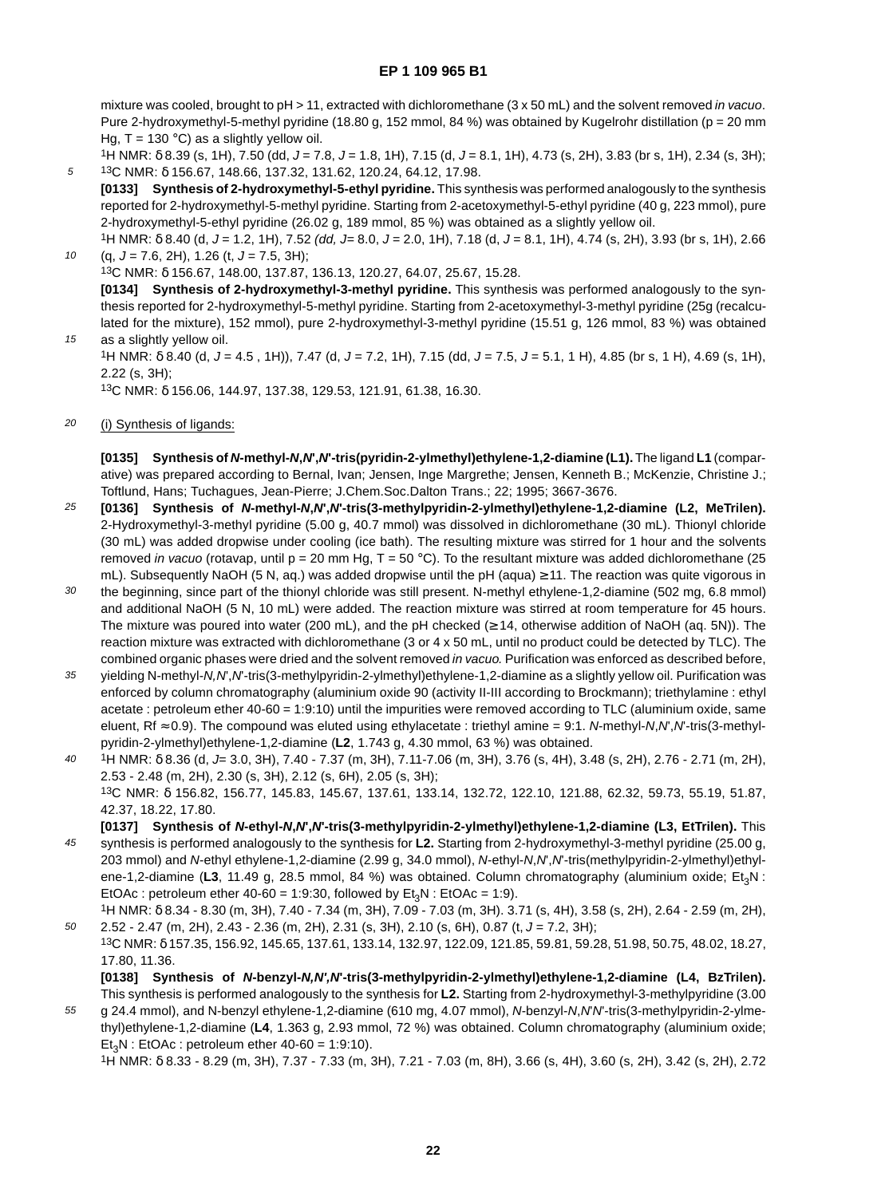mixture was cooled, brought to pH > 11, extracted with dichloromethane (3 x 50 mL) and the solvent removed *in vacuo*. Pure 2-hydroxymethyl-5-methyl pyridine (18.80 g, 152 mmol, 84 %) was obtained by Kugelrohr distillation (p = 20 mm Hg, T = 130 °C) as a slightly yellow oil.

$^1$H NMR: δ 8.39 (s, 1H), 7.50 (dd, *J* = 7.8, *J* = 1.8, 1H), 7.15 (d, *J* = 8.1, 1H), 4.73 (s, 2H), 3.83 (br s, 1H), 2.34 (s, 3H); $^{13}$C NMR: δ 156.67, 148.66, 137.32, 131.62, 120.24, 64.12, 17.98.

**[0133] Synthesis of 2-hydroxymethyl-5-ethyl pyridine.** This synthesis was performed analogously to the synthesis reported for 2-hydroxymethyl-5-methyl pyridine. Starting from 2-acetoxymethyl-5-ethyl pyridine (40 g, 223 mmol), pure 2-hydroxymethyl-5-ethyl pyridine (26.02 g, 189 mmol, 85 %) was obtained as a slightly yellow oil.

$^1$H NMR: δ 8.40 (d, *J* = 1.2, 1H), 7.52 *(dd, J*= 8.0, *J* = 2.0, 1H), 7.18 (d, *J* = 8.1, 1H), 4.74 (s, 2H), 3.93 (br s, 1H), 2.66 (q, *J* = 7.6, 2H), 1.26 (t, *J* = 7.5, 3H);

$^{13}$C NMR: δ 156.67, 148.00, 137.87, 136.13, 120.27, 64.07, 25.67, 15.28.

**[0134] Synthesis of 2-hydroxymethyl-3-methyl pyridine.** This synthesis was performed analogously to the synthesis reported for 2-hydroxymethyl-5-methyl pyridine. Starting from 2-acetoxymethyl-3-methyl pyridine (25g (recalculated for the mixture), 152 mmol), pure 2-hydroxymethyl-3-methyl pyridine (15.51 g, 126 mmol, 83 %) was obtained as a slightly yellow oil.

$^1$H NMR: δ 8.40 (d, *J* = 4.5 , 1H)), 7.47 (d, *J* = 7.2, 1H), 7.15 (dd, *J* = 7.5, *J* = 5.1, 1 H), 4.85 (br s, 1 H), 4.69 (s, 1H), 2.22 (s, 3H);

$^{13}$C NMR: δ 156.06, 144.97, 137.38, 129.53, 121.91, 61.38, 16.30.

(i) Synthesis of ligands:

**[0135] Synthesis of *N*-methyl-*N*,*N'*,*N'*-tris(pyridin-2-ylmethyl)ethylene-1,2-diamine (L1).** The ligand **L1** (comparative) was prepared according to Bernal, Ivan; Jensen, Inge Margrethe; Jensen, Kenneth B.; McKenzie, Christine J.; Toftlund, Hans; Tuchagues, Jean-Pierre; J.Chem.Soc.Dalton Trans.; 22; 1995; 3667-3676.

**[0136] Synthesis of *N*-methyl-*N*,*N'*,*N'*-tris(3-methylpyridin-2-ylmethyl)ethylene-1,2-diamine (L2, MeTrilen).** 2-Hydroxymethyl-3-methyl pyridine (5.00 g, 40.7 mmol) was dissolved in dichloromethane (30 mL). Thionyl chloride (30 mL) was added dropwise under cooling (ice bath). The resulting mixture was stirred for 1 hour and the solvents removed *in vacuo* (rotavap, until p = 20 mm Hg, T = 50 °C). To the resultant mixture was added dichloromethane (25 mL). Subsequently NaOH (5 N, aq.) was added dropwise until the pH (aqua) ≥ 11. The reaction was quite vigorous in the beginning, since part of the thionyl chloride was still present. N-methyl ethylene-1,2-diamine (502 mg, 6.8 mmol) and additional NaOH (5 N, 10 mL) were added. The reaction mixture was stirred at room temperature for 45 hours. The mixture was poured into water (200 mL), and the pH checked (≥ 14, otherwise addition of NaOH (aq. 5N)). The reaction mixture was extracted with dichloromethane (3 or 4 x 50 mL, until no product could be detected by TLC). The combined organic phases were dried and the solvent removed *in vacuo.* Purification was enforced as described before, yielding N-methyl-*N*,*N'*,*N'*-tris(3-methylpyridin-2-ylmethyl)ethylene-1,2-diamine as a slightly yellow oil. Purification was enforced by column chromatography (aluminium oxide 90 (activity II-III according to Brockmann); triethylamine : ethyl acetate : petroleum ether 40-60 = 1:9:10) until the impurities were removed according to TLC (aluminium oxide, same eluent, Rf ≈ 0.9). The compound was eluted using ethylacetate : triethyl amine = 9:1. *N*-methyl-*N*,*N'*,*N'*-tris(3-methylpyridin-2-ylmethyl)ethylene-1,2-diamine (**L2**, 1.743 g, 4.30 mmol, 63 %) was obtained.

$^1$H NMR: δ 8.36 (d, *J*= 3.0, 3H), 7.40 - 7.37 (m, 3H), 7.11-7.06 (m, 3H), 3.76 (s, 4H), 3.48 (s, 2H), 2.76 - 2.71 (m, 2H), 2.53 - 2.48 (m, 2H), 2.30 (s, 3H), 2.12 (s, 6H), 2.05 (s, 3H);

$^{13}$C NMR: δ 156.82, 156.77, 145.83, 145.67, 137.61, 133.14, 132.72, 122.10, 121.88, 62.32, 59.73, 55.19, 51.87, 42.37, 18.22, 17.80.

**[0137] Synthesis of *N*-ethyl-*N*,*N'*,*N'*-tris(3-methylpyridin-2-ylmethyl)ethylene-1,2-diamine (L3, EtTrilen).** This synthesis is performed analogously to the synthesis for **L2.** Starting from 2-hydroxymethyl-3-methyl pyridine (25.00 g, 203 mmol) and *N*-ethyl ethylene-1,2-diamine (2.99 g, 34.0 mmol), *N*-ethyl-*N*,*N'*,*N'*-tris(methylpyridin-2-ylmethyl)ethylene-1,2-diamine (**L3**, 11.49 g, 28.5 mmol, 84 %) was obtained. Column chromatography (aluminium oxide; $Et_3N$ : EtOAc : petroleum ether 40-60 = 1:9:30, followed by $Et_3N$ : EtOAc = 1:9).

$^1$H NMR: δ 8.34 - 8.30 (m, 3H), 7.40 - 7.34 (m, 3H), 7.09 - 7.03 (m, 3H). 3.71 (s, 4H), 3.58 (s, 2H), 2.64 - 2.59 (m, 2H), 2.52 - 2.47 (m, 2H), 2.43 - 2.36 (m, 2H), 2.31 (s, 3H), 2.10 (s, 6H), 0.87 (t, *J* = 7.2, 3H);

$^{13}$C NMR: δ 157.35, 156.92, 145.65, 137.61, 133.14, 132.97, 122.09, 121.85, 59.81, 59.28, 51.98, 50.75, 48.02, 18.27, 17.80, 11.36.

**[0138] Synthesis of *N*-benzyl-*N*,*N'*,*N'*-tris(3-methylpyridin-2-ylmethyl)ethylene-1,2-diamine (L4, BzTrilen).** This synthesis is performed analogously to the synthesis for **L2.** Starting from 2-hydroxymethyl-3-methylpyridine (3.00 g 24.4 mmol), and N-benzyl ethylene-1,2-diamine (610 mg, 4.07 mmol), *N*-benzyl-*N*,*N'N'*-tris(3-methylpyridin-2-ylmethyl)ethylene-1,2-diamine (**L4**, 1.363 g, 2.93 mmol, 72 %) was obtained. Column chromatography (aluminium oxide; $Et_3N$ : EtOAc : petroleum ether 40-60 = 1:9:10).

$^1$H NMR: δ 8.33 - 8.29 (m, 3H), 7.37 - 7.33 (m, 3H), 7.21 - 7.03 (m, 8H), 3.66 (s, 4H), 3.60 (s, 2H), 3.42 (s, 2H), 2.72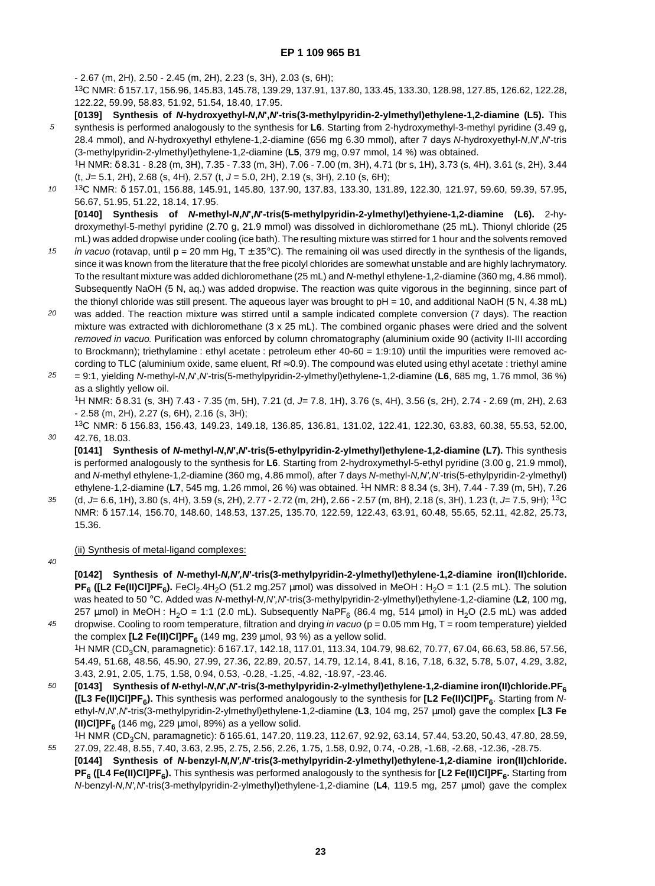- 2.67 (m, 2H), 2.50 - 2.45 (m, 2H), 2.23 (s, 3H), 2.03 (s, 6H);

$^{13}C$ NMR: δ 157.17, 156.96, 145.83, 145.78, 139.29, 137.91, 137.80, 133.45, 133.30, 128.98, 127.85, 126.62, 122.28, 122.22, 59.99, 58.83, 51.92, 51.54, 18.40, 17.95.

**[0139] Synthesis of *N*-hydroxyethyl-*N,N',N'*-tris(3-methylpyridin-2-ylmethyl)ethylene-1,2-diamine (L5).** This synthesis is performed analogously to the synthesis for **L6**. Starting from 2-hydroxymethyl-3-methyl pyridine (3.49 g, 28.4 mmol), and *N*-hydroxyethyl ethylene-1,2-diamine (656 mg 6.30 mmol), after 7 days *N*-hydroxyethyl-*N,N',N'*-tris (3-methylpyridin-2-ylmethyl)ethylene-1,2-diamine (**L5**, 379 mg, 0.97 mmol, 14 %) was obtained.

$^{1}H$ NMR: δ 8.31 - 8.28 (m, 3H), 7.35 - 7.33 (m, 3H), 7.06 - 7.00 (m, 3H), 4.71 (br s, 1H), 3.73 (s, 4H), 3.61 (s, 2H), 3.44 (t, *J*= 5.1, 2H), 2.68 (s, 4H), 2.57 (t, *J* = 5.0, 2H), 2.19 (s, 3H), 2.10 (s, 6H);

$^{13}C$ NMR: δ 157.01, 156.88, 145.91, 145.80, 137.90, 137.83, 133.30, 131.89, 122.30, 121.97, 59.60, 59.39, 57.95, 56.67, 51.95, 51.22, 18.14, 17.95.

**[0140] Synthesis of *N*-methyl-*N,N',N'*-tris(5-methylpyridin-2-ylmethyl)ethyiene-1,2-diamine (L6).** 2-hydroxymethyl-5-methyl pyridine (2.70 g, 21.9 mmol) was dissolved in dichloromethane (25 mL). Thionyl chloride (25 mL) was added dropwise under cooling (ice bath). The resulting mixture was stirred for 1 hour and the solvents removed *in vacuo* (rotavap, until p = 20 mm Hg, T ± 35°C). The remaining oil was used directly in the synthesis of the ligands, since it was known from the literature that the free picolyl chlorides are somewhat unstable and are highly lachrymatory. To the resultant mixture was added dichloromethane (25 mL) and *N*-methyl ethylene-1,2-diamine (360 mg, 4.86 mmol). Subsequently NaOH (5 N, aq.) was added dropwise. The reaction was quite vigorous in the beginning, since part of the thionyl chloride was still present. The aqueous layer was brought to pH = 10, and additional NaOH (5 N, 4.38 mL) was added. The reaction mixture was stirred until a sample indicated complete conversion (7 days). The reaction mixture was extracted with dichloromethane (3 x 25 mL). The combined organic phases were dried and the solvent *removed in vacuo.* Purification was enforced by column chromatography (aluminium oxide 90 (activity II-III according to Brockmann); triethylamine : ethyl acetate : petroleum ether 40-60 = 1:9:10) until the impurities were removed according to TLC (aluminium oxide, same eluent, Rf ≈ 0.9). The compound was eluted using ethyl acetate : triethyl amine = 9:1, yielding *N*-methyl-*N,N',N'*-tris(5-methylpyridin-2-ylmethyl)ethylene-1,2-diamine (**L6**, 685 mg, 1.76 mmol, 36 %) as a slightly yellow oil.

$^{1}H$ NMR: δ 8.31 (s, 3H) 7.43 - 7.35 (m, 5H), 7.21 (d, *J*= 7.8, 1H), 3.76 (s, 4H), 3.56 (s, 2H), 2.74 - 2.69 (m, 2H), 2.63 - 2.58 (m, 2H), 2.27 (s, 6H), 2.16 (s, 3H);

$^{13}C$ NMR: δ 156.83, 156.43, 149.23, 149.18, 136.85, 136.81, 131.02, 122.41, 122.30, 63.83, 60.38, 55.53, 52.00, 42.76, 18.03.

**[0141] Synthesis of *N*-methyl-*N,N',N'*-tris(5-ethylpyridin-2-ylmethyl)ethylene-1,2-diamine (L7).** This synthesis is performed analogously to the synthesis for **L6**. Starting from 2-hydroxymethyl-5-ethyl pyridine (3.00 g, 21.9 mmol), and *N*-methyl ethylene-1,2-diamine (360 mg, 4.86 mmol), after 7 days *N*-methyl-*N,N',N'*-tris(5-ethylpyridin-2-ylmethyl) ethylene-1,2-diamine (**L7**, 545 mg, 1.26 mmol, 26 %) was obtained. $^{1}H$ NMR: 8 8.34 (s, 3H), 7.44 - 7.39 (m, 5H), 7.26 (d, *J*= 6.6, 1H), 3.80 (s, 4H), 3.59 (s, 2H), 2.77 - 2.72 (m, 2H), 2.66 - 2.57 (m, 8H), 2.18 (s, 3H), 1.23 (t, *J*= 7.5, 9H); $^{13}C$ NMR: δ 157.14, 156.70, 148.60, 148.53, 137.25, 135.70, 122.59, 122.43, 63.91, 60.48, 55.65, 52.11, 42.82, 25.73, 15.36.

(ii) Synthesis of metal-ligand complexes:

**[0142] Synthesis of *N*-methyl-*N,N',N'*-tris(3-methylpyridin-2-ylmethyl)ethylene-1,2-diamine iron(II)chloride. $PF_6$ ([L2 Fe(II)Cl]$PF_6$).** $FeCl_2.4H_2O$ (51.2 mg,257 µmol) was dissolved in MeOH : $H_2O$ = 1:1 (2.5 mL). The solution was heated to 50 °C. Added was *N*-methyl-*N,N',N'*-tris(3-methylpyridin-2-ylmethyl)ethylene-1,2-diamine (**L2**, 100 mg, 257 µmol) in MeOH : $H_2O$ = 1:1 (2.0 mL). Subsequently $NaPF_6$ (86.4 mg, 514 µmol) in $H_2O$ (2.5 mL) was added dropwise. Cooling to room temperature, filtration and drying *in vacuo* (p = 0.05 mm Hg, T = room temperature) yielded the complex **[L2 Fe(II)Cl]$PF_6$** (149 mg, 239 µmol, 93 %) as a yellow solid.

$^{1}H$ NMR ($CD_3CN$, paramagnetic): δ 167.17, 142.18, 117.01, 113.34, 104.79, 98.62, 70.77, 67.04, 66.63, 58.86, 57.56, 54.49, 51.68, 48.56, 45.90, 27.99, 27.36, 22.89, 20.57, 14.79, 12.14, 8.41, 8.16, 7.18, 6.32, 5.78, 5.07, 4.29, 3.82, 3.43, 2.91, 2.05, 1.75, 1.58, 0.94, 0.53, -0.28, -1.25, -4.82, -18.97, -23.46.

**[0143] Synthesis of *N*-ethyl-*N,N',N'*-tris(3-methylpyridin-2-ylmethyl)ethylene-1,2-diamine iron(II)chloride.$PF_6$ ([L3 Fe(II)Cl]$PF_6$).** This synthesis was performed analogously to the synthesis for **[L2 Fe(II)Cl]$PF_6$**. Starting from *N*-ethyl-*N,N',N'*-tris(3-methylpyridin-2-ylmethyl)ethylene-1,2-diamine (**L3**, 104 mg, 257 µmol) gave the complex **[L3 Fe (II)Cl]$PF_6$** (146 mg, 229 µmol, 89%) as a yellow solid.

$^{1}H$ NMR ($CD_3CN$, paramagnetic): δ 165.61, 147.20, 119.23, 112.67, 92.92, 63.14, 57.44, 53.20, 50.43, 47.80, 28.59, 27.09, 22.48, 8.55, 7.40, 3.63, 2.95, 2.75, 2.56, 2.26, 1.75, 1.58, 0.92, 0.74, -0.28, -1.68, -2.68, -12.36, -28.75.

**[0144] Synthesis of *N*-benzyl-*N,N',N'*-tris(3-methylpyridin-2-ylmethyl)ethylene-1,2-diamine iron(II)chloride. $PF_6$ ([L4 Fe(II)Cl]$PF_6$).** This synthesis was performed analogously to the synthesis for **[L2 Fe(II)Cl]$PF_6$.** Starting from *N*-benzyl-*N,N',N'*-tris(3-methylpyridin-2-ylmethyl)ethylene-1,2-diamine (**L4**, 119.5 mg, 257 µmol) gave the complex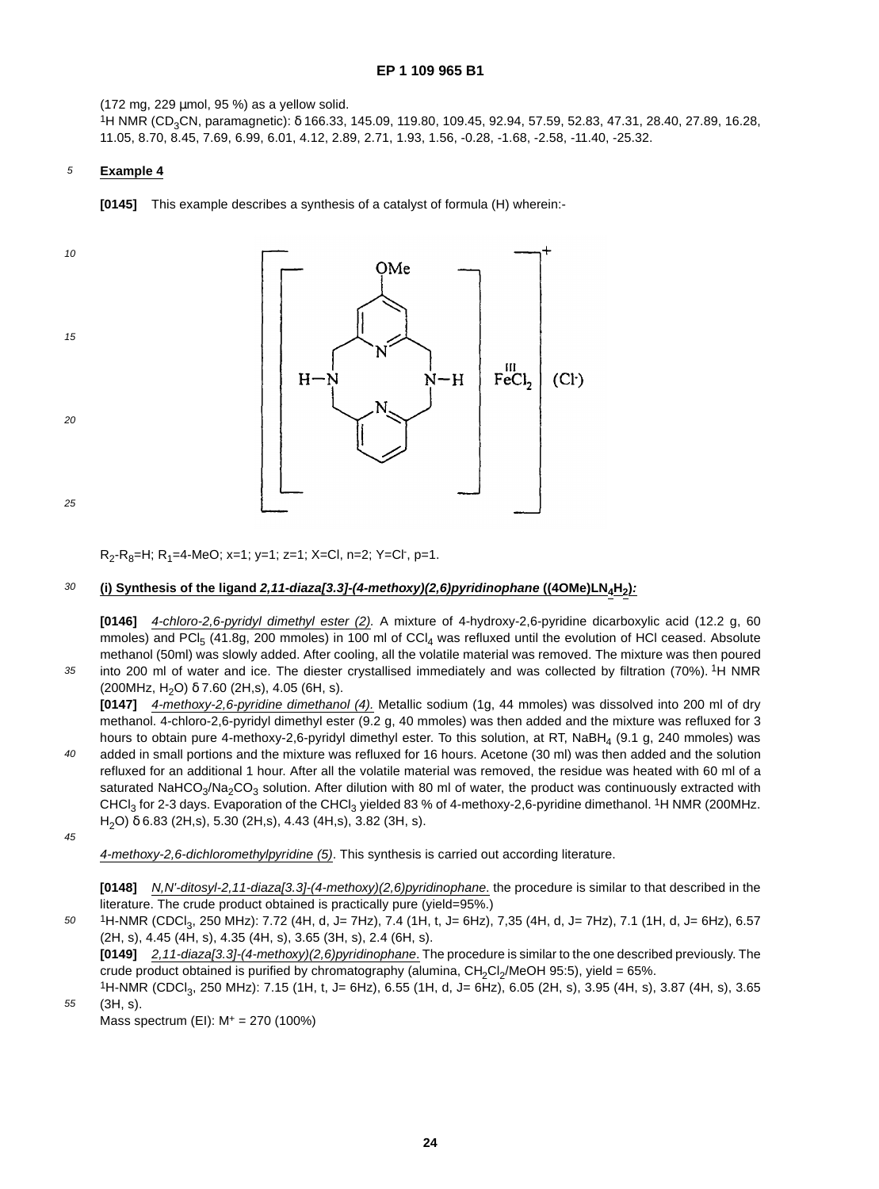(172 mg, 229 µmol, 95 %) as a yellow solid.

$^1$H NMR ($CD_3CN$, paramagnetic): δ 166.33, 145.09, 119.80, 109.45, 92.94, 57.59, 52.83, 47.31, 28.40, 27.89, 16.28, 11.05, 8.70, 8.45, 7.69, 6.99, 6.01, 4.12, 2.89, 2.71, 1.93, 1.56, -0.28, -1.68, -2.58, -11.40, -25.32.

**Example 4**

**[0145]** This example describes a synthesis of a catalyst of formula (H) wherein:-

$R_2$-$R_8$=H; $R_1$=4-MeO; x=1; y=1; z=1; X=Cl, n=2; Y=$Cl^-$, p=1.

**(i) Synthesis of the ligand *2,11-diaza[3.3]-(4-methoxy)(2,6)pyridinophane* ((4OMe)$LN_4H_2$):**

**[0146]** *4-chloro-2,6-pyridyl dimethyl ester (2).* A mixture of 4-hydroxy-2,6-pyridine dicarboxylic acid (12.2 g, 60 mmoles) and $PCl_5$ (41.8g, 200 mmoles) in 100 ml of $CCl_4$ was refluxed until the evolution of HCl ceased. Absolute methanol (50ml) was slowly added. After cooling, all the volatile material was removed. The mixture was then poured into 200 ml of water and ice. The diester crystallised immediately and was collected by filtration (70%). $^1$H NMR (200MHz, $H_2O$) δ 7.60 (2H,s), 4.05 (6H, s).

**[0147]** *4-methoxy-2,6-pyridine dimethanol (4).* Metallic sodium (1g, 44 mmoles) was dissolved into 200 ml of dry methanol. 4-chloro-2,6-pyridyl dimethyl ester (9.2 g, 40 mmoles) was then added and the mixture was refluxed for 3 hours to obtain pure 4-methoxy-2,6-pyridyl dimethyl ester. To this solution, at RT, $NaBH_4$ (9.1 g, 240 mmoles) was added in small portions and the mixture was refluxed for 16 hours. Acetone (30 ml) was then added and the solution refluxed for an additional 1 hour. After all the volatile material was removed, the residue was heated with 60 ml of a saturated $NaHCO_3$/$Na_2CO_3$ solution. After dilution with 80 ml of water, the product was continuously extracted with $CHCl_3$ for 2-3 days. Evaporation of the $CHCl_3$ yielded 83 % of 4-methoxy-2,6-pyridine dimethanol. $^1$H NMR (200MHz. $H_2O$) δ 6.83 (2H,s), 5.30 (2H,s), 4.43 (4H,s), 3.82 (3H, s).

*4-methoxy-2,6-dichloromethylpyridine (5)*. This synthesis is carried out according literature.

**[0148]** *N,N'-ditosyl-2,11-diaza[3.3]-(4-methoxy)(2,6)pyridinophane.* the procedure is similar to that described in the literature. The crude product obtained is practically pure (yield=95%.)

$^1$H-NMR ($CDCl_3$, 250 MHz): 7.72 (4H, d, J= 7Hz), 7.4 (1H, t, J= 6Hz), 7,35 (4H, d, J= 7Hz), 7.1 (1H, d, J= 6Hz), 6.57 (2H, s), 4.45 (4H, s), 4.35 (4H, s), 3.65 (3H, s), 2.4 (6H, s).

**[0149]** *2,11-diaza[3.3]-(4-methoxy)(2,6)pyridinophane*. The procedure is similar to the one described previously. The crude product obtained is purified by chromatography (alumina, $CH_2Cl_2$/MeOH 95:5), yield = 65%.

$^1$H-NMR ($CDCl_3$, 250 MHz): 7.15 (1H, t, J= 6Hz), 6.55 (1H, d, J= 6Hz), 6.05 (2H, s), 3.95 (4H, s), 3.87 (4H, s), 3.65 (3H, s).

Mass spectrum (EI): $M^+$ = 270 (100%)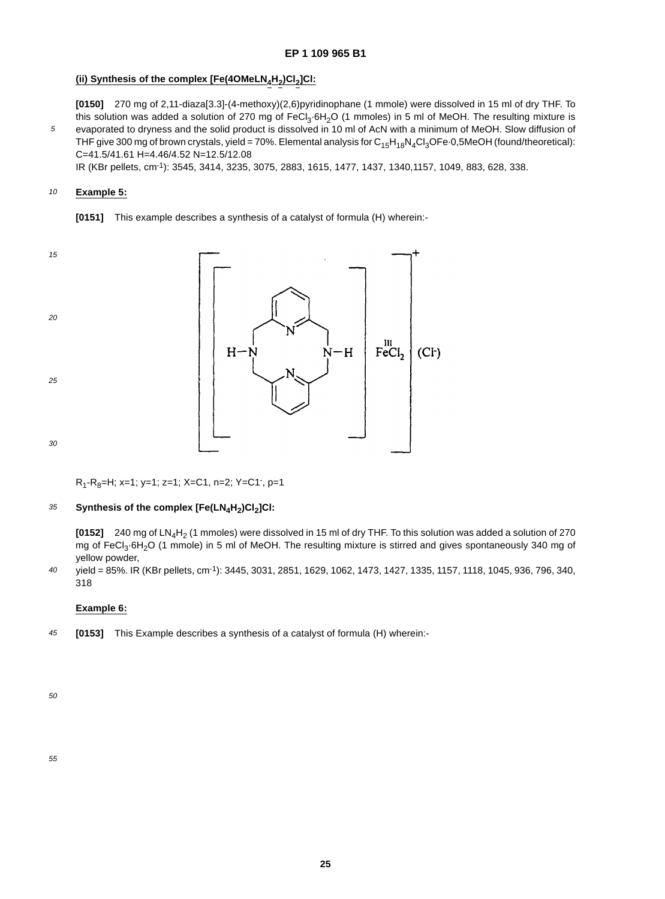**(ii) Synthesis of the complex [Fe(4OMeLN$_4$H$_2$)Cl$_2$]Cl:**

**[0150]** 270 mg of 2,11-diaza[3.3]-(4-methoxy)(2,6)pyridinophane (1 mmole) were dissolved in 15 ml of dry THF. To this solution was added a solution of 270 mg of $FeCl_3 \cdot 6H_2O$ (1 mmoles) in 5 ml of MeOH. The resulting mixture is evaporated to dryness and the solid product is dissolved in 10 ml of AcN with a minimum of MeOH. Slow diffusion of THF give 300 mg of brown crystals, yield = 70%. Elemental analysis for $C_{15}H_{18}N_4Cl_3OFe \cdot 0{,}5MeOH$ (found/theoretical): C=41.5/41.61 H=4.46/4.52 N=12.5/12.08

IR (KBr pellets, cm$^{-1}$): 3545, 3414, 3235, 3075, 2883, 1615, 1477, 1437, 1340,1157, 1049, 883, 628, 338.

**Example 5:**

**[0151]** This example describes a synthesis of a catalyst of formula (H) wherein:-

$R_1$-$R_8$=H; x=1; y=1; z=1; X=C1, n=2; Y=C1$^-$, p=1

**Synthesis of the complex [Fe(LN$_4$H$_2$)Cl$_2$]Cl:**

**[0152]** 240 mg of $LN_4H_2$ (1 mmoles) were dissolved in 15 ml of dry THF. To this solution was added a solution of 270 mg of $FeCl_3 \cdot 6H_2O$ (1 mmole) in 5 ml of MeOH. The resulting mixture is stirred and gives spontaneously 340 mg of yellow powder,

yield = 85%. IR (KBr pellets, cm$^{-1}$): 3445, 3031, 2851, 1629, 1062, 1473, 1427, 1335, 1157, 1118, 1045, 936, 796, 340, 318

**Example 6:**

**[0153]** This Example describes a synthesis of a catalyst of formula (H) wherein:-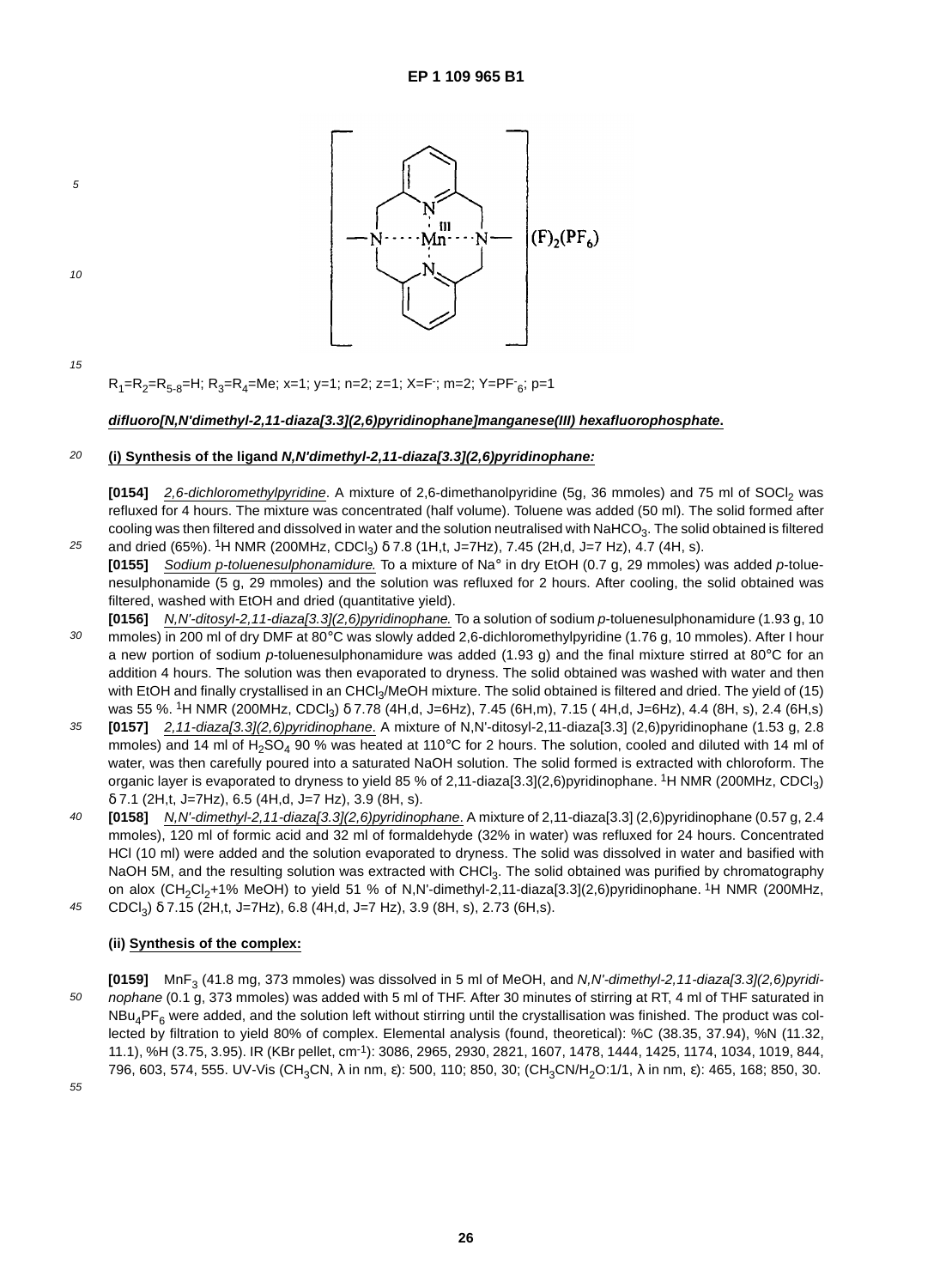$R_1=R_2=R_{5\text{-}8}=H$; $R_3=R_4=Me$; x=1; y=1; n=2; z=1; $X=F^-$; m=2; $Y=PF^-_6$; p=1

***difluoro[N,N'dimethyl-2,11-diaza[3.3](2,6)pyridinophane]manganese(III) hexafluorophosphate.***

**(i) Synthesis of the ligand *N,N'dimethyl-2,11-diaza[3.3](2,6)pyridinophane:***

**[0154]** *2,6-dichloromethylpyridine*. A mixture of 2,6-dimethanolpyridine (5g, 36 mmoles) and 75 ml of $SOCl_2$ was refluxed for 4 hours. The mixture was concentrated (half volume). Toluene was added (50 ml). The solid formed after cooling was then filtered and dissolved in water and the solution neutralised with $NaHCO_3$. The solid obtained is filtered and dried (65%). $^1H$ NMR (200MHz, $CDCl_3$) δ 7.8 (1H,t, J=7Hz), 7.45 (2H,d, J=7 Hz), 4.7 (4H, s).

**[0155]** *Sodium p-toluenesulphonamidure.* To a mixture of Na° in dry EtOH (0.7 g, 29 mmoles) was added *p*-toluenesulphonamide (5 g, 29 mmoles) and the solution was refluxed for 2 hours. After cooling, the solid obtained was filtered, washed with EtOH and dried (quantitative yield).

**[0156]** *N,N'-ditosyl-2,11-diaza[3.3](2,6)pyridinophane.* To a solution of sodium *p*-toluenesulphonamidure (1.93 g, 10 mmoles) in 200 ml of dry DMF at 80°C was slowly added 2,6-dichloromethylpyridine (1.76 g, 10 mmoles). After I hour a new portion of sodium *p*-toluenesulphonamidure was added (1.93 g) and the final mixture stirred at 80°C for an addition 4 hours. The solution was then evaporated to dryness. The solid obtained was washed with water and then with EtOH and finally crystallised in an $CHCl_3$/MeOH mixture. The solid obtained is filtered and dried. The yield of (15) was 55 %. $^1H$ NMR (200MHz, $CDCl_3$) δ 7.78 (4H,d, J=6Hz), 7.45 (6H,m), 7.15 ( 4H,d, J=6Hz), 4.4 (8H, s), 2.4 (6H,s)

**[0157]** *2,11-diaza[3.3](2,6)pyridinophane.* A mixture of N,N'-ditosyl-2,11-diaza[3.3] (2,6)pyridinophane (1.53 g, 2.8 mmoles) and 14 ml of $H_2SO_4$ 90 % was heated at 110°C for 2 hours. The solution, cooled and diluted with 14 ml of water, was then carefully poured into a saturated NaOH solution. The solid formed is extracted with chloroform. The organic layer is evaporated to dryness to yield 85 % of 2,11-diaza[3.3](2,6)pyridinophane. $^1H$ NMR (200MHz, $CDCl_3$) δ 7.1 (2H,t, J=7Hz), 6.5 (4H,d, J=7 Hz), 3.9 (8H, s).

**[0158]** *N,N'-dimethyl-2,11-diaza[3.3](2,6)pyridinophane*. A mixture of 2,11-diaza[3.3] (2,6)pyridinophane (0.57 g, 2.4 mmoles), 120 ml of formic acid and 32 ml of formaldehyde (32% in water) was refluxed for 24 hours. Concentrated HCl (10 ml) were added and the solution evaporated to dryness. The solid was dissolved in water and basified with NaOH 5M, and the resulting solution was extracted with $CHCl_3$. The solid obtained was purified by chromatography on alox ($CH_2Cl_2$+1% MeOH) to yield 51 % of N,N'-dimethyl-2,11-diaza[3.3](2,6)pyridinophane. $^1H$ NMR (200MHz, $CDCl_3$) δ 7.15 (2H,t, J=7Hz), 6.8 (4H,d, J=7 Hz), 3.9 (8H, s), 2.73 (6H,s).

**(ii) Synthesis of the complex:**

**[0159]** $MnF_3$ (41.8 mg, 373 mmoles) was dissolved in 5 ml of MeOH, and *N,N'-dimethyl-2,11-diaza[3.3](2,6)pyridinophane* (0.1 g, 373 mmoles) was added with 5 ml of THF. After 30 minutes of stirring at RT, 4 ml of THF saturated in $NBu_4PF_6$ were added, and the solution left without stirring until the crystallisation was finished. The product was collected by filtration to yield 80% of complex. Elemental analysis (found, theoretical): %C (38.35, 37.94), %N (11.32, 11.1), %H (3.75, 3.95). IR (KBr pellet, $cm^{-1}$): 3086, 2965, 2930, 2821, 1607, 1478, 1444, 1425, 1174, 1034, 1019, 844, 796, 603, 574, 555. UV-Vis ($CH_3CN$, λ in nm, ε): 500, 110; 850, 30; ($CH_3CN/H_2O$:1/1, λ in nm, ε): 465, 168; 850, 30.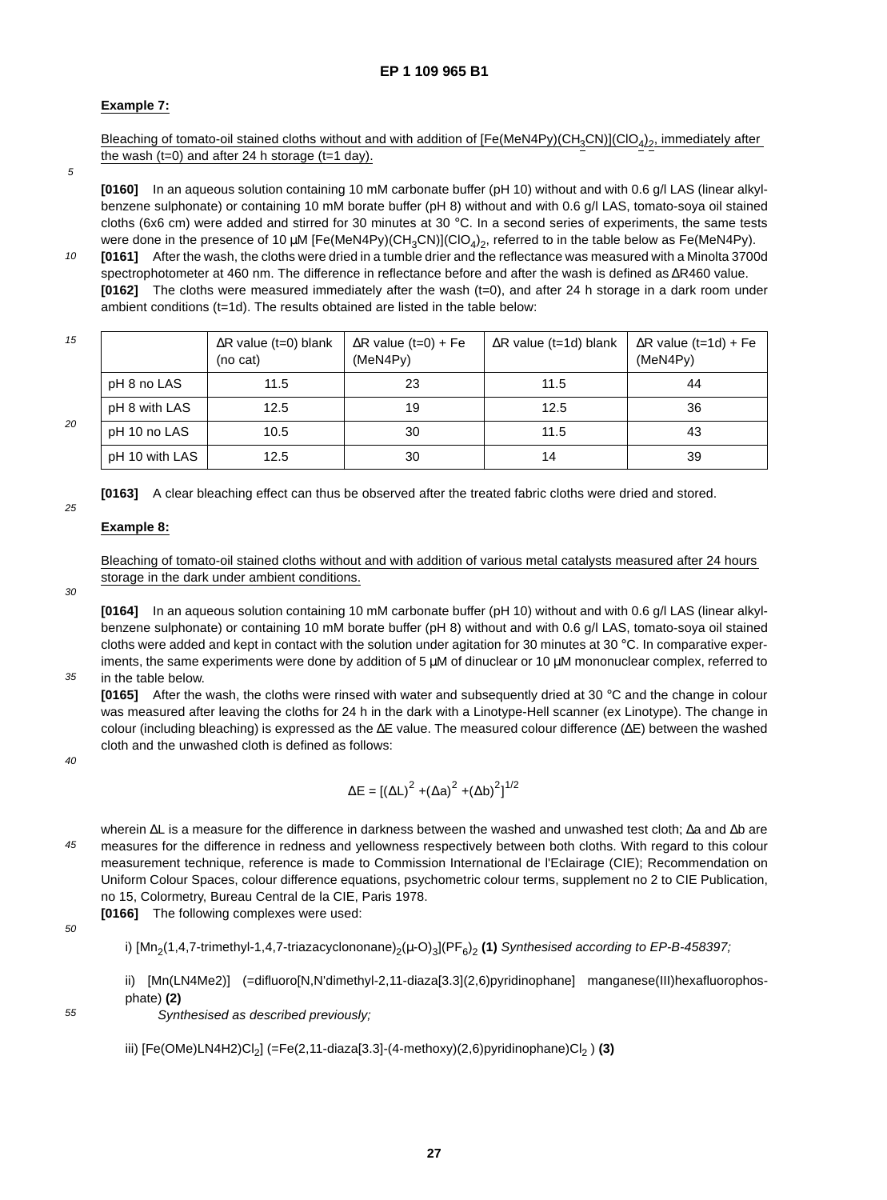**Example 7:**

Bleaching of tomato-oil stained cloths without and with addition of $[Fe(MeN4Py)(CH_3CN)](ClO_4)_2$, immediately after the wash (t=0) and after 24 h storage (t=1 day).

**[0160]** In an aqueous solution containing 10 mM carbonate buffer (pH 10) without and with 0.6 g/l LAS (linear alkylbenzene sulphonate) or containing 10 mM borate buffer (pH 8) without and with 0.6 g/l LAS, tomato-soya oil stained cloths (6x6 cm) were added and stirred for 30 minutes at 30 °C. In a second series of experiments, the same tests were done in the presence of 10 µM $[Fe(MeN4Py)(CH_3CN)](ClO_4)_2$, referred to in the table below as Fe(MeN4Py).

**[0161]** After the wash, the cloths were dried in a tumble drier and the reflectance was measured with a Minolta 3700d spectrophotometer at 460 nm. The difference in reflectance before and after the wash is defined as ΔR460 value.

**[0162]** The cloths were measured immediately after the wash (t=0), and after 24 h storage in a dark room under ambient conditions (t=1d). The results obtained are listed in the table below:

| | ΔR value (t=0) blank (no cat) | ΔR value (t=0) + Fe (MeN4Py) | ΔR value (t=1d) blank | ΔR value (t=1d) + Fe (MeN4Py) |
|---|---|---|---|---|
| pH 8 no LAS | 11.5 | 23 | 11.5 | 44 |
| pH 8 with LAS | 12.5 | 19 | 12.5 | 36 |
| pH 10 no LAS | 10.5 | 30 | 11.5 | 43 |
| pH 10 with LAS | 12.5 | 30 | 14 | 39 |

**[0163]** A clear bleaching effect can thus be observed after the treated fabric cloths were dried and stored.

**Example 8:**

Bleaching of tomato-oil stained cloths without and with addition of various metal catalysts measured after 24 hours storage in the dark under ambient conditions.

**[0164]** In an aqueous solution containing 10 mM carbonate buffer (pH 10) without and with 0.6 g/l LAS (linear alkylbenzene sulphonate) or containing 10 mM borate buffer (pH 8) without and with 0.6 g/l LAS, tomato-soya oil stained cloths were added and kept in contact with the solution under agitation for 30 minutes at 30 °C. In comparative experiments, the same experiments were done by addition of 5 µM of dinuclear or 10 µM mononuclear complex, referred to in the table below.

**[0165]** After the wash, the cloths were rinsed with water and subsequently dried at 30 °C and the change in colour was measured after leaving the cloths for 24 h in the dark with a Linotype-Hell scanner (ex Linotype). The change in colour (including bleaching) is expressed as the ΔE value. The measured colour difference (ΔE) between the washed cloth and the unwashed cloth is defined as follows:

$$\Delta E = [(\Delta L)^2 + (\Delta a)^2 + (\Delta b)^2]^{1/2}$$

wherein ΔL is a measure for the difference in darkness between the washed and unwashed test cloth; Δa and Δb are measures for the difference in redness and yellowness respectively between both cloths. With regard to this colour measurement technique, reference is made to Commission International de l'Eclairage (CIE); Recommendation on Uniform Colour Spaces, colour difference equations, psychometric colour terms, supplement no 2 to CIE Publication, no 15, Colormetry, Bureau Central de la CIE, Paris 1978.

**[0166]** The following complexes were used:

i) $[Mn_2(1,4,7\text{-trimethyl-}1,4,7\text{-triazacyclononane})_2(\mu\text{-}O)_3](PF_6)_2$ **(1)** *Synthesised according to EP-B-458397;*

ii) [Mn(LN4Me2)] (=difluoro[N,N'dimethyl-2,11-diaza[3.3](2,6)pyridinophane] manganese(III)hexafluorophosphate) **(2)**

*Synthesised as described previously;*

iii) $[Fe(OMe)LN4H2)Cl_2]$ (=Fe(2,11-diaza[3.3]-(4-methoxy)(2,6)pyridinophane)$Cl_2$ ) **(3)**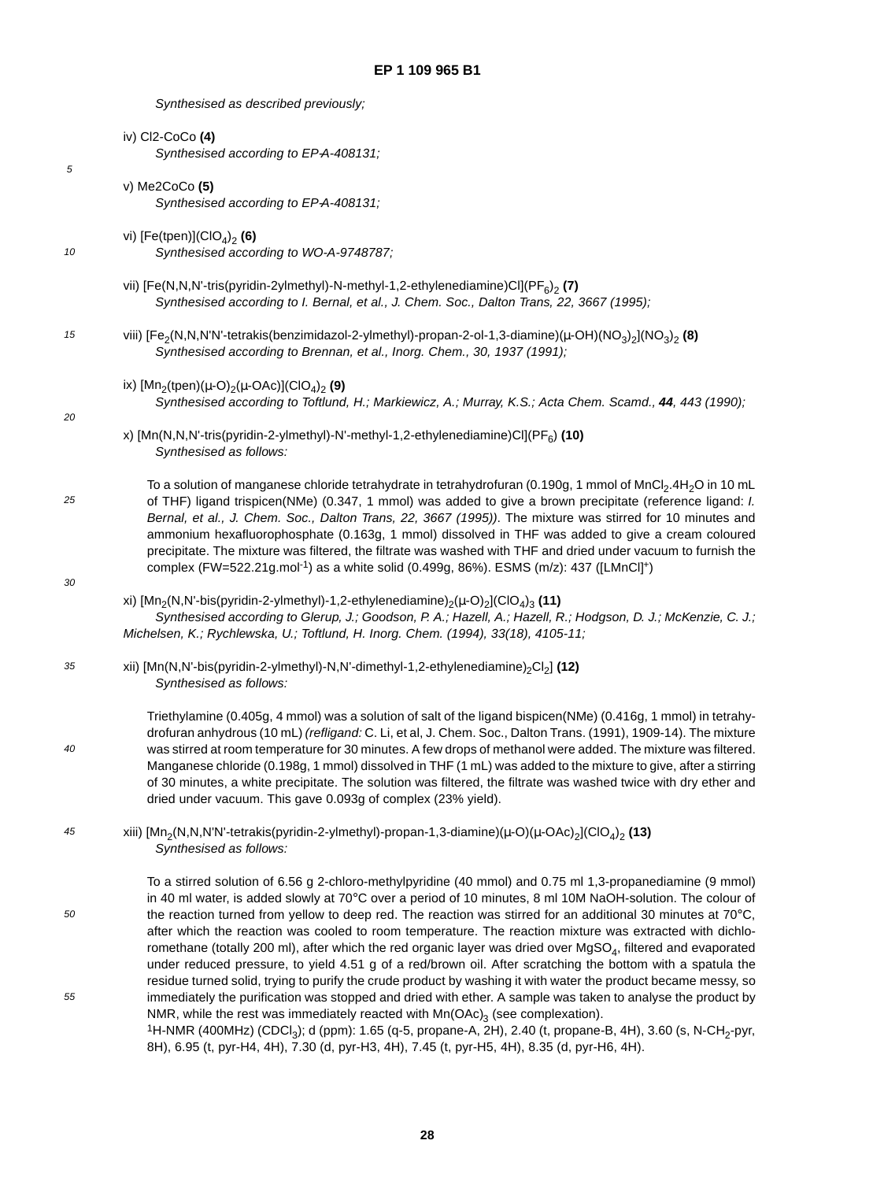*Synthesised as described previously;*

iv) Cl2-CoCo **(4)**
*Synthesised according to EP-A-408131;*

v) Me2CoCo **(5)**
*Synthesised according to EP-A-408131;*

vi) [Fe(tpen)]$(ClO_4)_2$ **(6)**
*Synthesised according to WO-A-9748787;*

vii) [Fe(N,N,N'-tris(pyridin-2ylmethyl)-N-methyl-1,2-ethylenediamine)Cl]$(PF_6)_2$ **(7)**
*Synthesised according to I. Bernal, et al., J. Chem. Soc., Dalton Trans, 22, 3667 (1995);*

viii) [$Fe_2$(N,N,N'N'-tetrakis(benzimidazol-2-ylmethyl)-propan-2-ol-1,3-diamine)(μ-OH)$(NO_3)_2$]$(NO_3)_2$ **(8)**
*Synthesised according to Brennan, et al., Inorg. Chem., 30, 1937 (1991);*

ix) [$Mn_2$(tpen)(μ-O)$_2$(μ-OAc)]$(ClO_4)_2$ **(9)**
*Synthesised according to Toftlund, H.; Markiewicz, A.; Murray, K.S.; Acta Chem. Scamd.,* ***44****, 443 (1990);*

x) [Mn(N,N,N'-tris(pyridin-2-ylmethyl)-N'-methyl-1,2-ethylenediamine)Cl]$(PF_6)$ **(10)**
*Synthesised as follows:*

To a solution of manganese chloride tetrahydrate in tetrahydrofuran (0.190g, 1 mmol of $MnCl_2.4H_2O$ in 10 mL of THF) ligand trispicen(NMe) (0.347, 1 mmol) was added to give a brown precipitate (reference ligand: *I. Bernal, et al., J. Chem. Soc., Dalton Trans, 22, 3667 (1995))*. The mixture was stirred for 10 minutes and ammonium hexafluorophosphate (0.163g, 1 mmol) dissolved in THF was added to give a cream coloured precipitate. The mixture was filtered, the filtrate was washed with THF and dried under vacuum to furnish the complex (FW=522.21g.mol$^{-1}$) as a white solid (0.499g, 86%). ESMS (m/z): 437 ([LMnCl]$^+$)

xi) [$Mn_2$(N,N'-bis(pyridin-2-ylmethyl)-1,2-ethylenediamine)$_2$(μ-O)$_2$]$(ClO_4)_3$ **(11)**
*Synthesised according to Glerup, J.; Goodson, P. A.; Hazell, A.; Hazell, R.; Hodgson, D. J.; McKenzie, C. J.; Michelsen, K.; Rychlewska, U.; Toftlund, H. Inorg. Chem. (1994), 33(18), 4105-11;*

xii) [Mn(N,N'-bis(pyridin-2-ylmethyl)-N,N'-dimethyl-1,2-ethylenediamine)$_2$Cl$_2$] **(12)**
*Synthesised as follows:*

Triethylamine (0.405g, 4 mmol) was a solution of salt of the ligand bispicen(NMe) (0.416g, 1 mmol) in tetrahydrofuran anhydrous (10 mL) *(refligand:* C. Li, et al, J. Chem. Soc., Dalton Trans. (1991), 1909-14). The mixture was stirred at room temperature for 30 minutes. A few drops of methanol were added. The mixture was filtered. Manganese chloride (0.198g, 1 mmol) dissolved in THF (1 mL) was added to the mixture to give, after a stirring of 30 minutes, a white precipitate. The solution was filtered, the filtrate was washed twice with dry ether and dried under vacuum. This gave 0.093g of complex (23% yield).

xiii) [$Mn_2$(N,N,N'N'-tetrakis(pyridin-2-ylmethyl)-propan-1,3-diamine)(μ-O)(μ-OAc)$_2$]$(ClO_4)_2$ **(13)**
*Synthesised as follows:*

To a stirred solution of 6.56 g 2-chloro-methylpyridine (40 mmol) and 0.75 ml 1,3-propanediamine (9 mmol) in 40 ml water, is added slowly at 70°C over a period of 10 minutes, 8 ml 10M NaOH-solution. The colour of the reaction turned from yellow to deep red. The reaction was stirred for an additional 30 minutes at 70°C, after which the reaction was cooled to room temperature. The reaction mixture was extracted with dichloromethane (totally 200 ml), after which the red organic layer was dried over $MgSO_4$, filtered and evaporated under reduced pressure, to yield 4.51 g of a red/brown oil. After scratching the bottom with a spatula the residue turned solid, trying to purify the crude product by washing it with water the product became messy, so immediately the purification was stopped and dried with ether. A sample was taken to analyse the product by NMR, while the rest was immediately reacted with $Mn(OAc)_3$ (see complexation).
$^1$H-NMR (400MHz) ($CDCl_3$); d (ppm): 1.65 (q-5, propane-A, 2H), 2.40 (t, propane-B, 4H), 3.60 (s, N-$CH_2$-pyr, 8H), 6.95 (t, pyr-H4, 4H), 7.30 (d, pyr-H3, 4H), 7.45 (t, pyr-H5, 4H), 8.35 (d, pyr-H6, 4H).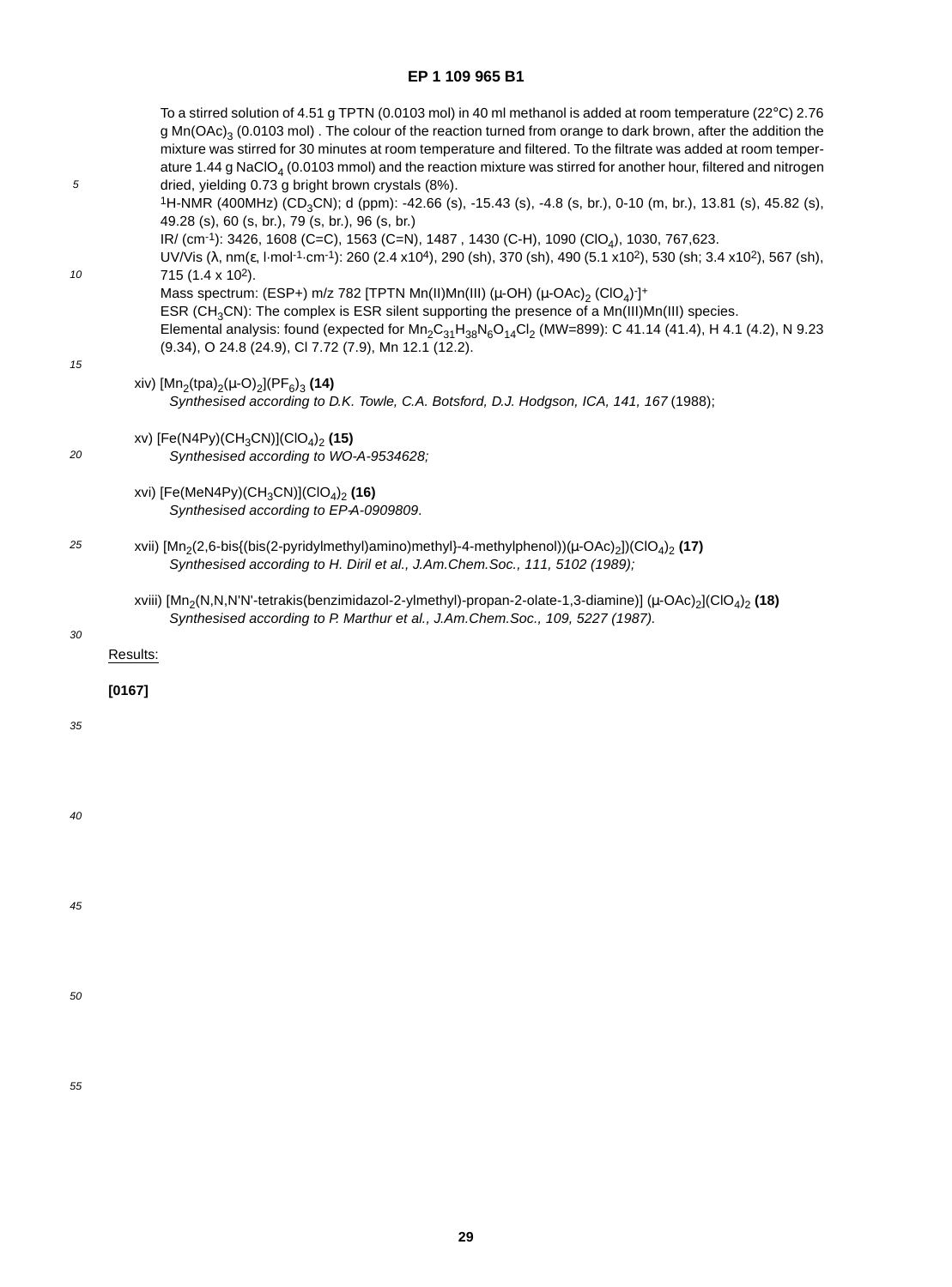To a stirred solution of 4.51 g TPTN (0.0103 mol) in 40 ml methanol is added at room temperature (22°C) 2.76 g $Mn(OAc)_3$ (0.0103 mol) . The colour of the reaction turned from orange to dark brown, after the addition the mixture was stirred for 30 minutes at room temperature and filtered. To the filtrate was added at room temperature 1.44 g $NaClO_4$ (0.0103 mmol) and the reaction mixture was stirred for another hour, filtered and nitrogen dried, yielding 0.73 g bright brown crystals (8%).

$^1$H-NMR (400MHz) ($CD_3CN$); d (ppm): -42.66 (s), -15.43 (s), -4.8 (s, br.), 0-10 (m, br.), 13.81 (s), 45.82 (s), 49.28 (s), 60 (s, br.), 79 (s, br.), 96 (s, br.)

IR/ (cm$^{-1}$): 3426, 1608 (C=C), 1563 (C=N), 1487 , 1430 (C-H), 1090 ($ClO_4$), 1030, 767,623.

UV/Vis (λ, nm(ε, l·mol$^{-1}$·cm$^{-1}$): 260 (2.4 x10$^4$), 290 (sh), 370 (sh), 490 (5.1 x10$^2$), 530 (sh; 3.4 x10$^2$), 567 (sh), 715 (1.4 x 10$^2$).

Mass spectrum: (ESP+) m/z 782 [TPTN Mn(II)Mn(III) (μ-OH) (μ-OAc)$_2$ ($ClO_4$)$^-$]$^+$

ESR ($CH_3CN$): The complex is ESR silent supporting the presence of a Mn(III)Mn(III) species.

Elemental analysis: found (expected for $Mn_2C_{31}H_{38}N_6O_{14}Cl_2$ (MW=899): C 41.14 (41.4), H 4.1 (4.2), N 9.23 (9.34), O 24.8 (24.9), Cl 7.72 (7.9), Mn 12.1 (12.2).

xiv) $[Mn_2(tpa)_2(\mu\text{-}O)_2](PF_6)_3$ **(14)**
*Synthesised according to D.K. Towle, C.A. Botsford, D.J. Hodgson, ICA, 141, 167* (1988);

xv) $[Fe(N4Py)(CH_3CN)](ClO_4)_2$ **(15)**
*Synthesised according to WO-A-9534628;*

xvi) $[Fe(MeN4Py)(CH_3CN)](ClO_4)_2$ **(16)**
*Synthesised according to EP-A-0909809.*

xvii) $[Mn_2$(2,6-bis{(bis(2-pyridylmethyl)amino)methyl}-4-methylphenol))(μ-OAc)$_2$])($ClO_4$)$_2$ **(17)**
*Synthesised according to H. Diril et al., J.Am.Chem.Soc., 111, 5102 (1989);*

xviii) [$Mn_2$(N,N,N'N'-tetrakis(benzimidazol-2-ylmethyl)-propan-2-olate-1,3-diamine)] (μ-OAc)$_2$]($ClO_4$)$_2$ **(18)**
*Synthesised according to P. Marthur et al., J.Am.Chem.Soc., 109, 5227 (1987).*

Results:

**[0167]**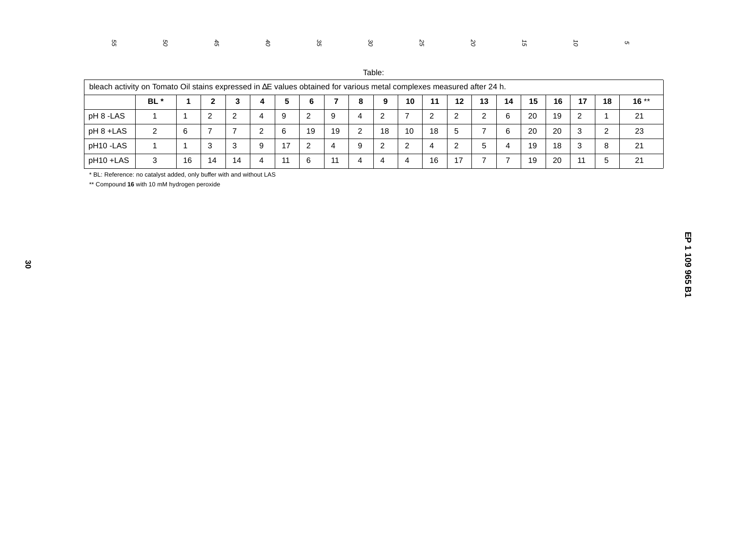Table:

| bleach activity on Tomato Oil stains expressed in ΔE values obtained for various metal complexes measured after 24 h. | | | | | | | | | | | | | | | | | | | |
|---|---|---|---|---|---|---|---|---|---|---|---|---|---|---|---|---|---|---|---|
| | **BL** * | **1** | **2** | **3** | **4** | **5** | **6** | **7** | **8** | **9** | **10** | **11** | **12** | **13** | **14** | **15** | **16** | **17** | **18** | **16** ** |
| pH 8 -LAS | 1 | 1 | 2 | 2 | 4 | 9 | 2 | 9 | 4 | 2 | 7 | 2 | 2 | 2 | 6 | 20 | 19 | 2 | 1 | 21 |
| pH 8 +LAS | 2 | 6 | 7 | 7 | 2 | 6 | 19 | 19 | 2 | 18 | 10 | 18 | 5 | 7 | 6 | 20 | 20 | 3 | 2 | 23 |
| pH10 -LAS | 1 | 1 | 3 | 3 | 9 | 17 | 2 | 4 | 9 | 2 | 2 | 4 | 2 | 5 | 4 | 19 | 18 | 3 | 8 | 21 |
| pH10 +LAS | 3 | 16 | 14 | 14 | 4 | 11 | 6 | 11 | 4 | 4 | 4 | 16 | 17 | 7 | 7 | 19 | 20 | 11 | 5 | 21 |

* BL: Reference: no catalyst added, only buffer with and without LAS

** Compound **16** with 10 mM hydrogen peroxide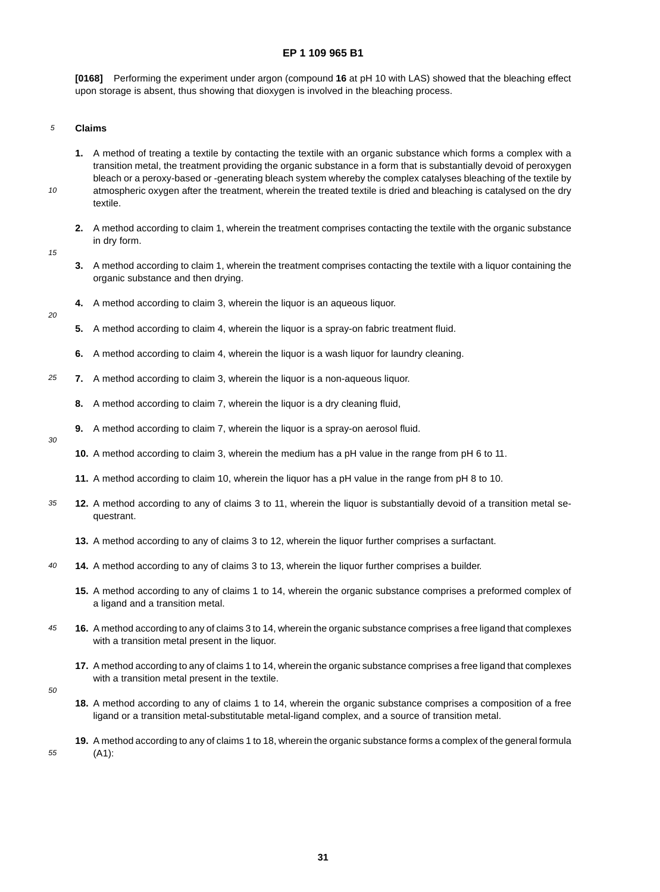**[0168]** Performing the experiment under argon (compound **16** at pH 10 with LAS) showed that the bleaching effect upon storage is absent, thus showing that dioxygen is involved in the bleaching process.

## Claims

**1.** A method of treating a textile by contacting the textile with an organic substance which forms a complex with a transition metal, the treatment providing the organic substance in a form that is substantially devoid of peroxygen bleach or a peroxy-based or -generating bleach system whereby the complex catalyses bleaching of the textile by atmospheric oxygen after the treatment, wherein the treated textile is dried and bleaching is catalysed on the dry textile.

**2.** A method according to claim 1, wherein the treatment comprises contacting the textile with the organic substance in dry form.

**3.** A method according to claim 1, wherein the treatment comprises contacting the textile with a liquor containing the organic substance and then drying.

**4.** A method according to claim 3, wherein the liquor is an aqueous liquor.

**5.** A method according to claim 4, wherein the liquor is a spray-on fabric treatment fluid.

**6.** A method according to claim 4, wherein the liquor is a wash liquor for laundry cleaning.

**7.** A method according to claim 3, wherein the liquor is a non-aqueous liquor.

**8.** A method according to claim 7, wherein the liquor is a dry cleaning fluid,

**9.** A method according to claim 7, wherein the liquor is a spray-on aerosol fluid.

**10.** A method according to claim 3, wherein the medium has a pH value in the range from pH 6 to 11.

**11.** A method according to claim 10, wherein the liquor has a pH value in the range from pH 8 to 10.

**12.** A method according to any of claims 3 to 11, wherein the liquor is substantially devoid of a transition metal sequestrant.

**13.** A method according to any of claims 3 to 12, wherein the liquor further comprises a surfactant.

**14.** A method according to any of claims 3 to 13, wherein the liquor further comprises a builder.

**15.** A method according to any of claims 1 to 14, wherein the organic substance comprises a preformed complex of a ligand and a transition metal.

**16.** A method according to any of claims 3 to 14, wherein the organic substance comprises a free ligand that complexes with a transition metal present in the liquor.

**17.** A method according to any of claims 1 to 14, wherein the organic substance comprises a free ligand that complexes with a transition metal present in the textile.

**18.** A method according to any of claims 1 to 14, wherein the organic substance comprises a composition of a free ligand or a transition metal-substitutable metal-ligand complex, and a source of transition metal.

**19.** A method according to any of claims 1 to 18, wherein the organic substance forms a complex of the general formula (A1):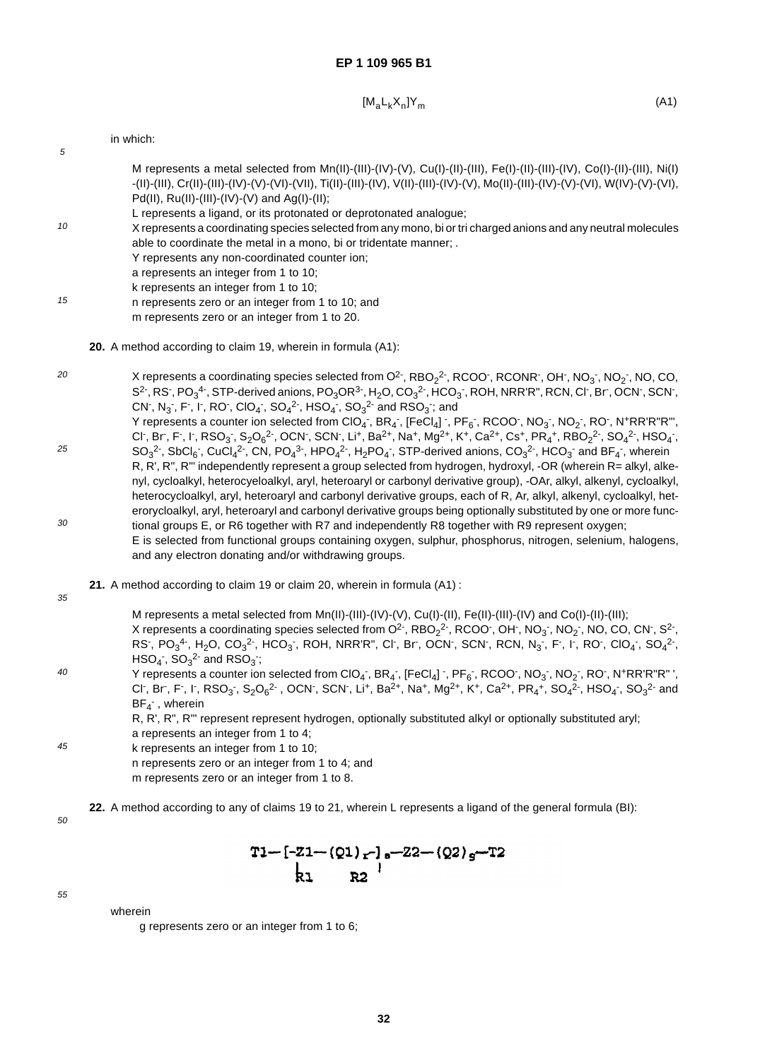$$[M_aL_kX_n]Y_m \quad (A1)$$

in which:

M represents a metal selected from Mn(II)-(III)-(IV)-(V), Cu(I)-(II)-(III), Fe(I)-(II)-(III)-(IV), Co(I)-(II)-(III), Ni(I)-(II)-(III), Cr(II)-(III)-(IV)-(V)-(VI)-(VII), Ti(II)-(III)-(IV), V(II)-(III)-(IV)-(V), Mo(II)-(III)-(IV)-(V)-(VI), W(IV)-(V)-(VI), Pd(II), Ru(II)-(III)-(IV)-(V) and Ag(I)-(II);
L represents a ligand, or its protonated or deprotonated analogue;
X represents a coordinating species selected from any mono, bi or tri charged anions and any neutral molecules able to coordinate the metal in a mono, bi or tridentate manner; .
Y represents any non-coordinated counter ion;
a represents an integer from 1 to 10;
k represents an integer from 1 to 10;
n represents zero or an integer from 1 to 10; and
m represents zero or an integer from 1 to 20.

**20.** A method according to claim 19, wherein in formula (A1):

X represents a coordinating species selected from $O^{2-}$, $RBO_2^{2-}$, $RCOO^-$, $RCONR^-$, $OH^-$, $NO_3^-$, $NO_2^-$, NO, CO, $S^{2-}$, $RS^-$, $PO_3^{4-}$, STP-derived anions, $PO_3OR^{3-}$, $H_2O$, $CO_3^{2-}$, $HCO_3^-$, ROH, NRR'R", RCN, $Cl^-$, $Br^-$, $OCN^-$, $SCN^-$, $CN^-$, $N_3^-$, $F^-$, $I^-$, $RO^-$, $ClO_4^-$, $SO_4^{2-}$, $HSO_4^-$, $SO_3^{2-}$ and $RSO_3^-$; and
Y represents a counter ion selected from $ClO_4^-$, $BR_4^-$, $[FeCl_4]^-$, $PF_6^-$, $RCOO^-$, $NO_3^-$, $NO_2^-$, $RO^-$, $N^+RR'R"R'''$, $Cl^-$, $Br^-$, $F^-$, $I^-$, $RSO_3^-$, $S_2O_6^{2-}$, $OCN^-$, $SCN^-$, $Li^+$, $Ba^{2+}$, $Na^+$, $Mg^{2+}$, $K^+$, $Ca^{2+}$, $Cs^+$, $PR_4^+$, $RBO_2^{2-}$, $SO_4^{2-}$, $HSO_4^-$, $SO_3^{2-}$, $SbCl_6^-$, $CuCl_4^{2-}$, CN, $PO_4^{3-}$, $HPO_4^{2-}$, $H_2PO_4^-$, STP-derived anions, $CO_3^{2-}$, $HCO_3^-$ and $BF_4^-$, wherein R, R', R", R''' independently represent a group selected from hydrogen, hydroxyl, -OR (wherein R= alkyl, alkenyl, cycloalkyl, heterocyeloalkyl, aryl, heteroaryl or carbonyl derivative group), -OAr, alkyl, alkenyl, cycloalkyl, heterocycloalkyl, aryl, heteroaryl and carbonyl derivative groups, each of R, Ar, alkyl, alkenyl, cycloalkyl, heterorycloalkyl, aryl, heteroaryl and carbonyl derivative groups being optionally substituted by one or more functional groups E, or R6 together with R7 and independently R8 together with R9 represent oxygen;
E is selected from functional groups containing oxygen, sulphur, phosphorus, nitrogen, selenium, halogens, and any electron donating and/or withdrawing groups.

**21.** A method according to claim 19 or claim 20, wherein in formula (A1) :

M represents a metal selected from Mn(II)-(III)-(IV)-(V), Cu(I)-(II), Fe(II)-(III)-(IV) and Co(I)-(II)-(III);
X represents a coordinating species selected from $O^{2-}$, $RBO_2^{2-}$, $RCOO^-$, $OH^-$, $NO_3^-$, $NO_2^-$, NO, CO, $CN^-$, $S^{2-}$, $RS^-$, $PO_3^{4-}$, $H_2O$, $CO_3^{2-}$, $HCO_3^-$, ROH, NRR'R", $Cl^-$, $Br^-$, $OCN^-$, $SCN^-$, RCN, $N_3^-$, $F^-$, $I^-$, $RO^-$, $ClO_4^-$, $SO_4^{2-}$, $HSO_4^-$, $SO_3^{2-}$ and $RSO_3^-$;
Y represents a counter ion selected from $ClO_4^-$, $BR_4^-$, $[FeCl_4]^-$, $PF_6^-$, $RCOO^-$, $NO_3^-$, $NO_2^-$, $RO^-$, $N^+RR'R"R'''$, $Cl^-$, $Br^-$, $F^-$, $I^-$, $RSO_3^-$, $S_2O_6^{2-}$, $OCN^-$, $SCN^-$, $Li^+$, $Ba^{2+}$, $Na^+$, $Mg^{2+}$, $K^+$, $Ca^{2+}$, $PR_4^+$, $SO_4^{2-}$, $HSO_4^-$, $SO_3^{2-}$ and $BF_4^-$, wherein
R, R', R", R''' represent represent hydrogen, optionally substituted alkyl or optionally substituted aryl;
a represents an integer from 1 to 4;
k represents an integer from 1 to 10;
n represents zero or an integer from 1 to 4; and
m represents zero or an integer from 1 to 8.

**22.** A method according to any of claims 19 to 21, wherein L represents a ligand of the general formula (BI):

$$T1-[-\underset{\substack{|\\R1}}{Z1}-(Q1)_r-]_s-\underset{\substack{|\\R2}}{Z2}-(Q2)_g-T2$$

wherein
g represents zero or an integer from 1 to 6;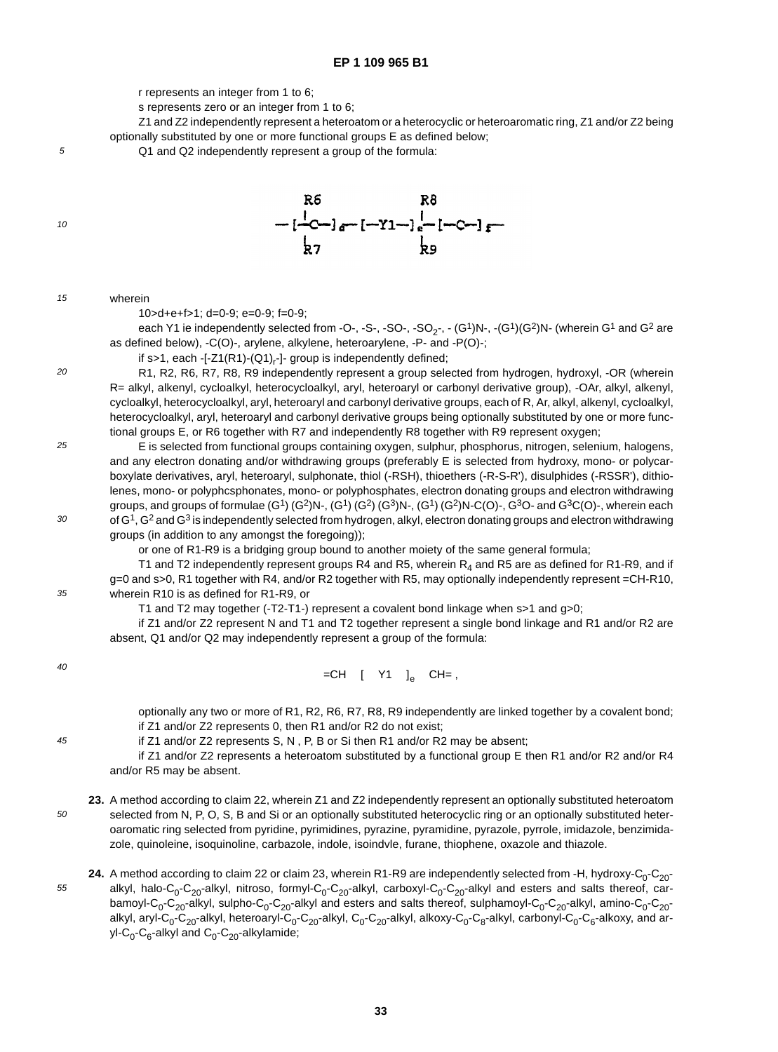r represents an integer from 1 to 6;

s represents zero or an integer from 1 to 6;

Z1 and Z2 independently represent a heteroatom or a heterocyclic or heteroaromatic ring, Z1 and/or Z2 being optionally substituted by one or more functional groups E as defined below;

Q1 and Q2 independently represent a group of the formula:

$$-[-\underset{R7}{\overset{R6}{\underset{|}{\overset{|}{C}}}}-]_d-[-Y1-]_e-[-\underset{R9}{\overset{R8}{\underset{|}{\overset{|}{C}}}}-]_f-$$

wherein

10>d+e+f>1; d=0-9; e=0-9; f=0-9;

each Y1 ie independently selected from -O-, -S-, -SO-, $-SO_2-$, - $(G^1)N-$, $-(G^1)(G^2)N-$ (wherein $G^1$ and $G^2$ are as defined below), -C(O)-, arylene, alkylene, heteroarylene, -P- and -P(O)-;

if s>1, each $-[-Z1(R1)-(Q1)_r-]-$ group is independently defined;

R1, R2, R6, R7, R8, R9 independently represent a group selected from hydrogen, hydroxyl, -OR (wherein R= alkyl, alkenyl, cycloalkyl, heterocycloalkyl, aryl, heteroaryl or carbonyl derivative group), -OAr, alkyl, alkenyl, cycloalkyl, heterocycloalkyl, aryl, heteroaryl and carbonyl derivative groups, each of R, Ar, alkyl, alkenyl, cycloalkyl, heterocycloalkyl, aryl, heteroaryl and carbonyl derivative groups being optionally substituted by one or more functional groups E, or R6 together with R7 and independently R8 together with R9 represent oxygen;

E is selected from functional groups containing oxygen, sulphur, phosphorus, nitrogen, selenium, halogens, and any electron donating and/or withdrawing groups (preferably E is selected from hydroxy, mono- or polycarboxylate derivatives, aryl, heteroaryl, sulphonate, thiol (-RSH), thioethers (-R-S-R'), disulphides (-RSSR'), dithiolenes, mono- or polyphcsphonates, mono- or polyphosphates, electron donating groups and electron withdrawing groups, and groups of formulae $(G^1)(G^2)N-$, $(G^1)(G^2)(G^3)N-$, $(G^1)(G^2)N-C(O)-$, $G^3O-$ and $G^3C(O)-$, wherein each of $G^1$, $G^2$ and $G^3$ is independently selected from hydrogen, alkyl, electron donating groups and electron withdrawing groups (in addition to any amongst the foregoing));

or one of R1-R9 is a bridging group bound to another moiety of the same general formula;

T1 and T2 independently represent groups R4 and R5, wherein $R_4$ and R5 are as defined for R1-R9, and if g=0 and s>0, R1 together with R4, and/or R2 together with R5, may optionally independently represent =CH-R10, wherein R10 is as defined for R1-R9, or

T1 and T2 may together (-T2-T1-) represent a covalent bond linkage when s>1 and g>0;

if Z1 and/or Z2 represent N and T1 and T2 together represent a single bond linkage and R1 and/or R2 are absent, Q1 and/or Q2 may independently represent a group of the formula:

$$=CH\quad[\quad Y1\quad]_e\quad CH= ,$$

optionally any two or more of R1, R2, R6, R7, R8, R9 independently are linked together by a covalent bond;

if Z1 and/or Z2 represents 0, then R1 and/or R2 do not exist;

if Z1 and/or Z2 represents S, N , P, B or Si then R1 and/or R2 may be absent;

if Z1 and/or Z2 represents a heteroatom substituted by a functional group E then R1 and/or R2 and/or R4 and/or R5 may be absent.

**23.** A method according to claim 22, wherein Z1 and Z2 independently represent an optionally substituted heteroatom selected from N, P, O, S, B and Si or an optionally substituted heterocyclic ring or an optionally substituted heteroaromatic ring selected from pyridine, pyrimidines, pyrazine, pyramidine, pyrazole, pyrrole, imidazole, benzimidazole, quinoleine, isoquinoline, carbazole, indole, isoindvle, furane, thiophene, oxazole and thiazole.

**24.** A method according to claim 22 or claim 23, wherein R1-R9 are independently selected from -H, hydroxy-$C_0$-$C_{20}$-alkyl, halo-$C_0$-$C_{20}$-alkyl, nitroso, formyl-$C_0$-$C_{20}$-alkyl, carboxyl-$C_0$-$C_{20}$-alkyl and esters and salts thereof, carbamoyl-$C_0$-$C_{20}$-alkyl, sulpho-$C_0$-$C_{20}$-alkyl and esters and salts thereof, sulphamoyl-$C_0$-$C_{20}$-alkyl, amino-$C_0$-$C_{20}$-alkyl, aryl-$C_0$-$C_{20}$-alkyl, heteroaryl-$C_0$-$C_{20}$-alkyl, $C_0$-$C_{20}$-alkyl, alkoxy-$C_0$-$C_8$-alkyl, carbonyl-$C_0$-$C_6$-alkoxy, and aryl-$C_0$-$C_6$-alkyl and $C_0$-$C_{20}$-alkylamide;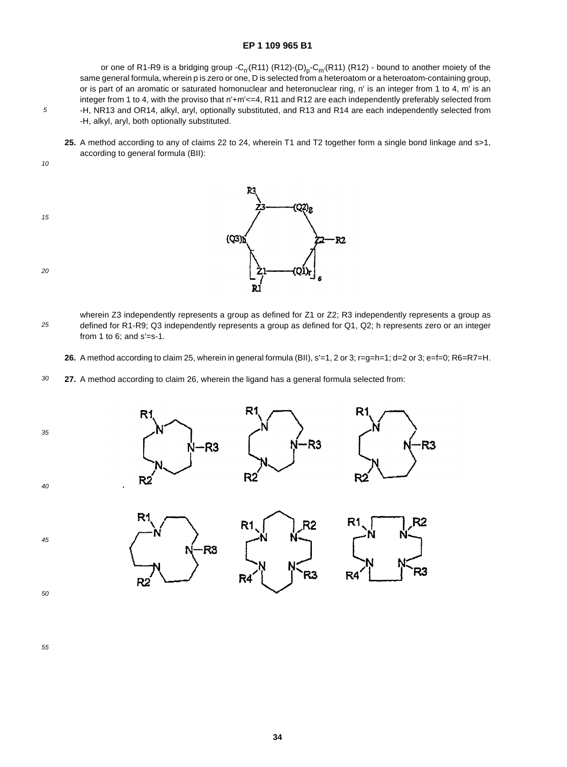or one of R1-R9 is a bridging group $-C_{n'}(R11)(R12)-(D)_p-C_{m'}(R11)(R12)-$ bound to another moiety of the same general formula, wherein p is zero or one, D is selected from a heteroatom or a heteroatom-containing group, or is part of an aromatic or saturated homonuclear and heteronuclear ring, n' is an integer from 1 to 4, m' is an integer from 1 to 4, with the proviso that $n'+m'<=4$, R11 and R12 are each independently preferably selected from -H, NR13 and OR14, alkyl, aryl, optionally substituted, and R13 and R14 are each independently selected from -H, alkyl, aryl, both optionally substituted.

**25.** A method according to any of claims 22 to 24, wherein T1 and T2 together form a single bond linkage and s>1, according to general formula (BII):

wherein Z3 independently represents a group as defined for Z1 or Z2; R3 independently represents a group as defined for R1-R9; Q3 independently represents a group as defined for Q1, Q2; h represents zero or an integer from 1 to 6; and s'=s-1.

**26.** A method according to claim 25, wherein in general formula (BII), s'=1, 2 or 3; r=g=h=1; d=2 or 3; e=f=0; R6=R7=H.

**27.** A method according to claim 26, wherein the ligand has a general formula selected from: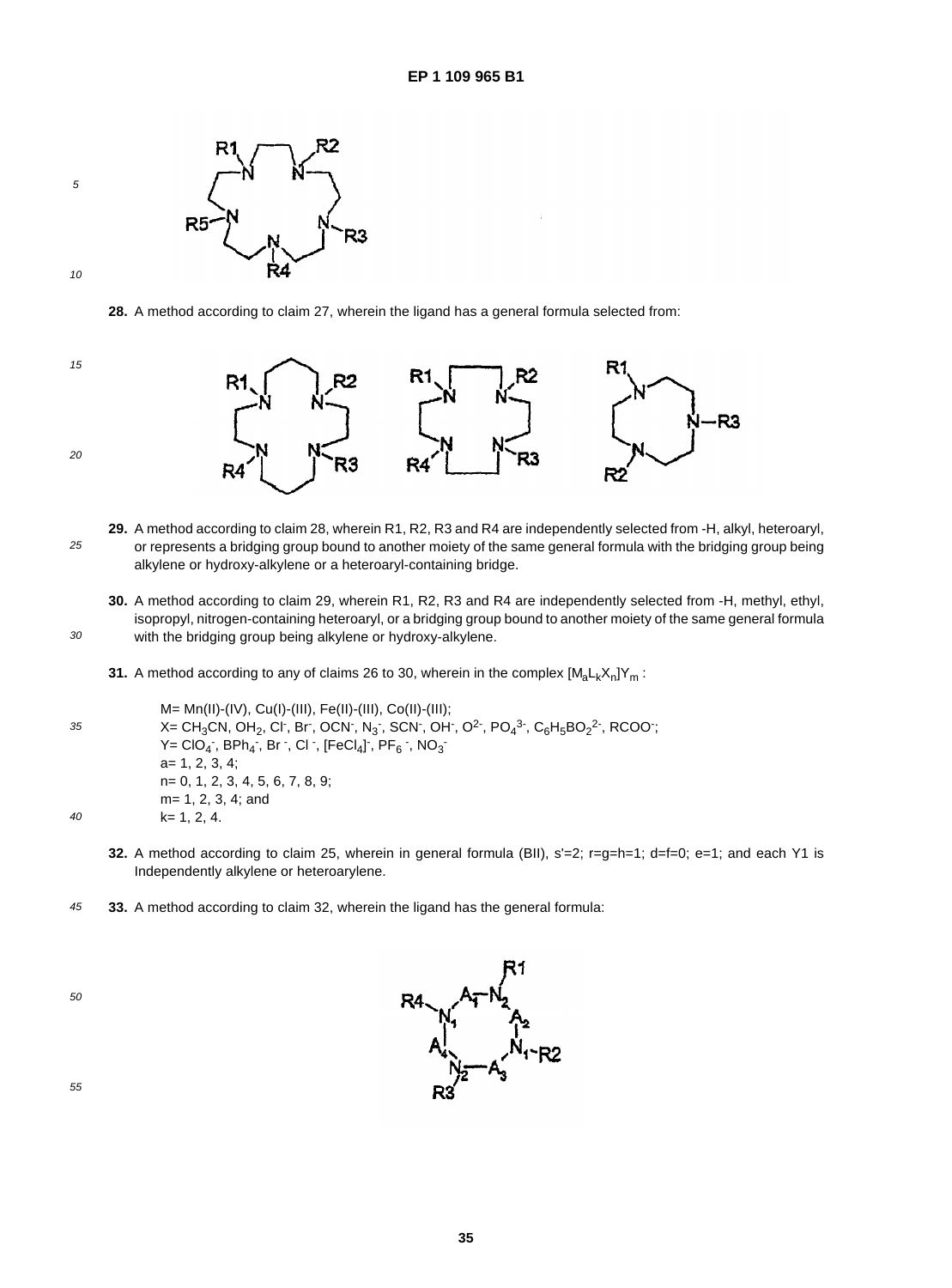28. A method according to claim 27, wherein the ligand has a general formula selected from:

29. A method according to claim 28, wherein R1, R2, R3 and R4 are independently selected from -H, alkyl, heteroaryl, or represents a bridging group bound to another moiety of the same general formula with the bridging group being alkylene or hydroxy-alkylene or a heteroaryl-containing bridge.

30. A method according to claim 29, wherein R1, R2, R3 and R4 are independently selected from -H, methyl, ethyl, isopropyl, nitrogen-containing heteroaryl, or a bridging group bound to another moiety of the same general formula with the bridging group being alkylene or hydroxy-alkylene.

31. A method according to any of claims 26 to 30, wherein in the complex $[M_aL_kX_n]Y_m$ :

M= Mn(II)-(IV), Cu(I)-(III), Fe(II)-(III), Co(II)-(III);
X= $CH_3CN$, $OH_2$, $Cl^-$, $Br^-$, $OCN^-$, $N_3^-$, $SCN^-$, $OH^-$, $O^{2-}$, $PO_4^{3-}$, $C_6H_5BO_2^{2-}$, $RCOO^-$;
Y= $ClO_4^-$, $BPh_4^-$, $Br^-$, $Cl^-$, $[FeCl_4]^-$, $PF_6^-$, $NO_3^-$
a= 1, 2, 3, 4;
n= 0, 1, 2, 3, 4, 5, 6, 7, 8, 9;
m= 1, 2, 3, 4; and
k= 1, 2, 4.

32. A method according to claim 25, wherein in general formula (BII), s'=2; r=g=h=1; d=f=0; e=1; and each Y1 is Independently alkylene or heteroarylene.

33. A method according to claim 32, wherein the ligand has the general formula: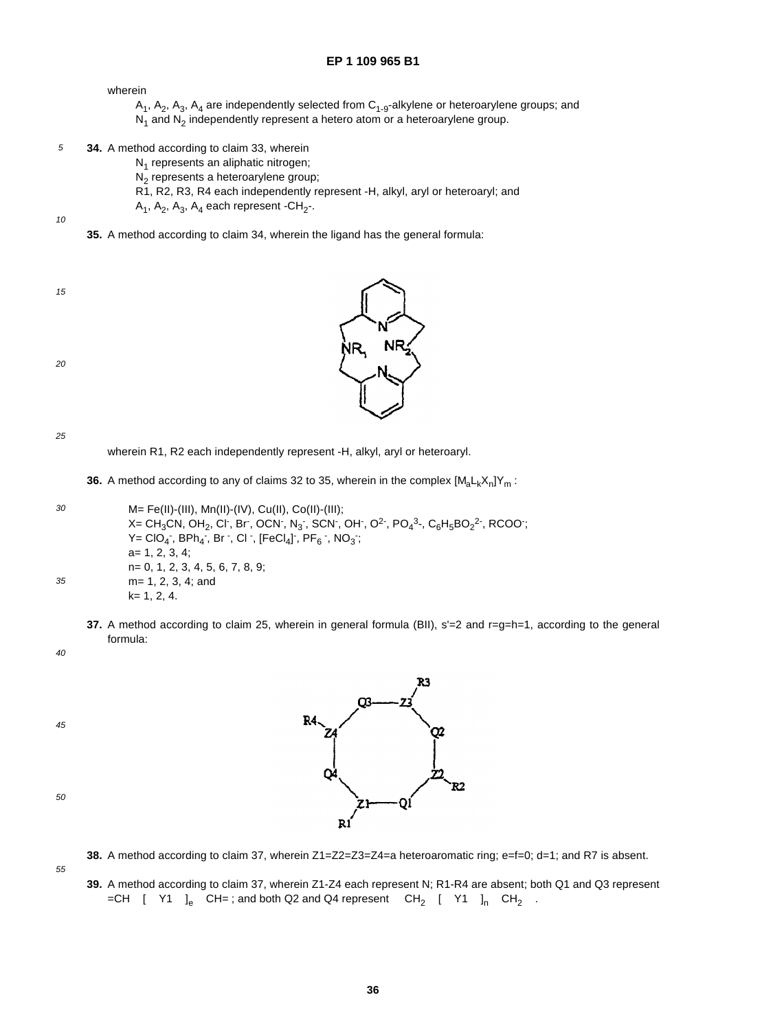wherein

$A_1$, $A_2$, $A_3$, $A_4$ are independently selected from $C_{1\text{-}9}$-alkylene or heteroarylene groups; and
$N_1$ and $N_2$ independently represent a hetero atom or a heteroarylene group.

**34.** A method according to claim 33, wherein

$N_1$ represents an aliphatic nitrogen;
$N_2$ represents a heteroarylene group;
R1, R2, R3, R4 each independently represent -H, alkyl, aryl or heteroaryl; and
$A_1$, $A_2$, $A_3$, $A_4$ each represent $-CH_2-$.

**35.** A method according to claim 34, wherein the ligand has the general formula:

wherein R1, R2 each independently represent -H, alkyl, aryl or heteroaryl.

**36.** A method according to any of claims 32 to 35, wherein in the complex $[M_aL_kX_n]Y_m$ :

M= Fe(II)-(III), Mn(II)-(IV), Cu(II), Co(II)-(III);
X= $CH_3CN$, $OH_2$, $Cl^-$, $Br^-$, $OCN^-$, $N_3^-$, $SCN^-$, $OH^-$, $O^{2-}$, $PO_4^{3-}$, $C_6H_5BO_2^{2-}$, $RCOO^-$;
Y= $ClO_4^-$, $BPh_4^-$, $Br^-$, $Cl^-$, $[FeCl_4]^-$, $PF_6^-$, $NO_3^-$;
a= 1, 2, 3, 4;
n= 0, 1, 2, 3, 4, 5, 6, 7, 8, 9;
m= 1, 2, 3, 4; and
k= 1, 2, 4.

**37.** A method according to claim 25, wherein in general formula (BII), s'=2 and r=g=h=1, according to the general formula:

**38.** A method according to claim 37, wherein Z1=Z2=Z3=Z4=a heteroaromatic ring; e=f=0; d=1; and R7 is absent.

**39.** A method according to claim 37, wherein Z1-Z4 each represent N; R1-R4 are absent; both Q1 and Q3 represent =CH [ Y1 ]$_e$ CH= ; and both Q2 and Q4 represent $CH_2$ [ Y1 ]$_n$ $CH_2$ .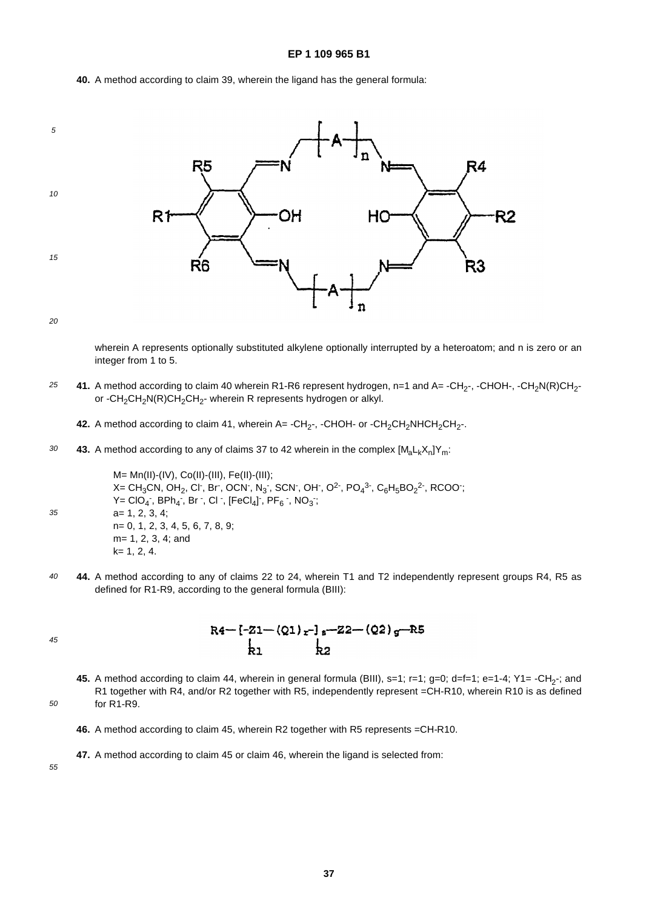**40.** A method according to claim 39, wherein the ligand has the general formula:

wherein A represents optionally substituted alkylene optionally interrupted by a heteroatom; and n is zero or an integer from 1 to 5.

**41.** A method according to claim 40 wherein R1-R6 represent hydrogen, n=1 and A= $-CH_2-$, -CHOH-, $-CH_2N(R)CH_2-$ or $-CH_2CH_2N(R)CH_2CH_2-$ wherein R represents hydrogen or alkyl.

**42.** A method according to claim 41, wherein A= $-CH_2-$, -CHOH- or $-CH_2CH_2NHCH_2CH_2-$.

**43.** A method according to any of claims 37 to 42 wherein in the complex $[M_aL_kX_n]Y_m$:

M= Mn(II)-(IV), Co(II)-(III), Fe(II)-(III);
X= $CH_3CN$, $OH_2$, $Cl^-$, $Br^-$, $OCN^-$, $N_3^-$, $SCN^-$, $OH^-$, $O^{2-}$, $PO_4^{3-}$, $C_6H_5BO_2^{2-}$, $RCOO^-$;
Y= $ClO_4^-$, $BPh_4^-$, $Br^-$, $Cl^-$, $[FeCl_4]^-$, $PF_6^-$, $NO_3^-$;
a= 1, 2, 3, 4;
n= 0, 1, 2, 3, 4, 5, 6, 7, 8, 9;
m= 1, 2, 3, 4; and
k= 1, 2, 4.

**44.** A method according to any of claims 22 to 24, wherein T1 and T2 independently represent groups R4, R5 as defined for R1-R9, according to the general formula (BIII):

$$R4-[-\underset{R1}{Z1}-(Q1)_r-]_s-\underset{R2}{Z2}-(Q2)_g-R5$$

**45.** A method according to claim 44, wherein in general formula (BIII), s=1; r=1; g=0; d=f=1; e=1-4; Y1= $-CH_2-$; and R1 together with R4, and/or R2 together with R5, independently represent =CH-R10, wherein R10 is as defined for R1-R9.

**46.** A method according to claim 45, wherein R2 together with R5 represents =CH-R10.

**47.** A method according to claim 45 or claim 46, wherein the ligand is selected from: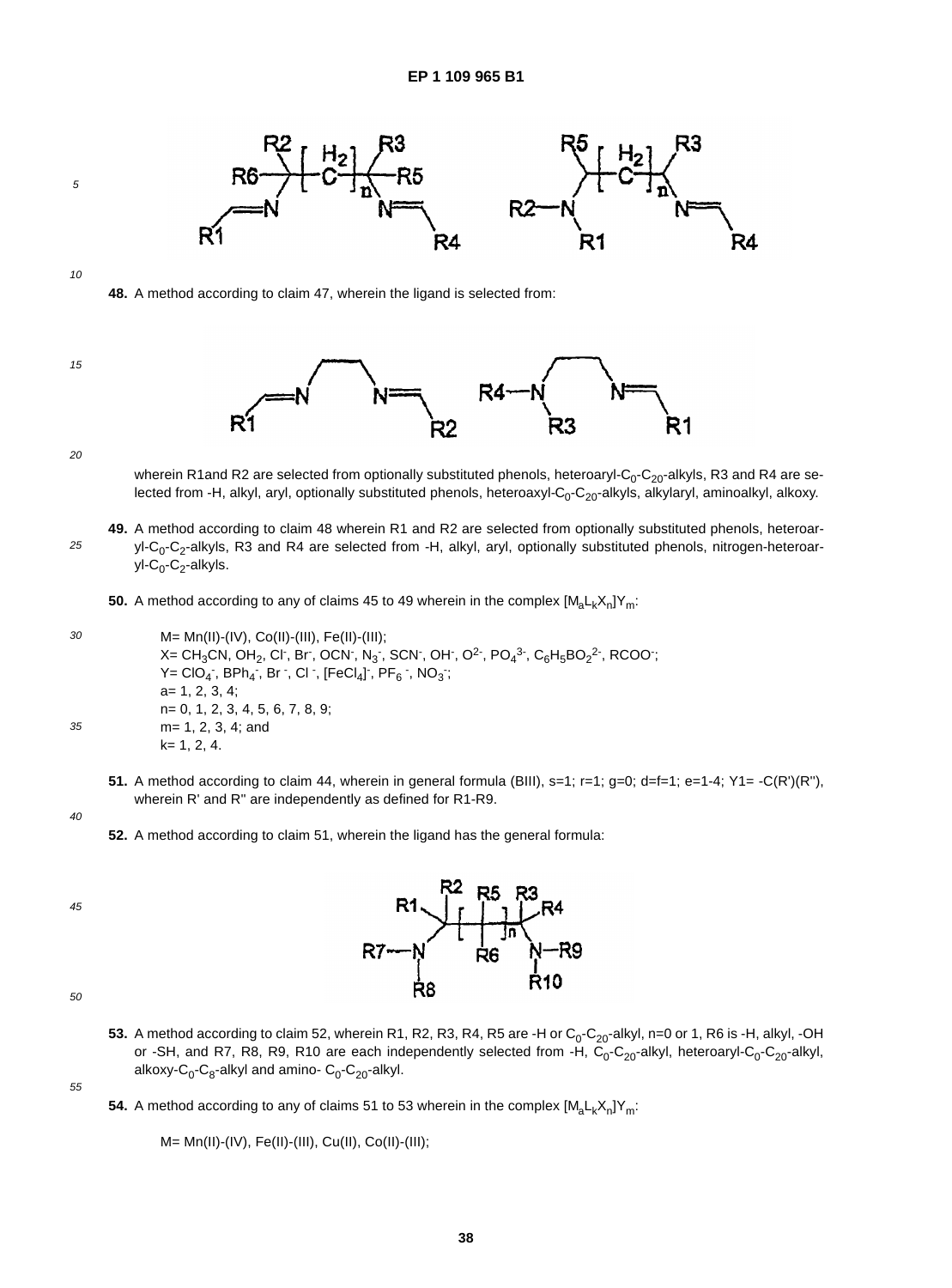48. A method according to claim 47, wherein the ligand is selected from:

wherein R1and R2 are selected from optionally substituted phenols, heteroaryl-$C_0$-$C_{20}$-alkyls, R3 and R4 are selected from -H, alkyl, aryl, optionally substituted phenols, heteroaxyl-$C_0$-$C_{20}$-alkyls, alkylaryl, aminoalkyl, alkoxy.

49. A method according to claim 48 wherein R1 and R2 are selected from optionally substituted phenols, heteroaryl-$C_0$-$C_2$-alkyls, R3 and R4 are selected from -H, alkyl, aryl, optionally substituted phenols, nitrogen-heteroaryl-$C_0$-$C_2$-alkyls.

50. A method according to any of claims 45 to 49 wherein in the complex $[M_aL_kX_n]Y_m$:

M= Mn(II)-(IV), Co(II)-(III), Fe(II)-(III);
X= $CH_3CN$, $OH_2$, $Cl^-$, $Br^-$, $OCN^-$, $N_3^-$, $SCN^-$, $OH^-$, $O^{2-}$, $PO_4^{3-}$, $C_6H_5BO_2^{2-}$, $RCOO^-$;
Y= $ClO_4^-$, $BPh_4^-$, $Br^-$, $Cl^-$, $[FeCl_4]^-$, $PF_6^-$, $NO_3^-$;
a= 1, 2, 3, 4;
n= 0, 1, 2, 3, 4, 5, 6, 7, 8, 9;
m= 1, 2, 3, 4; and
k= 1, 2, 4.

51. A method according to claim 44, wherein in general formula (BIII), s=1; r=1; g=0; d=f=1; e=1-4; Y1= -C(R')(R''), wherein R' and R'' are independently as defined for R1-R9.

52. A method according to claim 51, wherein the ligand has the general formula:

53. A method according to claim 52, wherein R1, R2, R3, R4, R5 are -H or $C_0$-$C_{20}$-alkyl, n=0 or 1, R6 is -H, alkyl, -OH or -SH, and R7, R8, R9, R10 are each independently selected from -H, $C_0$-$C_{20}$-alkyl, heteroaryl-$C_0$-$C_{20}$-alkyl, alkoxy-$C_0$-$C_8$-alkyl and amino- $C_0$-$C_{20}$-alkyl.

54. A method according to any of claims 51 to 53 wherein in the complex $[M_aL_kX_n]Y_m$:

M= Mn(II)-(IV), Fe(II)-(III), Cu(II), Co(II)-(III);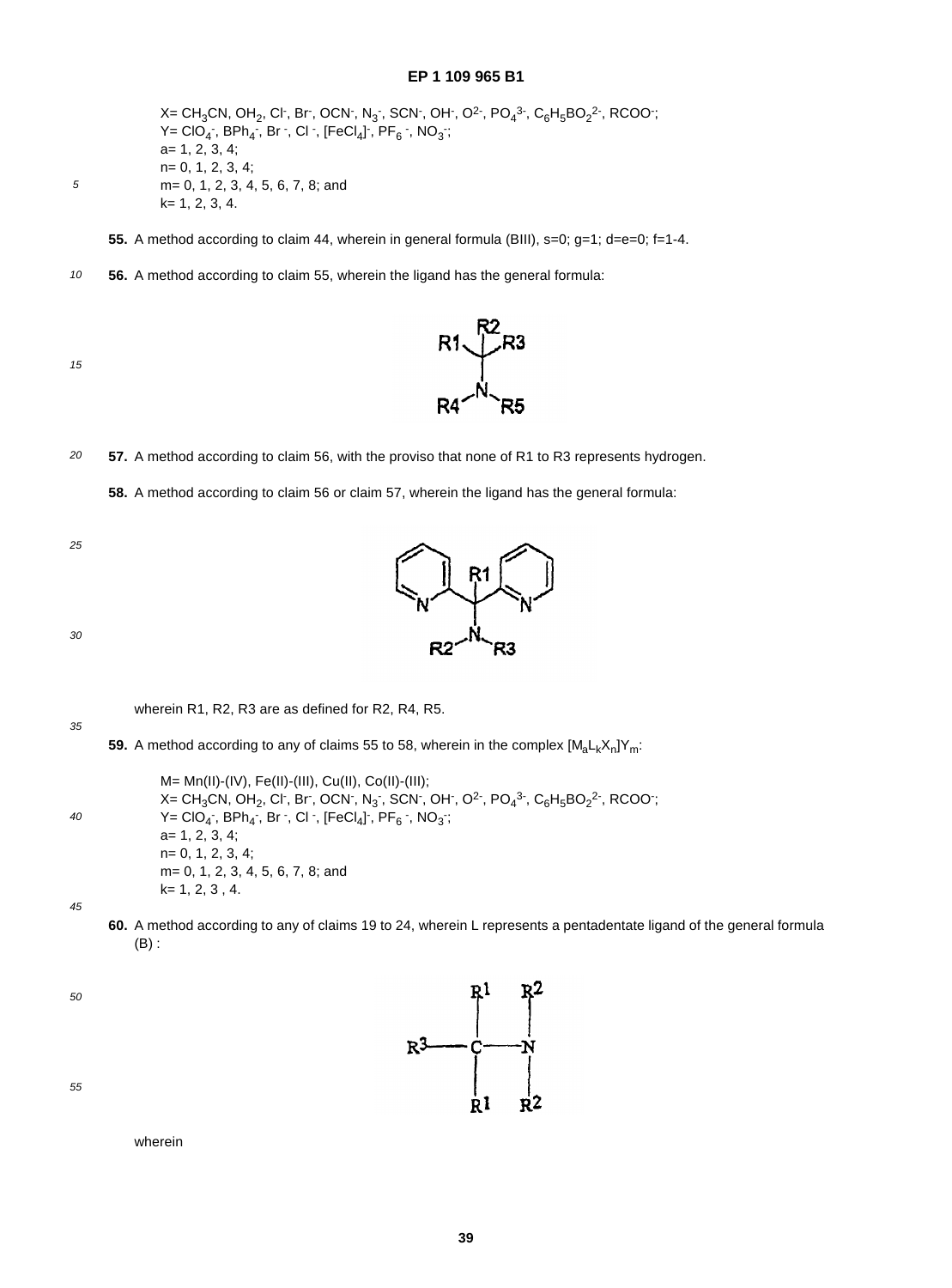X= $CH_3CN$, $OH_2$, $Cl^-$, $Br^-$, $OCN^-$, $N_3^-$, $SCN^-$, $OH^-$, $O^{2-}$, $PO_4^{3-}$, $C_6H_5BO_2^{2-}$, $RCOO^-$;
Y= $ClO_4^-$, $BPh_4^-$, $Br^-$, $Cl^-$, $[FeCl_4]^-$, $PF_6^-$, $NO_3^-$;
a= 1, 2, 3, 4;
n= 0, 1, 2, 3, 4;
m= 0, 1, 2, 3, 4, 5, 6, 7, 8; and
k= 1, 2, 3, 4.

**55.** A method according to claim 44, wherein in general formula (BIII), s=0; g=1; d=e=0; f=1-4.

**56.** A method according to claim 55, wherein the ligand has the general formula:

**57.** A method according to claim 56, with the proviso that none of R1 to R3 represents hydrogen.

**58.** A method according to claim 56 or claim 57, wherein the ligand has the general formula:

wherein R1, R2, R3 are as defined for R2, R4, R5.

**59.** A method according to any of claims 55 to 58, wherein in the complex $[M_aL_kX_n]Y_m$:

M= Mn(II)-(IV), Fe(II)-(III), Cu(II), Co(II)-(III);
X= $CH_3CN$, $OH_2$, $Cl^-$, $Br^-$, $OCN^-$, $N_3^-$, $SCN^-$, $OH^-$, $O^{2-}$, $PO_4^{3-}$, $C_6H_5BO_2^{2-}$, $RCOO^-$;
Y= $ClO_4^-$, $BPh_4^-$, $Br^-$, $Cl^-$, $[FeCl_4]^-$, $PF_6^-$, $NO_3^-$;
a= 1, 2, 3, 4;
n= 0, 1, 2, 3, 4;
m= 0, 1, 2, 3, 4, 5, 6, 7, 8; and
k= 1, 2, 3 , 4.

**60.** A method according to any of claims 19 to 24, wherein L represents a pentadentate ligand of the general formula (B) :

wherein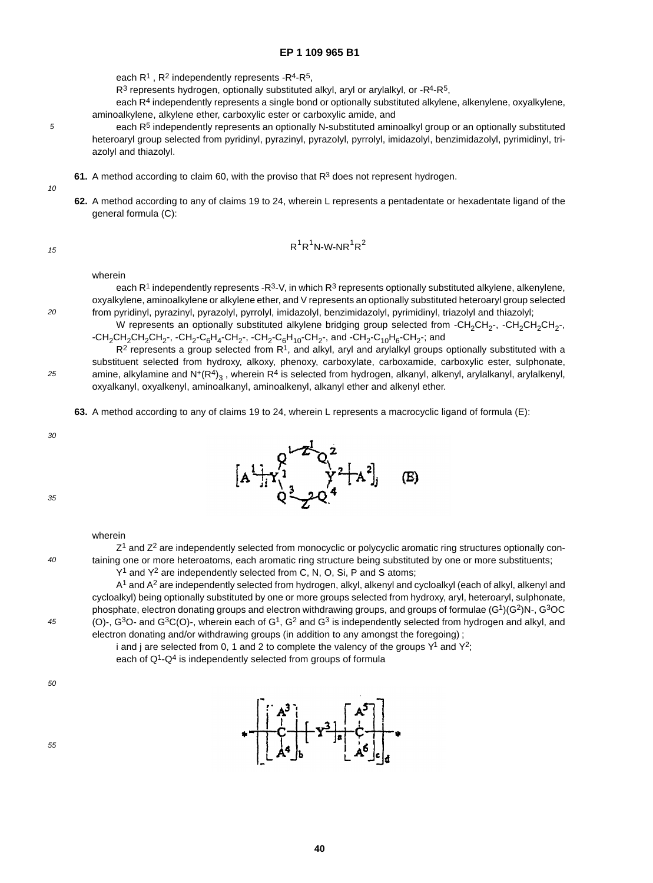each $R^1$, $R^2$ independently represents $-R^4-R^5$,

$R^3$ represents hydrogen, optionally substituted alkyl, aryl or arylalkyl, or $-R^4-R^5$,

each $R^4$ independently represents a single bond or optionally substituted alkylene, alkenylene, oxyalkylene, aminoalkylene, alkylene ether, carboxylic ester or carboxylic amide, and

each $R^5$ independently represents an optionally N-substituted aminoalkyl group or an optionally substituted heteroaryl group selected from pyridinyl, pyrazinyl, pyrazolyl, pyrrolyl, imidazolyl, benzimidazolyl, pyrimidinyl, triazolyl and thiazolyl.

**61.** A method according to claim 60, with the proviso that $R^3$ does not represent hydrogen.

**62.** A method according to any of claims 19 to 24, wherein L represents a pentadentate or hexadentate ligand of the general formula (C):

$$R^1R^1N\text{-}W\text{-}NR^1R^2$$

wherein

each $R^1$ independently represents $-R^3-V$, in which $R^3$ represents optionally substituted alkylene, alkenylene, oxyalkylene, aminoalkylene or alkylene ether, and V represents an optionally substituted heteroaryl group selected from pyridinyl, pyrazinyl, pyrazolyl, pyrrolyl, imidazolyl, benzimidazolyl, pyrimidinyl, triazolyl and thiazolyl;

W represents an optionally substituted alkylene bridging group selected from $-CH_2CH_2-$, $-CH_2CH_2CH_2-$, $-CH_2CH_2CH_2CH_2-$, $-CH_2-C_6H_4-CH_2-$, $-CH_2-C_6H_{10}-CH_2-$, and $-CH_2-C_{10}H_6-CH_2-$; and

$R^2$ represents a group selected from $R^1$, and alkyl, aryl and arylalkyl groups optionally substituted with a substituent selected from hydroxy, alkoxy, phenoxy, carboxylate, carboxamide, carboxylic ester, sulphonate, amine, alkylamine and $N^+(R^4)_3$, wherein $R^4$ is selected from hydrogen, alkanyl, alkenyl, arylalkanyl, arylalkenyl, oxyalkanyl, oxyalkenyl, aminoalkanyl, aminoalkenyl, alkanyl ether and alkenyl ether.

**63.** A method according to any of claims 19 to 24, wherein L represents a macrocyclic ligand of formula (E):

$$[A^1]_i\text{-}Y^1 \begin{smallmatrix} Q^1\text{-}Z^1\text{-}Q^2 \\ Q^3\text{-}Z^2\text{-}Q^4 \end{smallmatrix} Y^2\text{-}[A^2]_j \qquad \text{(E)}$$

wherein

$Z^1$ and $Z^2$ are independently selected from monocyclic or polycyclic aromatic ring structures optionally containing one or more heteroatoms, each aromatic ring structure being substituted by one or more substituents;

$Y^1$ and $Y^2$ are independently selected from C, N, O, Si, P and S atoms;

$A^1$ and $A^2$ are independently selected from hydrogen, alkyl, alkenyl and cycloalkyl (each of alkyl, alkenyl and cycloalkyl) being optionally substituted by one or more groups selected from hydroxy, aryl, heteroaryl, sulphonate, phosphate, electron donating groups and electron withdrawing groups, and groups of formulae $(G^1)(G^2)N-$, $G^3OC(O)-$, $G^3O-$ and $G^3C(O)-$, wherein each of $G^1$, $G^2$ and $G^3$ is independently selected from hydrogen and alkyl, and electron donating and/or withdrawing groups (in addition to any amongst the foregoing) ;

i and j are selected from 0, 1 and 2 to complete the valency of the groups $Y^1$ and $Y^2$;

each of $Q^1$-$Q^4$ is independently selected from groups of formula

$$*\left[ \left[ \begin{matrix} A^3 \\ | \\ C \\ | \\ A^4 \end{matrix} \right]_b \left[ Y^3 \right]_a \left[ \begin{matrix} A^5 \\ | \\ C \\ | \\ A^6 \end{matrix} \right]_c \right]_d *$$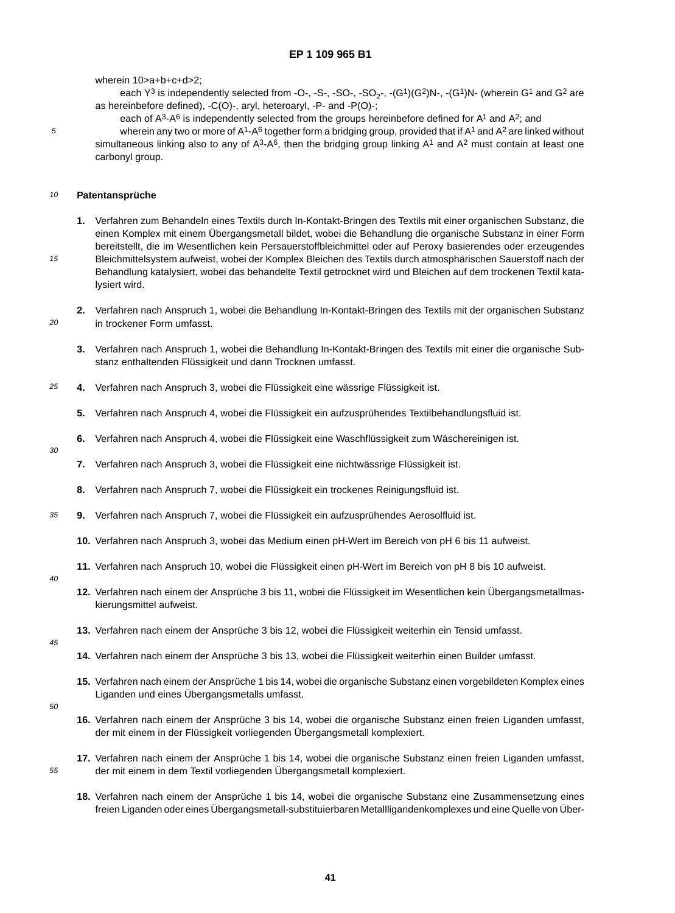wherein 10>a+b+c+d>2;

each $Y^3$ is independently selected from -O-, -S-, -SO-, -$SO_2$-, -($G^1$)($G^2$)N-, -($G^1$)N- (wherein $G^1$ and $G^2$ are as hereinbefore defined), -C(O)-, aryl, heteroaryl, -P- and -P(O)-;

each of $A^3$-$A^6$ is independently selected from the groups hereinbefore defined for $A^1$ and $A^2$; and

wherein any two or more of $A^1$-$A^6$ together form a bridging group, provided that if $A^1$ and $A^2$ are linked without simultaneous linking also to any of $A^3$-$A^6$, then the bridging group linking $A^1$ and $A^2$ must contain at least one carbonyl group.

**Patentansprüche**

1. Verfahren zum Behandeln eines Textils durch In-Kontakt-Bringen des Textils mit einer organischen Substanz, die einen Komplex mit einem Übergangsmetall bildet, wobei die Behandlung die organische Substanz in einer Form bereitstellt, die im Wesentlichen kein Persauerstoffbleichmittel oder auf Peroxy basierendes oder erzeugendes Bleichmittelsystem aufweist, wobei der Komplex Bleichen des Textils durch atmosphärischen Sauerstoff nach der Behandlung katalysiert, wobei das behandelte Textil getrocknet wird und Bleichen auf dem trockenen Textil katalysiert wird.

2. Verfahren nach Anspruch 1, wobei die Behandlung In-Kontakt-Bringen des Textils mit der organischen Substanz in trockener Form umfasst.

3. Verfahren nach Anspruch 1, wobei die Behandlung In-Kontakt-Bringen des Textils mit einer die organische Substanz enthaltenden Flüssigkeit und dann Trocknen umfasst.

4. Verfahren nach Anspruch 3, wobei die Flüssigkeit eine wässrige Flüssigkeit ist.

5. Verfahren nach Anspruch 4, wobei die Flüssigkeit ein aufzusprühendes Textilbehandlungsfluid ist.

6. Verfahren nach Anspruch 4, wobei die Flüssigkeit eine Waschflüssigkeit zum Wäschereinigen ist.

7. Verfahren nach Anspruch 3, wobei die Flüssigkeit eine nichtwässrige Flüssigkeit ist.

8. Verfahren nach Anspruch 7, wobei die Flüssigkeit ein trockenes Reinigungsfluid ist.

9. Verfahren nach Anspruch 7, wobei die Flüssigkeit ein aufzusprühendes Aerosolfluid ist.

10. Verfahren nach Anspruch 3, wobei das Medium einen pH-Wert im Bereich von pH 6 bis 11 aufweist.

11. Verfahren nach Anspruch 10, wobei die Flüssigkeit einen pH-Wert im Bereich von pH 8 bis 10 aufweist.

12. Verfahren nach einem der Ansprüche 3 bis 11, wobei die Flüssigkeit im Wesentlichen kein Übergangsmetallmaskierungsmittel aufweist.

13. Verfahren nach einem der Ansprüche 3 bis 12, wobei die Flüssigkeit weiterhin ein Tensid umfasst.

14. Verfahren nach einem der Ansprüche 3 bis 13, wobei die Flüssigkeit weiterhin einen Builder umfasst.

15. Verfahren nach einem der Ansprüche 1 bis 14, wobei die organische Substanz einen vorgebildeten Komplex eines Liganden und eines Übergangsmetalls umfasst.

16. Verfahren nach einem der Ansprüche 3 bis 14, wobei die organische Substanz einen freien Liganden umfasst, der mit einem in der Flüssigkeit vorliegenden Übergangsmetall komplexiert.

17. Verfahren nach einem der Ansprüche 1 bis 14, wobei die organische Substanz einen freien Liganden umfasst, der mit einem in dem Textil vorliegenden Übergangsmetall komplexiert.

18. Verfahren nach einem der Ansprüche 1 bis 14, wobei die organische Substanz eine Zusammensetzung eines freien Liganden oder eines Übergangsmetall-substituierbaren Metallligandenkomplexes und eine Quelle von Über-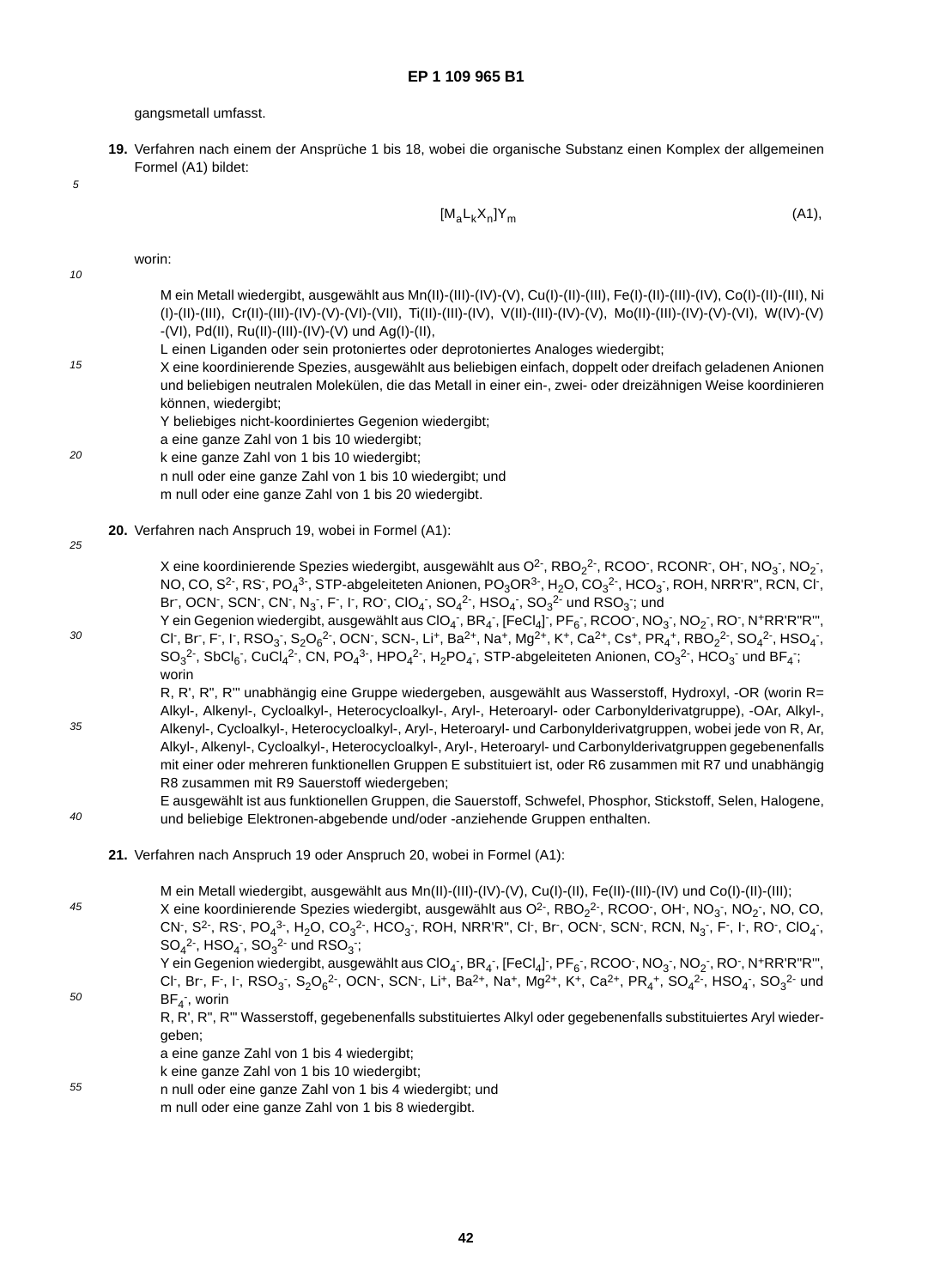gangsmetall umfasst.

**19.** Verfahren nach einem der Ansprüche 1 bis 18, wobei die organische Substanz einen Komplex der allgemeinen Formel (A1) bildet:

$$[M_aL_kX_n]Y_m \qquad \text{(A1)},$$

worin:

M ein Metall wiedergibt, ausgewählt aus Mn(II)-(III)-(IV)-(V), Cu(I)-(II)-(III), Fe(I)-(II)-(III)-(IV), Co(I)-(II)-(III), Ni (I)-(II)-(III), Cr(II)-(III)-(IV)-(V)-(VI)-(VII), Ti(II)-(III)-(IV), V(II)-(III)-(IV)-(V), Mo(II)-(III)-(IV)-(V)-(VI), W(IV)-(V) -(VI), Pd(II), Ru(II)-(III)-(IV)-(V) und Ag(I)-(II),
L einen Liganden oder sein protoniertes oder deprotoniertes Analoges wiedergibt;
X eine koordinierende Spezies, ausgewählt aus beliebigen einfach, doppelt oder dreifach geladenen Anionen und beliebigen neutralen Molekülen, die das Metall in einer ein-, zwei- oder dreizähnigen Weise koordinieren können, wiedergibt;
Y beliebiges nicht-koordiniertes Gegenion wiedergibt;
a eine ganze Zahl von 1 bis 10 wiedergibt;
k eine ganze Zahl von 1 bis 10 wiedergibt;
n null oder eine ganze Zahl von 1 bis 10 wiedergibt; und
m null oder eine ganze Zahl von 1 bis 20 wiedergibt.

**20.** Verfahren nach Anspruch 19, wobei in Formel (A1):

X eine koordinierende Spezies wiedergibt, ausgewählt aus $O^{2-}$, $RBO_2^{2-}$, $RCOO^-$, $RCONR^-$, $OH^-$, $NO_3^-$, $NO_2^-$, NO, CO, $S^{2-}$, $RS^-$, $PO_4^{3-}$, STP-abgeleiteten Anionen, $PO_3OR^{3-}$, $H_2O$, $CO_3^{2-}$, $HCO_3^-$, ROH, NRR'R'', RCN, $Cl^-$, $Br^-$, $OCN^-$, $SCN^-$, $CN^-$, $N_3^-$, $F^-$, $I^-$, $RO^-$, $ClO_4^-$, $SO_4^{2-}$, $HSO_4^-$, $SO_3^{2-}$ und $RSO_3^-$; und
Y ein Gegenion wiedergibt, ausgewählt aus $ClO_4^-$, $BR_4^-$, $[FeCl_4]^-$, $PF_6^-$, $RCOO^-$, $NO_3^-$, $NO_2^-$, $RO^-$, $N^+RR'R''R'''$, $Cl^-$, $Br^-$, $F^-$, $I^-$, $RSO_3^-$, $S_2O_6^{2-}$, $OCN^-$, SCN-, $Li^+$, $Ba^{2+}$, $Na^+$, $Mg^{2+}$, $K^+$, $Ca^{2+}$, $Cs^+$, $PR_4^+$, $RBO_2^{2-}$, $SO_4^{2-}$, $HSO_4^-$, $SO_3^{2-}$, $SbCl_6^-$, $CuCl_4^{2-}$, CN, $PO_4^{3-}$, $HPO_4^{2-}$, $H_2PO_4^-$, STP-abgeleiteten Anionen, $CO_3^{2-}$, $HCO_3^-$ und $BF_4^-$;
worin
R, R', R'', R''' unabhängig eine Gruppe wiedergeben, ausgewählt aus Wasserstoff, Hydroxyl, -OR (worin R= Alkyl-, Alkenyl-, Cycloalkyl-, Heterocycloalkyl-, Aryl-, Heteroaryl- oder Carbonylderivatgruppe), -OAr, Alkyl-, Alkenyl-, Cycloalkyl-, Heterocycloalkyl-, Aryl-, Heteroaryl- und Carbonylderivatgruppen, wobei jede von R, Ar, Alkyl-, Alkenyl-, Cycloalkyl-, Heterocycloalkyl-, Aryl-, Heteroaryl- und Carbonylderivatgruppen gegebenenfalls mit einer oder mehreren funktionellen Gruppen E substituiert ist, oder R6 zusammen mit R7 und unabhängig R8 zusammen mit R9 Sauerstoff wiedergeben;
E ausgewählt ist aus funktionellen Gruppen, die Sauerstoff, Schwefel, Phosphor, Stickstoff, Selen, Halogene, und beliebige Elektronen-abgebende und/oder -anziehende Gruppen enthalten.

**21.** Verfahren nach Anspruch 19 oder Anspruch 20, wobei in Formel (A1):

M ein Metall wiedergibt, ausgewählt aus Mn(II)-(III)-(IV)-(V), Cu(I)-(II), Fe(II)-(III)-(IV) und Co(I)-(II)-(III);
X eine koordinierende Spezies wiedergibt, ausgewählt aus $O^{2-}$, $RBO_2^{2-}$, $RCOO^-$, $OH^-$, $NO_3^-$, $NO_2^-$, NO, CO, $CN^-$, $S^{2-}$, $RS^-$, $PO_4^{3-}$, $H_2O$, $CO_3^{2-}$, $HCO_3^-$, ROH, NRR'R'', $Cl^-$, $Br^-$, $OCN^-$, $SCN^-$, RCN, $N_3^-$, $F^-$, $I^-$, $RO^-$, $ClO_4^-$, $SO_4^{2-}$, $HSO_4^-$, $SO_3^{2-}$ und $RSO_3^-$;
Y ein Gegenion wiedergibt, ausgewählt aus $ClO_4^-$, $BR_4^-$, $[FeCl_4]^-$, $PF_6^-$, $RCOO^-$, $NO_3^-$, $NO_2^-$, $RO^-$, $N^+RR'R''R'''$, $Cl^-$, $Br^-$, $F^-$, $I^-$, $RSO_3^-$, $S_2O_6^{2-}$, $OCN^-$, $SCN^-$, $Li^+$, $Ba^{2+}$, $Na^+$, $Mg^{2+}$, $K^+$, $Ca^{2+}$, $PR_4^+$, $SO_4^{2-}$, $HSO_4^-$, $SO_3^{2-}$ und $BF_4^-$, worin
R, R', R'', R''' Wasserstoff, gegebenenfalls substituiertes Alkyl oder gegebenenfalls substituiertes Aryl wiedergeben;
a eine ganze Zahl von 1 bis 4 wiedergibt;
k eine ganze Zahl von 1 bis 10 wiedergibt;
n null oder eine ganze Zahl von 1 bis 4 wiedergibt; und
m null oder eine ganze Zahl von 1 bis 8 wiedergibt.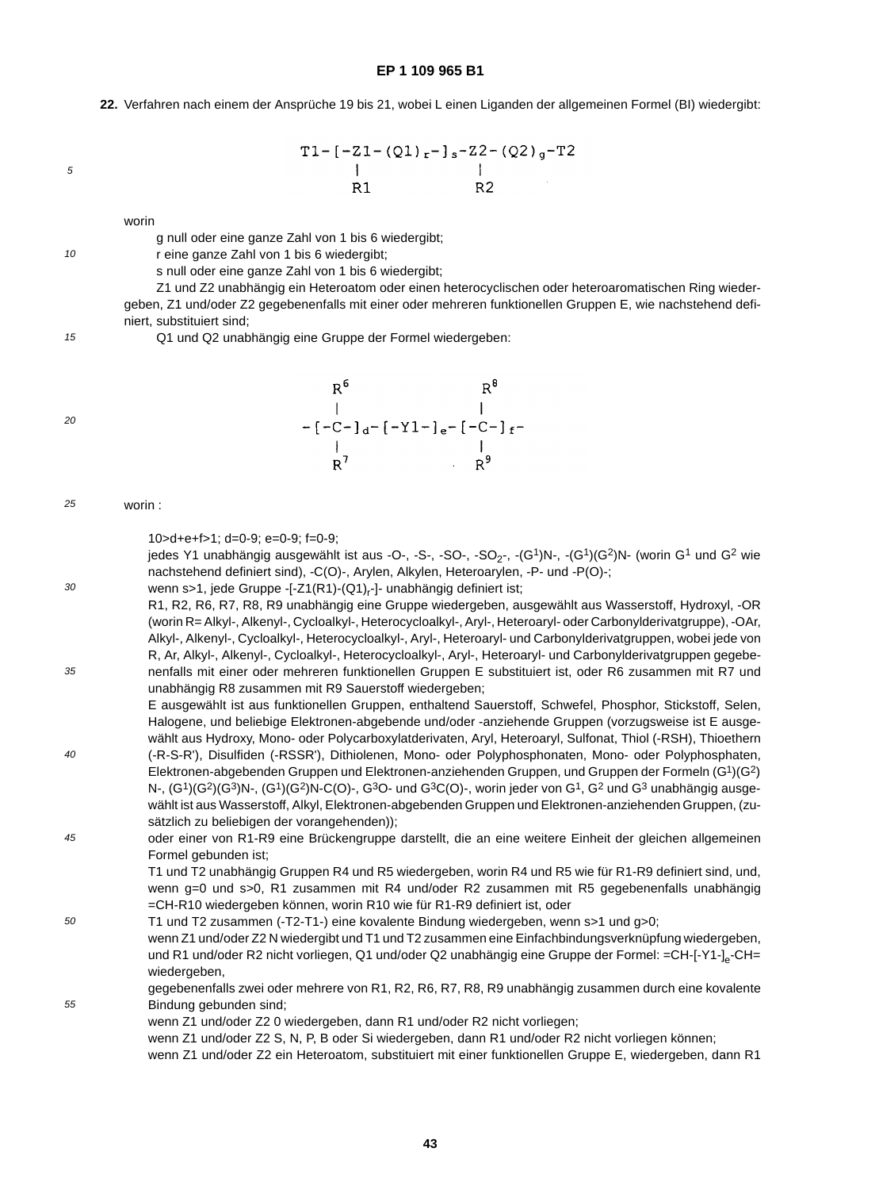**22.** Verfahren nach einem der Ansprüche 19 bis 21, wobei L einen Liganden der allgemeinen Formel (BI) wiedergibt:

$$\mathrm{T1-[-\underset{\displaystyle R1}{\underset{|}{Z1}}-(Q1)_r-]_s-\underset{\displaystyle R2}{\underset{|}{Z2}}-(Q2)_g-T2}$$

worin

g null oder eine ganze Zahl von 1 bis 6 wiedergibt;

r eine ganze Zahl von 1 bis 6 wiedergibt;

s null oder eine ganze Zahl von 1 bis 6 wiedergibt;

Z1 und Z2 unabhängig ein Heteroatom oder einen heterocyclischen oder heteroaromatischen Ring wiedergeben, Z1 und/oder Z2 gegebenenfalls mit einer oder mehreren funktionellen Gruppen E, wie nachstehend definiert, substituiert sind;

Q1 und Q2 unabhängig eine Gruppe der Formel wiedergeben:

$$-[-\overset{\displaystyle R^6}{\overset{|}{\underset{\displaystyle R^7}{\underset{|}{C}}}}-]_d-[-Y1-]_e-[-\overset{\displaystyle R^8}{\overset{|}{\underset{\displaystyle R^9}{\underset{|}{C}}}}-]_f-$$

worin :

10>d+e+f>1; d=0-9; e=0-9; f=0-9;

jedes Y1 unabhängig ausgewählt ist aus -O-, -S-, -SO-, -$SO_2$-, -($G^1$)N-, -($G^1$)($G^2$)N- (worin $G^1$ und $G^2$ wie nachstehend definiert sind), -C(O)-, Arylen, Alkylen, Heteroarylen, -P- und -P(O)-;

wenn s>1, jede Gruppe -[-Z1(R1)-$(Q1)_r$-]- unabhängig definiert ist;

R1, R2, R6, R7, R8, R9 unabhängig eine Gruppe wiedergeben, ausgewählt aus Wasserstoff, Hydroxyl, -OR (worin R= Alkyl-, Alkenyl-, Cycloalkyl-, Heterocycloalkyl-, Aryl-, Heteroaryl- oder Carbonylderivatgruppe), -OAr, Alkyl-, Alkenyl-, Cycloalkyl-, Heterocycloalkyl-, Aryl-, Heteroaryl- und Carbonylderivatgruppen, wobei jede von R, Ar, Alkyl-, Alkenyl-, Cycloalkyl-, Heterocycloalkyl-, Aryl-, Heteroaryl- und Carbonylderivatgruppen gegebenenfalls mit einer oder mehreren funktionellen Gruppen E substituiert ist, oder R6 zusammen mit R7 und unabhängig R8 zusammen mit R9 Sauerstoff wiedergeben;

E ausgewählt ist aus funktionellen Gruppen, enthaltend Sauerstoff, Schwefel, Phosphor, Stickstoff, Selen, Halogene, und beliebige Elektronen-abgebende und/oder -anziehende Gruppen (vorzugsweise ist E ausgewählt aus Hydroxy, Mono- oder Polycarboxylatderivaten, Aryl, Heteroaryl, Sulfonat, Thiol (-RSH), Thioethern (-R-S-R'), Disulfiden (-RSSR'), Dithiolenen, Mono- oder Polyphosphonaten, Mono- oder Polyphosphaten, Elektronen-abgebenden Gruppen und Elektronen-anziehenden Gruppen, und Gruppen der Formeln ($G^1$)($G^2$)N-, ($G^1$)($G^2$)($G^3$)N-, ($G^1$)($G^2$)N-C(O)-, $G^3$O- und $G^3$C(O)-, worin jeder von $G^1$, $G^2$ und $G^3$ unabhängig ausgewählt ist aus Wasserstoff, Alkyl, Elektronen-abgebenden Gruppen und Elektronen-anziehenden Gruppen, (zusätzlich zu beliebigen der vorangehenden));

oder einer von R1-R9 eine Brückengruppe darstellt, die an eine weitere Einheit der gleichen allgemeinen Formel gebunden ist;

T1 und T2 unabhängig Gruppen R4 und R5 wiedergeben, worin R4 und R5 wie für R1-R9 definiert sind, und, wenn g=0 und s>0, R1 zusammen mit R4 und/oder R2 zusammen mit R5 gegebenenfalls unabhängig =CH-R10 wiedergeben können, worin R10 wie für R1-R9 definiert ist, oder

T1 und T2 zusammen (-T2-T1-) eine kovalente Bindung wiedergeben, wenn s>1 und g>0;

wenn Z1 und/oder Z2 N wiedergibt und T1 und T2 zusammen eine Einfachbindungsverknüpfung wiedergeben, und R1 und/oder R2 nicht vorliegen, Q1 und/oder Q2 unabhängig eine Gruppe der Formel: =CH-$[-Y1-]_e$-CH= wiedergeben,

gegebenenfalls zwei oder mehrere von R1, R2, R6, R7, R8, R9 unabhängig zusammen durch eine kovalente Bindung gebunden sind;

wenn Z1 und/oder Z2 0 wiedergeben, dann R1 und/oder R2 nicht vorliegen;

wenn Z1 und/oder Z2 S, N, P, B oder Si wiedergeben, dann R1 und/oder R2 nicht vorliegen können;

wenn Z1 und/oder Z2 ein Heteroatom, substituiert mit einer funktionellen Gruppe E, wiedergeben, dann R1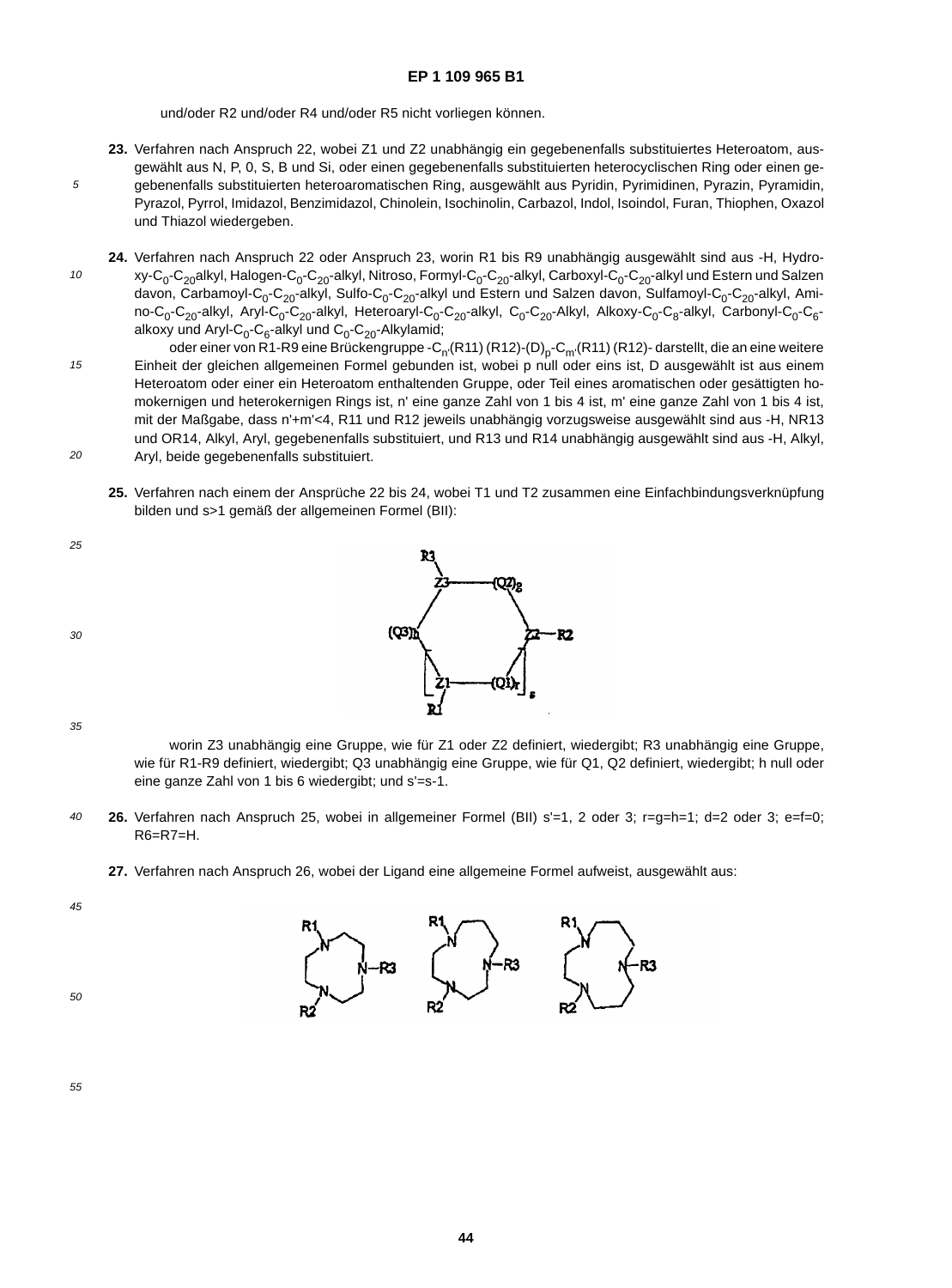und/oder R2 und/oder R4 und/oder R5 nicht vorliegen können.

**23.** Verfahren nach Anspruch 22, wobei Z1 und Z2 unabhängig ein gegebenenfalls substituiertes Heteroatom, ausgewählt aus N, P, 0, S, B und Si, oder einen gegebenenfalls substituierten heterocyclischen Ring oder einen gegebenenfalls substituierten heteroaromatischen Ring, ausgewählt aus Pyridin, Pyrimidinen, Pyrazin, Pyramidin, Pyrazol, Pyrrol, Imidazol, Benzimidazol, Chinolein, Isochinolin, Carbazol, Indol, Isoindol, Furan, Thiophen, Oxazol und Thiazol wiedergeben.

**24.** Verfahren nach Anspruch 22 oder Anspruch 23, worin R1 bis R9 unabhängig ausgewählt sind aus -H, Hydroxy-$C_0$-$C_{20}$alkyl, Halogen-$C_0$-$C_{20}$-alkyl, Nitroso, Formyl-$C_0$-$C_{20}$-alkyl, Carboxyl-$C_0$-$C_{20}$-alkyl und Estern und Salzen davon, Carbamoyl-$C_0$-$C_{20}$-alkyl, Sulfo-$C_0$-$C_{20}$-alkyl und Estern und Salzen davon, Sulfamoyl-$C_0$-$C_{20}$-alkyl, Amino-$C_0$-$C_{20}$-alkyl, Aryl-$C_0$-$C_{20}$-alkyl, Heteroaryl-$C_0$-$C_{20}$-alkyl, $C_0$-$C_{20}$-Alkyl, Alkoxy-$C_0$-$C_8$-alkyl, Carbonyl-$C_0$-$C_6$-alkoxy und Aryl-$C_0$-$C_6$-alkyl und $C_0$-$C_{20}$-Alkylamid;

oder einer von R1-R9 eine Brückengruppe -$C_{n'}$(R11) (R12)-$(D)_p$-$C_{m'}$(R11) (R12)- darstellt, die an eine weitere Einheit der gleichen allgemeinen Formel gebunden ist, wobei p null oder eins ist, D ausgewählt ist aus einem Heteroatom oder einer ein Heteroatom enthaltenden Gruppe, oder Teil eines aromatischen oder gesättigten homokernigen und heterokernigen Rings ist, n' eine ganze Zahl von 1 bis 4 ist, m' eine ganze Zahl von 1 bis 4 ist, mit der Maßgabe, dass n'+m'<4, R11 und R12 jeweils unabhängig vorzugsweise ausgewählt sind aus -H, NR13 und OR14, Alkyl, Aryl, gegebenenfalls substituiert, und R13 und R14 unabhängig ausgewählt sind aus -H, Alkyl, Aryl, beide gegebenenfalls substituiert.

**25.** Verfahren nach einem der Ansprüche 22 bis 24, wobei T1 und T2 zusammen eine Einfachbindungsverknüpfung bilden und s>1 gemäß der allgemeinen Formel (BII):

worin Z3 unabhängig eine Gruppe, wie für Z1 oder Z2 definiert, wiedergibt; R3 unabhängig eine Gruppe, wie für R1-R9 definiert, wiedergibt; Q3 unabhängig eine Gruppe, wie für Q1, Q2 definiert, wiedergibt; h null oder eine ganze Zahl von 1 bis 6 wiedergibt; und s'=s-1.

**26.** Verfahren nach Anspruch 25, wobei in allgemeiner Formel (BII) s'=1, 2 oder 3; r=g=h=1; d=2 oder 3; e=f=0; R6=R7=H.

**27.** Verfahren nach Anspruch 26, wobei der Ligand eine allgemeine Formel aufweist, ausgewählt aus: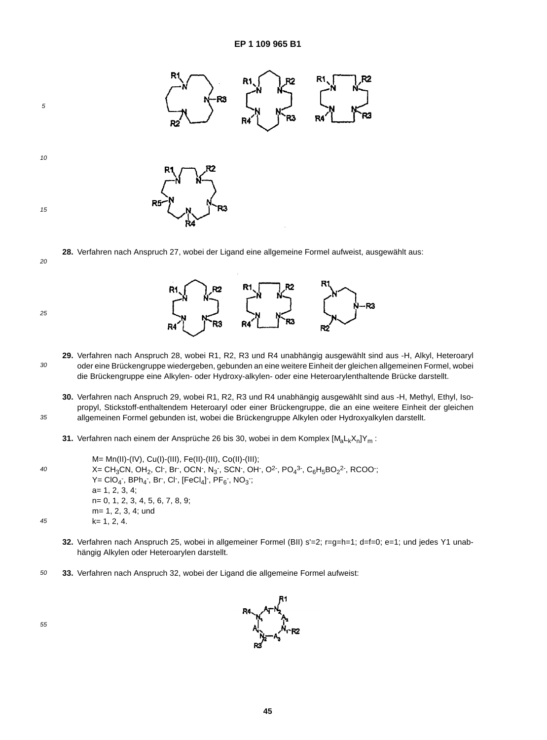**28.** Verfahren nach Anspruch 27, wobei der Ligand eine allgemeine Formel aufweist, ausgewählt aus:

**29.** Verfahren nach Anspruch 28, wobei R1, R2, R3 und R4 unabhängig ausgewählt sind aus -H, Alkyl, Heteroaryl oder eine Brückengruppe wiedergeben, gebunden an eine weitere Einheit der gleichen allgemeinen Formel, wobei die Brückengruppe eine Alkylen- oder Hydroxy-alkylen- oder eine Heteroarylenthaltende Brücke darstellt.

**30.** Verfahren nach Anspruch 29, wobei R1, R2, R3 und R4 unabhängig ausgewählt sind aus -H, Methyl, Ethyl, Iso-propyl, Stickstoff-enthaltendem Heteroaryl oder einer Brückengruppe, die an eine weitere Einheit der gleichen allgemeinen Formel gebunden ist, wobei die Brückengruppe Alkylen oder Hydroxyalkylen darstellt.

**31.** Verfahren nach einem der Ansprüche 26 bis 30, wobei in dem Komplex $[M_aL_kX_n]Y_m$ :

M= Mn(II)-(IV), Cu(I)-(III), Fe(II)-(III), Co(II)-(III);
X= $CH_3CN$, $OH_2$, $Cl^-$, $Br^-$, $OCN^-$, $N_3^-$, $SCN^-$, $OH^-$, $O^{2-}$, $PO_4^{3-}$, $C_6H_5BO_2^{2-}$, $RCOO^-$;
Y= $ClO_4^-$, $BPh_4^-$, $Br^-$, $Cl^-$, $[FeCl_4]^-$, $PF_6^-$, $NO_3^-$;
a= 1, 2, 3, 4;
n= 0, 1, 2, 3, 4, 5, 6, 7, 8, 9;
m= 1, 2, 3, 4; und
k= 1, 2, 4.

**32.** Verfahren nach Anspruch 25, wobei in allgemeiner Formel (BII) s'=2; r=g=h=1; d=f=0; e=1; und jedes Y1 unabhängig Alkylen oder Heteroarylen darstellt.

**33.** Verfahren nach Anspruch 32, wobei der Ligand die allgemeine Formel aufweist: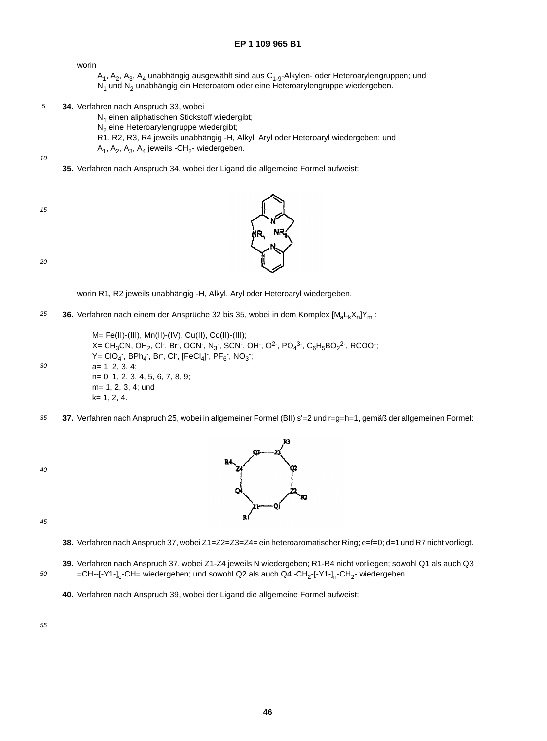worin

$A_1$, $A_2$, $A_3$, $A_4$ unabhängig ausgewählt sind aus $C_{1-9}$-Alkylen- oder Heteroarylengruppen; und
$N_1$ und $N_2$ unabhängig ein Heteroatom oder eine Heteroarylengruppe wiedergeben.

**34.** Verfahren nach Anspruch 33, wobei

$N_1$ einen aliphatischen Stickstoff wiedergibt;
$N_2$ eine Heteroarylengruppe wiedergibt;
R1, R2, R3, R4 jeweils unabhängig -H, Alkyl, Aryl oder Heteroaryl wiedergeben; und
$A_1$, $A_2$, $A_3$, $A_4$ jeweils $-CH_2-$ wiedergeben.

**35.** Verfahren nach Anspruch 34, wobei der Ligand die allgemeine Formel aufweist:

worin R1, R2 jeweils unabhängig -H, Alkyl, Aryl oder Heteroaryl wiedergeben.

**36.** Verfahren nach einem der Ansprüche 32 bis 35, wobei in dem Komplex $[M_aL_kX_n]Y_m$ :

M= Fe(II)-(III), Mn(II)-(IV), Cu(II), Co(II)-(III);
X= $CH_3CN$, $OH_2$, $Cl^-$, $Br^-$, $OCN^-$, $N_3^-$, $SCN^-$, $OH^-$, $O^{2-}$, $PO_4^{3-}$, $C_6H_5BO_2^{2-}$, $RCOO^-$;
Y= $ClO_4^-$, $BPh_4^-$, $Br^-$, $Cl^-$, $[FeCl_4]^-$, $PF_6^-$, $NO_3^-$;
a= 1, 2, 3, 4;
n= 0, 1, 2, 3, 4, 5, 6, 7, 8, 9;
m= 1, 2, 3, 4; und
k= 1, 2, 4.

**37.** Verfahren nach Anspruch 25, wobei in allgemeiner Formel (BII) s'=2 und r=g=h=1, gemäß der allgemeinen Formel:

**38.** Verfahren nach Anspruch 37, wobei Z1=Z2=Z3=Z4= ein heteroaromatischer Ring; e=f=0; d=1 und R7 nicht vorliegt.

**39.** Verfahren nach Anspruch 37, wobei Z1-Z4 jeweils N wiedergeben; R1-R4 nicht vorliegen; sowohl Q1 als auch Q3 $=CH-[-Y1-]_e-CH=$ wiedergeben; und sowohl Q2 als auch Q4 $-CH_2-[-Y1-]_n-CH_2-$ wiedergeben.

**40.** Verfahren nach Anspruch 39, wobei der Ligand die allgemeine Formel aufweist: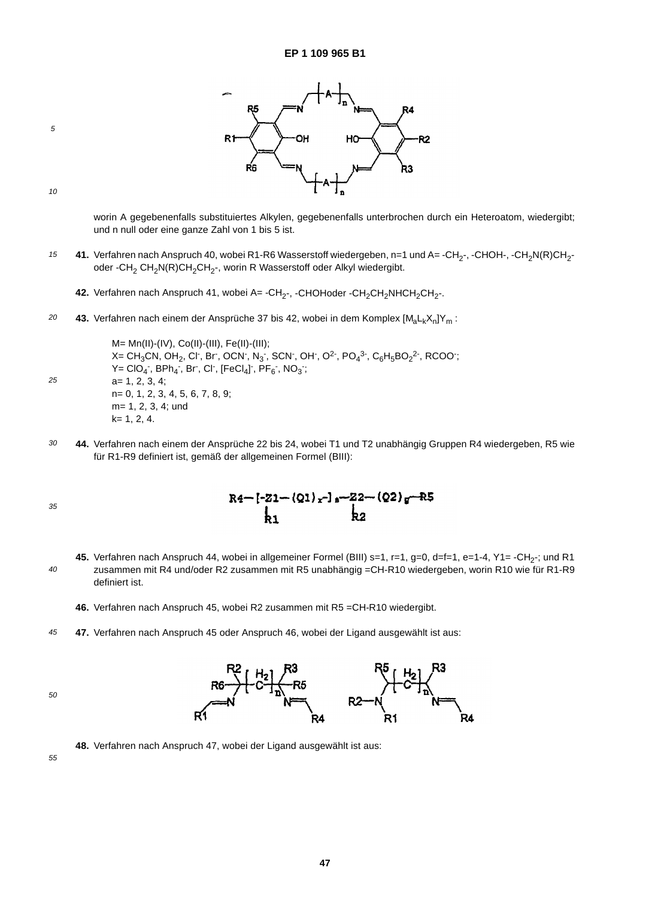worin A gegebenenfalls substituiertes Alkylen, gegebenenfalls unterbrochen durch ein Heteroatom, wiedergibt; und n null oder eine ganze Zahl von 1 bis 5 ist.

**41.** Verfahren nach Anspruch 40, wobei R1-R6 Wasserstoff wiedergeben, n=1 und A= $-CH_2-$, $-CHOH-$, $-CH_2N(R)CH_2-$ oder $-CH_2\ CH_2N(R)CH_2CH_2-$, worin R Wasserstoff oder Alkyl wiedergibt.

**42.** Verfahren nach Anspruch 41, wobei A= $-CH_2-$, $-CHOH$oder $-CH_2CH_2NHCH_2CH_2-$.

**43.** Verfahren nach einem der Ansprüche 37 bis 42, wobei in dem Komplex $[M_aL_kX_n]Y_m$ :

M= Mn(II)-(IV), Co(II)-(III), Fe(II)-(III);
X= $CH_3CN$, $OH_2$, $Cl^-$, $Br^-$, $OCN^-$, $N_3^-$, $SCN^-$, $OH^-$, $O^{2-}$, $PO_4^{3-}$, $C_6H_5BO_2^{2-}$, $RCOO^-$;
Y= $ClO_4^-$, $BPh_4^-$, $Br^-$, $Cl^-$, $[FeCl_4]^-$, $PF_6^-$, $NO_3^-$;
a= 1, 2, 3, 4;
n= 0, 1, 2, 3, 4, 5, 6, 7, 8, 9;
m= 1, 2, 3, 4; und
k= 1, 2, 4.

**44.** Verfahren nach einem der Ansprüche 22 bis 24, wobei T1 und T2 unabhängig Gruppen R4 wiedergeben, R5 wie für R1-R9 definiert ist, gemäß der allgemeinen Formel (BIII):

$$R4-[-\underset{\displaystyle R1}{Z1}-(Q1)_r-]_s-\underset{\displaystyle R2}{Z2}-(Q2)_g-R5$$

**45.** Verfahren nach Anspruch 44, wobei in allgemeiner Formel (BIII) s=1, r=1, g=0, d=f=1, e=1-4, Y1= $-CH_2-$; und R1 zusammen mit R4 und/oder R2 zusammen mit R5 unabhängig =CH-R10 wiedergeben, worin R10 wie für R1-R9 definiert ist.

**46.** Verfahren nach Anspruch 45, wobei R2 zusammen mit R5 =CH-R10 wiedergibt.

**47.** Verfahren nach Anspruch 45 oder Anspruch 46, wobei der Ligand ausgewählt ist aus:

**48.** Verfahren nach Anspruch 47, wobei der Ligand ausgewählt ist aus: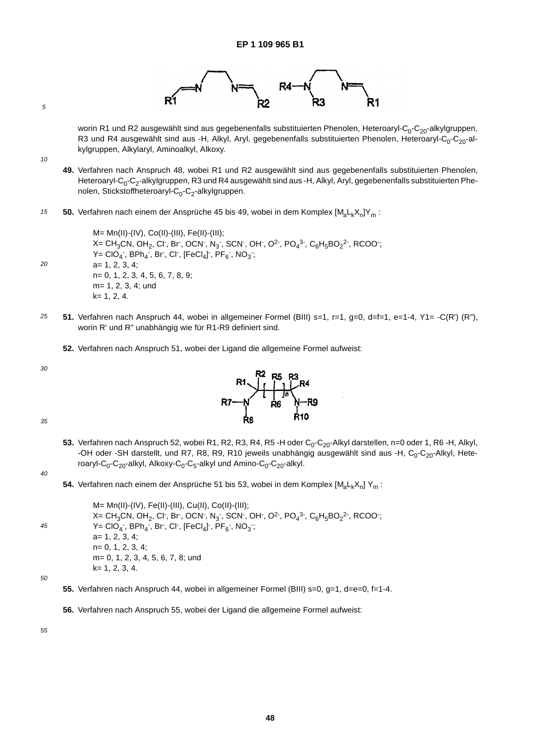worin R1 und R2 ausgewählt sind aus gegebenenfalls substituierten Phenolen, Heteroaryl-$C_0$-$C_{20}$-alkylgruppen, R3 und R4 ausgewählt sind aus -H, Alkyl, Aryl, gegebenenfalls substituierten Phenolen, Heteroaryl-$C_0$-$C_{20}$-alkylgruppen, Alkylaryl, Aminoalkyl, Alkoxy.

**49.** Verfahren nach Anspruch 48, wobei R1 und R2 ausgewählt sind aus gegebenenfalls substituierten Phenolen, Heteroaryl-$C_0$-$C_2$-alkylgruppen, R3 und R4 ausgewählt sind aus -H, Alkyl, Aryl, gegebenenfalls substituierten Phenolen, Stickstoffheteroaryl-$C_0$-$C_2$-alkylgruppen.

**50.** Verfahren nach einem der Ansprüche 45 bis 49, wobei in dem Komplex $[M_aL_kX_n]Y_m$ :

M= Mn(II)-(IV), Co(II)-(III), Fe(II)-(III);
X= $CH_3CN$, $OH_2$, $Cl^-$, $Br^-$, $OCN^-$, $N_3^-$, $SCN^-$, $OH^-$, $O^{2-}$, $PO_4^{3-}$, $C_6H_5BO_2^{2-}$, $RCOO^-$;
Y= $ClO_4^-$, $BPh_4^-$, $Br^-$, $Cl^-$, $[FeCl_4]^-$, $PF_6^-$, $NO_3^-$;
a= 1, 2, 3, 4;
n= 0, 1, 2, 3, 4, 5, 6, 7, 8, 9;
m= 1, 2, 3, 4; und
k= 1, 2, 4.

**51.** Verfahren nach Anspruch 44, wobei in allgemeiner Formel (BIII) s=1, r=1, g=0, d=f=1, e=1-4, Y1= -C(R') (R"), worin R' und R" unabhängig wie für R1-R9 definiert sind.

**52.** Verfahren nach Anspruch 51, wobei der Ligand die allgemeine Formel aufweist:

**53.** Verfahren nach Anspruch 52, wobei R1, R2, R3, R4, R5 -H oder $C_0$-$C_{20}$-Alkyl darstellen, n=0 oder 1, R6 -H, Alkyl, -OH oder -SH darstellt, und R7, R8, R9, R10 jeweils unabhängig ausgewählt sind aus -H, $C_0$-$C_{20}$-Alkyl, Heteroaryl-$C_0$-$C_{20}$-alkyl, Alkoxy-$C_0$-$C_5$-alkyl und Amino-$C_0$-$C_{20}$-alkyl.

**54.** Verfahren nach einem der Ansprüche 51 bis 53, wobei in dem Komplex $[M_aL_kX_n]$ $Y_m$ :

M= Mn(II)-(IV), Fe(II)-(III), Cu(II), Co(II)-(III);
X= $CH_3CN$, $OH_2$, $Cl^-$, $Br^-$, $OCN^-$, $N_3^-$, $SCN^-$, $OH^-$, $O^{2-}$, $PO_4^{3-}$, $C_6H_5BO_2^{2-}$, $RCOO^-$;
Y= $ClO_4^-$, $BPh_4^-$, $Br^-$, $Cl^-$, $[FeCl_4]^-$, $PF_6^-$, $NO_3^-$;
a= 1, 2, 3, 4;
n= 0, 1, 2, 3, 4;
m= 0, 1, 2, 3, 4, 5, 6, 7, 8; und
k= 1, 2, 3, 4.

**55.** Verfahren nach Anspruch 44, wobei in allgemeiner Formel (BIII) s=0, g=1, d=e=0, f=1-4.

**56.** Verfahren nach Anspruch 55, wobei der Ligand die allgemeine Formel aufweist: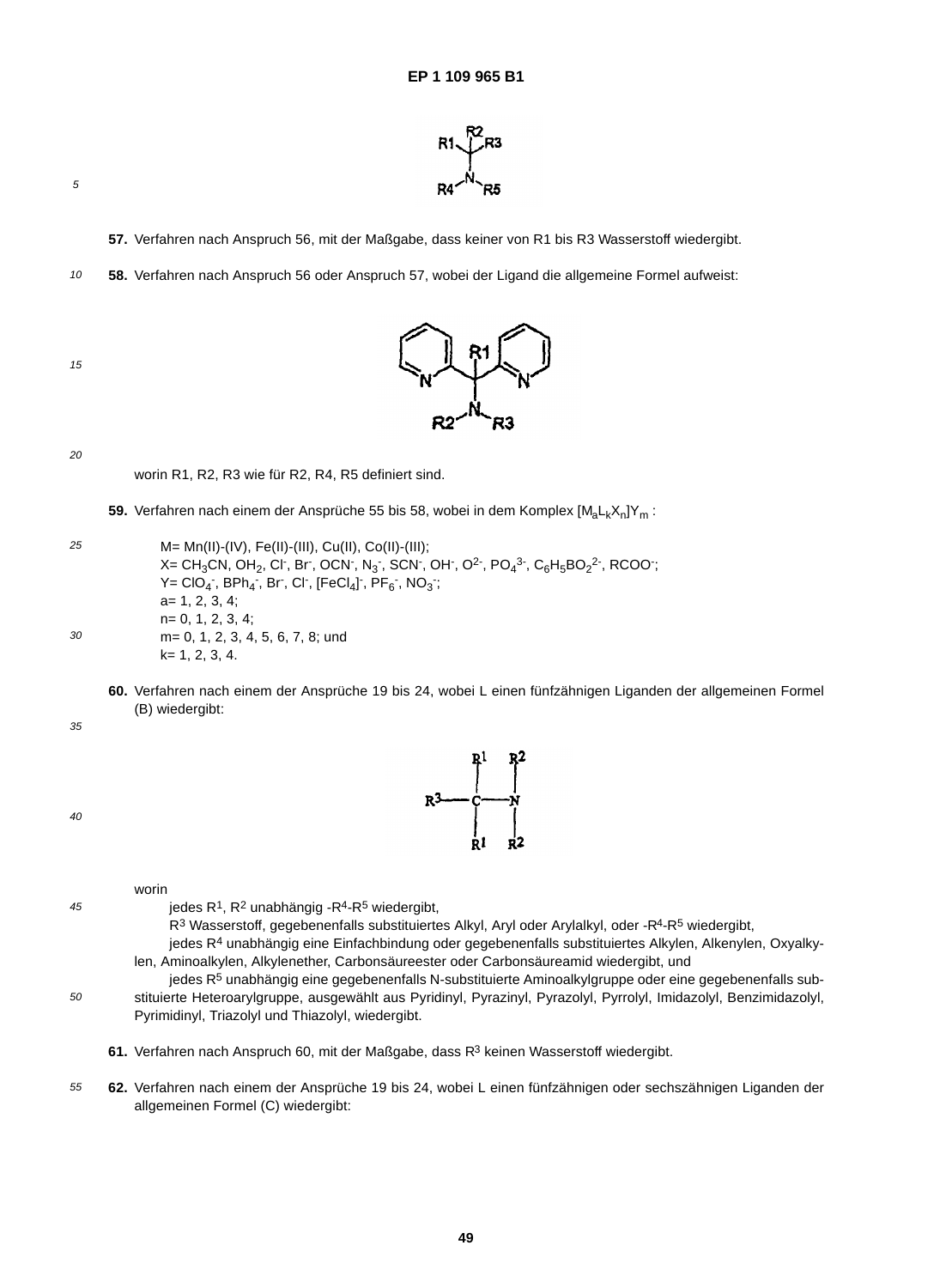57. Verfahren nach Anspruch 56, mit der Maßgabe, dass keiner von R1 bis R3 Wasserstoff wiedergibt.

58. Verfahren nach Anspruch 56 oder Anspruch 57, wobei der Ligand die allgemeine Formel aufweist:

worin R1, R2, R3 wie für R2, R4, R5 definiert sind.

59. Verfahren nach einem der Ansprüche 55 bis 58, wobei in dem Komplex $[M_aL_kX_n]Y_m$ :

M= Mn(II)-(IV), Fe(II)-(III), Cu(II), Co(II)-(III);
X= $CH_3CN$, $OH_2$, $Cl^-$, $Br^-$, $OCN^-$, $N_3^-$, $SCN^-$, $OH^-$, $O^{2-}$, $PO_4^{3-}$, $C_6H_5BO_2^{2-}$, $RCOO^-$;
Y= $ClO_4^-$, $BPh_4^-$, $Br^-$, $Cl^-$, $[FeCl_4]^-$, $PF_6^-$, $NO_3^-$;
a= 1, 2, 3, 4;
n= 0, 1, 2, 3, 4;
m= 0, 1, 2, 3, 4, 5, 6, 7, 8; und
k= 1, 2, 3, 4.

60. Verfahren nach einem der Ansprüche 19 bis 24, wobei L einen fünfzähnigen Liganden der allgemeinen Formel (B) wiedergibt:

worin

jedes $R^1$, $R^2$ unabhängig $-R^4-R^5$ wiedergibt,
$R^3$ Wasserstoff, gegebenenfalls substituiertes Alkyl, Aryl oder Arylalkyl, oder $-R^4-R^5$ wiedergibt,
jedes $R^4$ unabhängig eine Einfachbindung oder gegebenenfalls substituiertes Alkylen, Alkenylen, Oxyalkylen, Aminoalkylen, Alkylenether, Carbonsäureester oder Carbonsäureamid wiedergibt, und
jedes $R^5$ unabhängig eine gegebenenfalls N-substituierte Aminoalkylgruppe oder eine gegebenenfalls substituierte Heteroarylgruppe, ausgewählt aus Pyridinyl, Pyrazinyl, Pyrazolyl, Pyrrolyl, Imidazolyl, Benzimidazolyl, Pyrimidinyl, Triazolyl und Thiazolyl, wiedergibt.

61. Verfahren nach Anspruch 60, mit der Maßgabe, dass $R^3$ keinen Wasserstoff wiedergibt.

62. Verfahren nach einem der Ansprüche 19 bis 24, wobei L einen fünfzähnigen oder sechszähnigen Liganden der allgemeinen Formel (C) wiedergibt: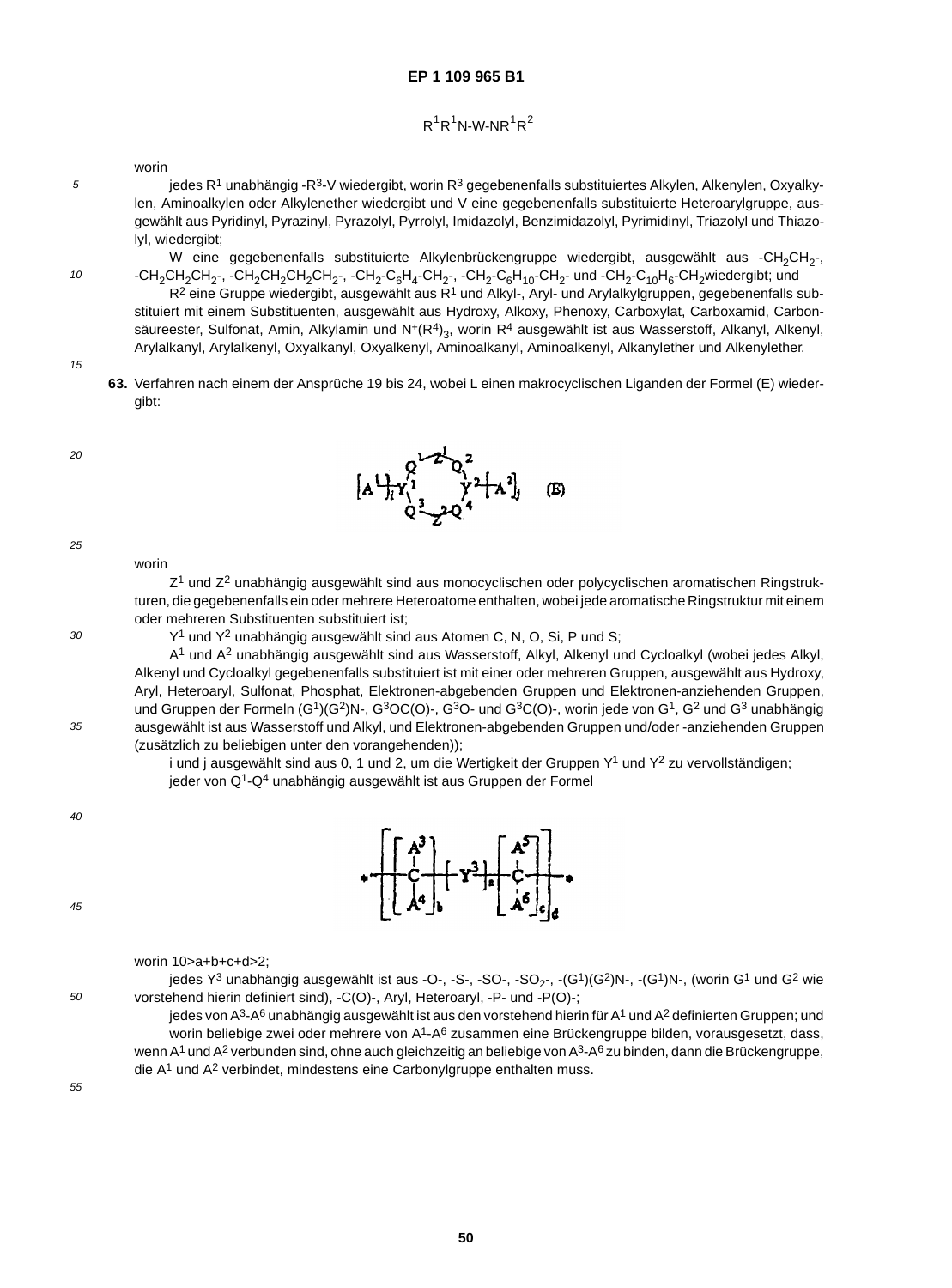$R^1R^1N\text{-}W\text{-}NR^1R^2$

worin

jedes $R^1$ unabhängig $-R^3\text{-}V$ wiedergibt, worin $R^3$ gegebenenfalls substituiertes Alkylen, Alkenylen, Oxyalkylen, Aminoalkylen oder Alkylenether wiedergibt und V eine gegebenenfalls substituierte Heteroarylgruppe, ausgewählt aus Pyridinyl, Pyrazinyl, Pyrazolyl, Pyrrolyl, Imidazolyl, Benzimidazolyl, Pyrimidinyl, Triazolyl und Thiazolyl, wiedergibt;

W eine gegebenenfalls substituierte Alkylenbrückengruppe wiedergibt, ausgewählt aus $-CH_2CH_2-$, $-CH_2CH_2CH_2-$, $-CH_2CH_2CH_2CH_2-$, $-CH_2\text{-}C_6H_4\text{-}CH_2-$, $-CH_2\text{-}C_6H_{10}\text{-}CH_2-$ und $-CH_2\text{-}C_{10}H_6\text{-}CH_2$wiedergibt; und

$R^2$ eine Gruppe wiedergibt, ausgewählt aus $R^1$ und Alkyl-, Aryl- und Arylalkylgruppen, gegebenenfalls substituiert mit einem Substituenten, ausgewählt aus Hydroxy, Alkoxy, Phenoxy, Carboxylat, Carboxamid, Carbonsäureester, Sulfonat, Amin, Alkylamin und $N^+(R^4)_3$, worin $R^4$ ausgewählt ist aus Wasserstoff, Alkanyl, Alkenyl, Arylalkanyl, Arylalkenyl, Oxyalkanyl, Oxyalkenyl, Aminoalkanyl, Aminoalkenyl, Alkanylether und Alkenylether.

**63.** Verfahren nach einem der Ansprüche 19 bis 24, wobei L einen makrocyclischen Liganden der Formel (E) wiedergibt:

$$[A^1]_i Y^1 (Q^1\text{-}Z^1\text{-}Q^2)(Q^3\text{-}Z^2\text{-}Q^4) Y^2 [A^2]_j \quad \text{(E)}$$

worin

$Z^1$ und $Z^2$ unabhängig ausgewählt sind aus monocyclischen oder polycyclischen aromatischen Ringstrukturen, die gegebenenfalls ein oder mehrere Heteroatome enthalten, wobei jede aromatische Ringstruktur mit einem oder mehreren Substituenten substituiert ist;

$Y^1$ und $Y^2$ unabhängig ausgewählt sind aus Atomen C, N, O, Si, P und S;

$A^1$ und $A^2$ unabhängig ausgewählt sind aus Wasserstoff, Alkyl, Alkenyl und Cycloalkyl (wobei jedes Alkyl, Alkenyl und Cycloalkyl gegebenenfalls substituiert ist mit einer oder mehreren Gruppen, ausgewählt aus Hydroxy, Aryl, Heteroaryl, Sulfonat, Phosphat, Elektronen-abgebenden Gruppen und Elektronen-anziehenden Gruppen, und Gruppen der Formeln $(G^1)(G^2)N-$, $G^3OC(O)-$, $G^3O-$ und $G^3C(O)-$, worin jede von $G^1$, $G^2$ und $G^3$ unabhängig ausgewählt ist aus Wasserstoff und Alkyl, und Elektronen-abgebenden Gruppen und/oder -anziehenden Gruppen (zusätzlich zu beliebigen unter den vorangehenden));

i und j ausgewählt sind aus 0, 1 und 2, um die Wertigkeit der Gruppen $Y^1$ und $Y^2$ zu vervollständigen;

jeder von $Q^1$-$Q^4$ unabhängig ausgewählt ist aus Gruppen der Formel

$$*\!-\!\left[\left[C(A^3)(A^4)\right]_b\left[Y^3\right]_a\left[C(A^5)(A^6)\right]_c\right]_d\!-\!*$$

worin $10>a+b+c+d>2$;

jedes $Y^3$ unabhängig ausgewählt ist aus $-O-$, $-S-$, $-SO-$, $-SO_2-$, $-(G^1)(G^2)N-$, $-(G^1)N-$, (worin $G^1$ und $G^2$ wie vorstehend hierin definiert sind), $-C(O)-$, Aryl, Heteroaryl, $-P-$ und $-P(O)-$;

jedes von $A^3$-$A^6$ unabhängig ausgewählt ist aus den vorstehend hierin für $A^1$ und $A^2$ definierten Gruppen; und

worin beliebige zwei oder mehrere von $A^1$-$A^6$ zusammen eine Brückengruppe bilden, vorausgesetzt, dass, wenn $A^1$ und $A^2$ verbunden sind, ohne auch gleichzeitig an beliebige von $A^3$-$A^6$ zu binden, dann die Brückengruppe, die $A^1$ und $A^2$ verbindet, mindestens eine Carbonylgruppe enthalten muss.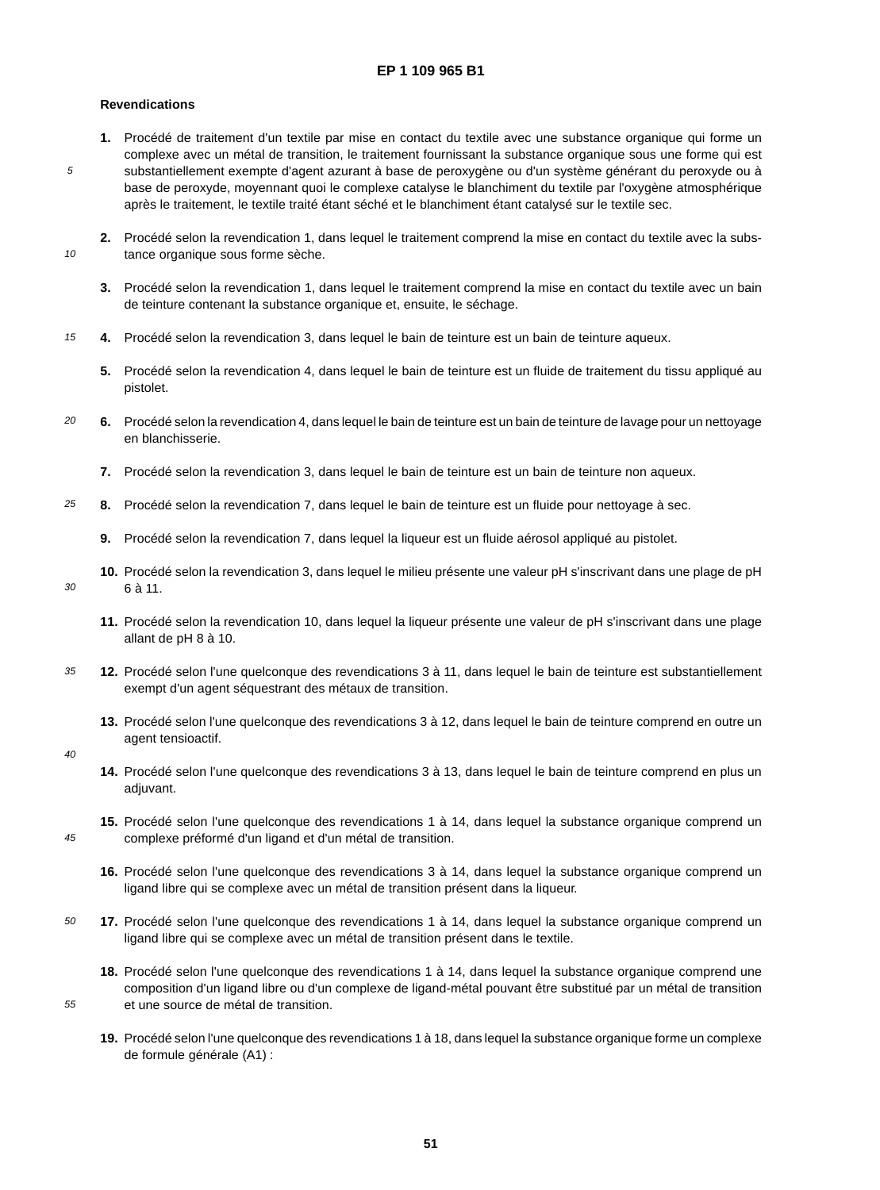## Revendications

1. Procédé de traitement d'un textile par mise en contact du textile avec une substance organique qui forme un complexe avec un métal de transition, le traitement fournissant la substance organique sous une forme qui est substantiellement exempte d'agent azurant à base de peroxygène ou d'un système générant du peroxyde ou à base de peroxyde, moyennant quoi le complexe catalyse le blanchiment du textile par l'oxygène atmosphérique après le traitement, le textile traité étant séché et le blanchiment étant catalysé sur le textile sec.

2. Procédé selon la revendication 1, dans lequel le traitement comprend la mise en contact du textile avec la substance organique sous forme sèche.

3. Procédé selon la revendication 1, dans lequel le traitement comprend la mise en contact du textile avec un bain de teinture contenant la substance organique et, ensuite, le séchage.

4. Procédé selon la revendication 3, dans lequel le bain de teinture est un bain de teinture aqueux.

5. Procédé selon la revendication 4, dans lequel le bain de teinture est un fluide de traitement du tissu appliqué au pistolet.

6. Procédé selon la revendication 4, dans lequel le bain de teinture est un bain de teinture de lavage pour un nettoyage en blanchisserie.

7. Procédé selon la revendication 3, dans lequel le bain de teinture est un bain de teinture non aqueux.

8. Procédé selon la revendication 7, dans lequel le bain de teinture est un fluide pour nettoyage à sec.

9. Procédé selon la revendication 7, dans lequel la liqueur est un fluide aérosol appliqué au pistolet.

10. Procédé selon la revendication 3, dans lequel le milieu présente une valeur pH s'inscrivant dans une plage de pH 6 à 11.

11. Procédé selon la revendication 10, dans lequel la liqueur présente une valeur de pH s'inscrivant dans une plage allant de pH 8 à 10.

12. Procédé selon l'une quelconque des revendications 3 à 11, dans lequel le bain de teinture est substantiellement exempt d'un agent séquestrant des métaux de transition.

13. Procédé selon l'une quelconque des revendications 3 à 12, dans lequel le bain de teinture comprend en outre un agent tensioactif.

14. Procédé selon l'une quelconque des revendications 3 à 13, dans lequel le bain de teinture comprend en plus un adjuvant.

15. Procédé selon l'une quelconque des revendications 1 à 14, dans lequel la substance organique comprend un complexe préformé d'un ligand et d'un métal de transition.

16. Procédé selon l'une quelconque des revendications 3 à 14, dans lequel la substance organique comprend un ligand libre qui se complexe avec un métal de transition présent dans la liqueur.

17. Procédé selon l'une quelconque des revendications 1 à 14, dans lequel la substance organique comprend un ligand libre qui se complexe avec un métal de transition présent dans le textile.

18. Procédé selon l'une quelconque des revendications 1 à 14, dans lequel la substance organique comprend une composition d'un ligand libre ou d'un complexe de ligand-métal pouvant être substitué par un métal de transition et une source de métal de transition.

19. Procédé selon l'une quelconque des revendications 1 à 18, dans lequel la substance organique forme un complexe de formule générale (A1) :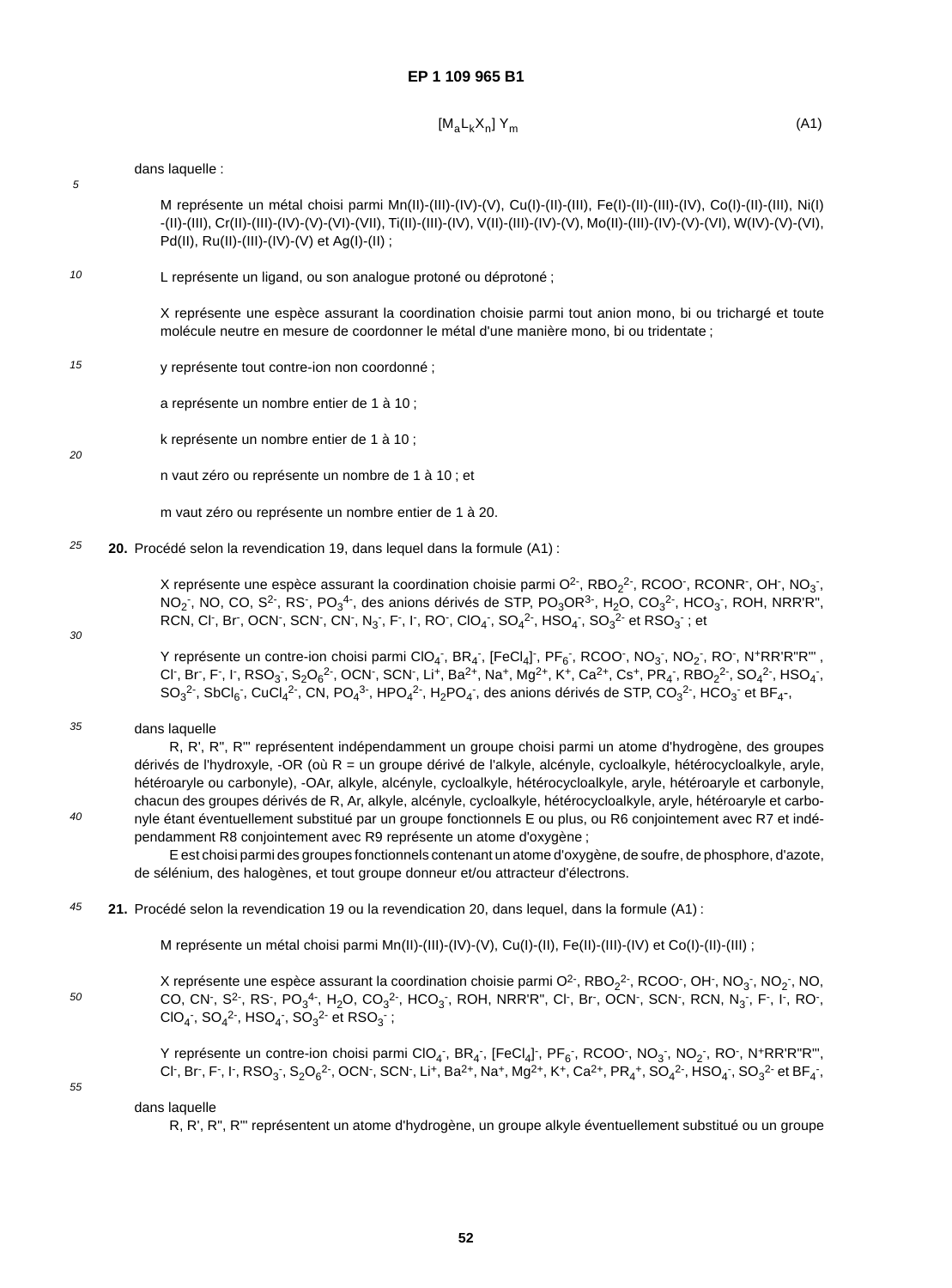$$[M_aL_kX_n]\ Y_m \qquad \text{(A1)}$$

dans laquelle :

M représente un métal choisi parmi Mn(II)-(III)-(IV)-(V), Cu(I)-(II)-(III), Fe(I)-(II)-(III)-(IV), Co(I)-(II)-(III), Ni(I)-(II)-(III), Cr(II)-(III)-(IV)-(V)-(VI)-(VII), Ti(II)-(III)-(IV), V(II)-(III)-(IV)-(V), Mo(II)-(III)-(IV)-(V)-(VI), W(IV)-(V)-(VI), Pd(II), Ru(II)-(III)-(IV)-(V) et Ag(I)-(II) ;

L représente un ligand, ou son analogue protoné ou déprotoné ;

X représente une espèce assurant la coordination choisie parmi tout anion mono, bi ou trichargé et toute molécule neutre en mesure de coordonner le métal d'une manière mono, bi ou tridentate ;

y représente tout contre-ion non coordonné ;

a représente un nombre entier de 1 à 10 ;

k représente un nombre entier de 1 à 10 ;

n vaut zéro ou représente un nombre de 1 à 10 ; et

m vaut zéro ou représente un nombre entier de 1 à 20.

**20.** Procédé selon la revendication 19, dans lequel dans la formule (A1) :

X représente une espèce assurant la coordination choisie parmi $O^{2-}$, $RBO_2^{2-}$, $RCOO^-$, $RCONR^-$, $OH^-$, $NO_3^-$, $NO_2^-$, NO, CO, $S^{2-}$, $RS^-$, $PO_3^{4-}$, des anions dérivés de STP, $PO_3OR^{3-}$, $H_2O$, $CO_3^{2-}$, $HCO_3^-$, ROH, NRR'R", RCN, $Cl^-$, $Br^-$, $OCN^-$, $SCN^-$, $CN^-$, $N_3^-$, $F^-$, $I^-$, $RO^-$, $ClO_4^-$, $SO_4^{2-}$, $HSO_4^-$, $SO_3^{2-}$ et $RSO_3^-$ ; et

Y représente un contre-ion choisi parmi $ClO_4^-$, $BR_4^-$, $[FeCl_4]^-$, $PF_6^-$, $RCOO^-$, $NO_3^-$, $NO_2^-$, $RO^-$, $N^+RR'R"R"'$, $Cl^-$, $Br^-$, $F^-$, $I^-$, $RSO_3^-$, $S_2O_6^{2-}$, $OCN^-$, $SCN^-$, $Li^+$, $Ba^{2+}$, $Na^+$, $Mg^{2+}$, $K^+$, $Ca^{2+}$, $Cs^+$, $PR_4^-$, $RBO_2^{2-}$, $SO_4^{2-}$, $HSO_4^-$, $SO_3^{2-}$, $SbCl_6^-$, $CuCl_4^{2-}$, CN, $PO_4^{3-}$, $HPO_4^{2-}$, $H_2PO_4^-$, des anions dérivés de STP, $CO_3^{2-}$, $HCO_3^-$ et $BF_4^-$,

dans laquelle

R, R', R", R"' représentent indépendamment un groupe choisi parmi un atome d'hydrogène, des groupes dérivés de l'hydroxyle, -OR (où R = un groupe dérivé de l'alkyle, alcényle, cycloalkyle, hétérocycloalkyle, aryle, hétéroaryle ou carbonyle), -OAr, alkyle, alcényle, cycloalkyle, hétérocycloalkyle, aryle, hétéroaryle et carbonyle, chacun des groupes dérivés de R, Ar, alkyle, alcényle, cycloalkyle, hétérocycloalkyle, aryle, hétéroaryle et carbonyle étant éventuellement substitué par un groupe fonctionnels E ou plus, ou R6 conjointement avec R7 et indépendamment R8 conjointement avec R9 représente un atome d'oxygène ;

E est choisi parmi des groupes fonctionnels contenant un atome d'oxygène, de soufre, de phosphore, d'azote, de sélénium, des halogènes, et tout groupe donneur et/ou attracteur d'électrons.

**21.** Procédé selon la revendication 19 ou la revendication 20, dans lequel, dans la formule (A1) :

M représente un métal choisi parmi Mn(II)-(III)-(IV)-(V), Cu(I)-(II), Fe(II)-(III)-(IV) et Co(I)-(II)-(III) ;

X représente une espèce assurant la coordination choisie parmi $O^{2-}$, $RBO_2^{2-}$, $RCOO^-$, $OH^-$, $NO_3^-$, $NO_2^-$, NO, CO, $CN^-$, $S^{2-}$, $RS^-$, $PO_3^{4-}$, $H_2O$, $CO_3^{2-}$, $HCO_3^-$, ROH, NRR'R", $Cl^-$, $Br^-$, $OCN^-$, $SCN^-$, RCN, $N_3^-$, $F^-$, $I^-$, $RO^-$, $ClO_4^-$, $SO_4^{2-}$, $HSO_4^-$, $SO_3^{2-}$ et $RSO_3^-$ ;

Y représente un contre-ion choisi parmi $ClO_4^-$, $BR_4^-$, $[FeCl_4]^-$, $PF_6^-$, $RCOO^-$, $NO_3^-$, $NO_2^-$, $RO^-$, $N^+RR'R"R"'$, $Cl^-$, $Br^-$, $F^-$, $I^-$, $RSO_3^-$, $S_2O_6^{2-}$, $OCN^-$, $SCN^-$, $Li^+$, $Ba^{2+}$, $Na^+$, $Mg^{2+}$, $K^+$, $Ca^{2+}$, $PR_4^+$, $SO_4^{2-}$, $HSO_4^-$, $SO_3^{2-}$ et $BF_4^-$,

dans laquelle

R, R', R", R"' représentent un atome d'hydrogène, un groupe alkyle éventuellement substitué ou un groupe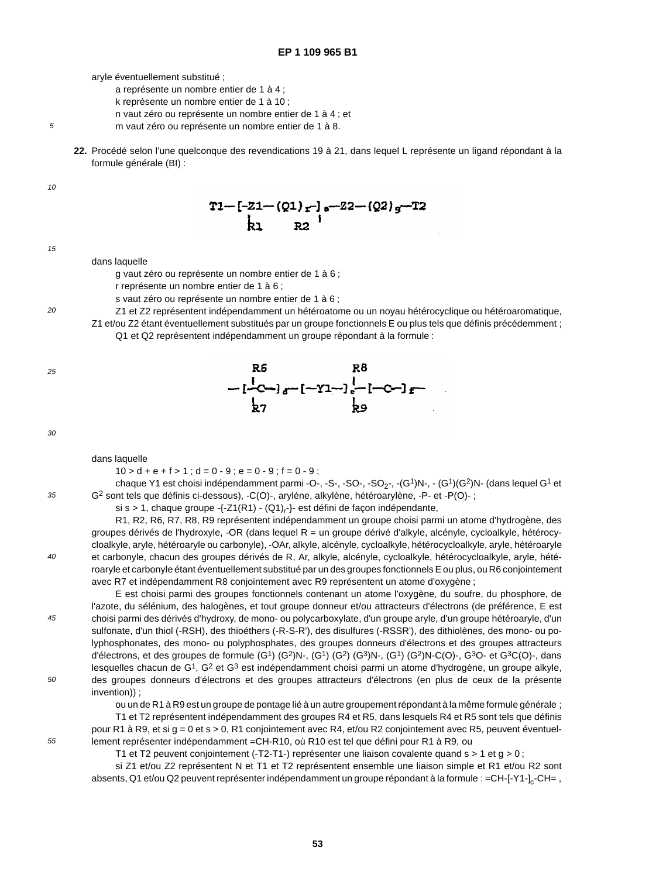aryle éventuellement substitué ;

a représente un nombre entier de 1 à 4 ;

k représente un nombre entier de 1 à 10 ;

n vaut zéro ou représente un nombre entier de 1 à 4 ; et

m vaut zéro ou représente un nombre entier de 1 à 8.

**22.** Procédé selon l'une quelconque des revendications 19 à 21, dans lequel L représente un ligand répondant à la formule générale (BI) :

$$T1-[-\underset{\displaystyle R1}{Z1}-(Q1)_r-]_s-\underset{\displaystyle R2}{Z2}-(Q2)_g-T2$$

dans laquelle

g vaut zéro ou représente un nombre entier de 1 à 6 ;

r représente un nombre entier de 1 à 6 ;

s vaut zéro ou représente un nombre entier de 1 à 6 ;

Z1 et Z2 représentent indépendamment un hétéroatome ou un noyau hétérocyclique ou hétéroaromatique, Z1 et/ou Z2 étant éventuellement substitués par un groupe fonctionnels E ou plus tels que définis précédemment ;

Q1 et Q2 représentent indépendamment un groupe répondant à la formule :

$$-[-\overset{\displaystyle R6}{\underset{\displaystyle R7}{C}}-]_d-[-Y1-]_e-[-\overset{\displaystyle R8}{\underset{\displaystyle R9}{C}}-]_f-$$

dans laquelle

$10 > d + e + f > 1$ ; $d = 0 - 9$ ; $e = 0 - 9$ ; $f = 0 - 9$ ;

chaque Y1 est choisi indépendamment parmi -O-, -S-, -SO-, $-SO_2-$, $-(G^1)N-$, $-(G^1)(G^2)N-$ (dans lequel $G^1$ et $G^2$ sont tels que définis ci-dessous), -C(O)-, arylène, alkylène, hétéroarylène, -P- et -P(O)- ;

si s > 1, chaque groupe $-\{-Z1(R1)-(Q1)_r-\}-$ est défini de façon indépendante,

R1, R2, R6, R7, R8, R9 représentent indépendamment un groupe choisi parmi un atome d'hydrogène, des groupes dérivés de l'hydroxyle, -OR (dans lequel R = un groupe dérivé d'alkyle, alcényle, cycloalkyle, hétérocycloalkyle, aryle, hétéroaryle ou carbonyle), -OAr, alkyle, alcényle, cycloalkyle, hétérocycloalkyle, aryle, hétéroaryle et carbonyle, chacun des groupes dérivés de R, Ar, alkyle, alcényle, cycloalkyle, hétérocycloalkyle, aryle, hétéroaryle et carbonyle étant éventuellement substitué par un des groupes fonctionnels E ou plus, ou R6 conjointement avec R7 et indépendamment R8 conjointement avec R9 représentent un atome d'oxygène ;

E est choisi parmi des groupes fonctionnels contenant un atome l'oxygène, du soufre, du phosphore, de l'azote, du sélénium, des halogènes, et tout groupe donneur et/ou attracteurs d'électrons (de préférence, E est choisi parmi des dérivés d'hydroxy, de mono- ou polycarboxylate, d'un groupe aryle, d'un groupe hétéroaryle, d'un sulfonate, d'un thiol (-RSH), des thioéthers (-R-S-R'), des disulfures (-RSSR'), des dithiolènes, des mono- ou polyphosphonates, des mono- ou polyphosphates, des groupes donneurs d'électrons et des groupes attracteurs d'électrons, et des groupes de formule $(G^1)(G^2)N-$, $(G^1)(G^2)(G^3)N-$, $(G^1)(G^2)N-C(O)-$, $G^3O-$ et $G^3C(O)-$, dans lesquelles chacun de $G^1$, $G^2$ et $G^3$ est indépendamment choisi parmi un atome d'hydrogène, un groupe alkyle, des groupes donneurs d'électrons et des groupes attracteurs d'électrons (en plus de ceux de la présente invention)) ;

ou un de R1 à R9 est un groupe de pontage lié à un autre groupement répondant à la même formule générale ;

T1 et T2 représentent indépendamment des groupes R4 et R5, dans lesquels R4 et R5 sont tels que définis pour R1 à R9, et si g = 0 et s > 0, R1 conjointement avec R4, et/ou R2 conjointement avec R5, peuvent éventuellement représenter indépendamment =CH-R10, où R10 est tel que défini pour R1 à R9, ou

T1 et T2 peuvent conjointement (-T2-T1-) représenter une liaison covalente quand s > 1 et g > 0 ;

si Z1 et/ou Z2 représentent N et T1 et T2 représentent ensemble une liaison simple et R1 et/ou R2 sont absents, Q1 et/ou Q2 peuvent représenter indépendamment un groupe répondant à la formule : $=CH-[-Y1-]_c-CH=$ ,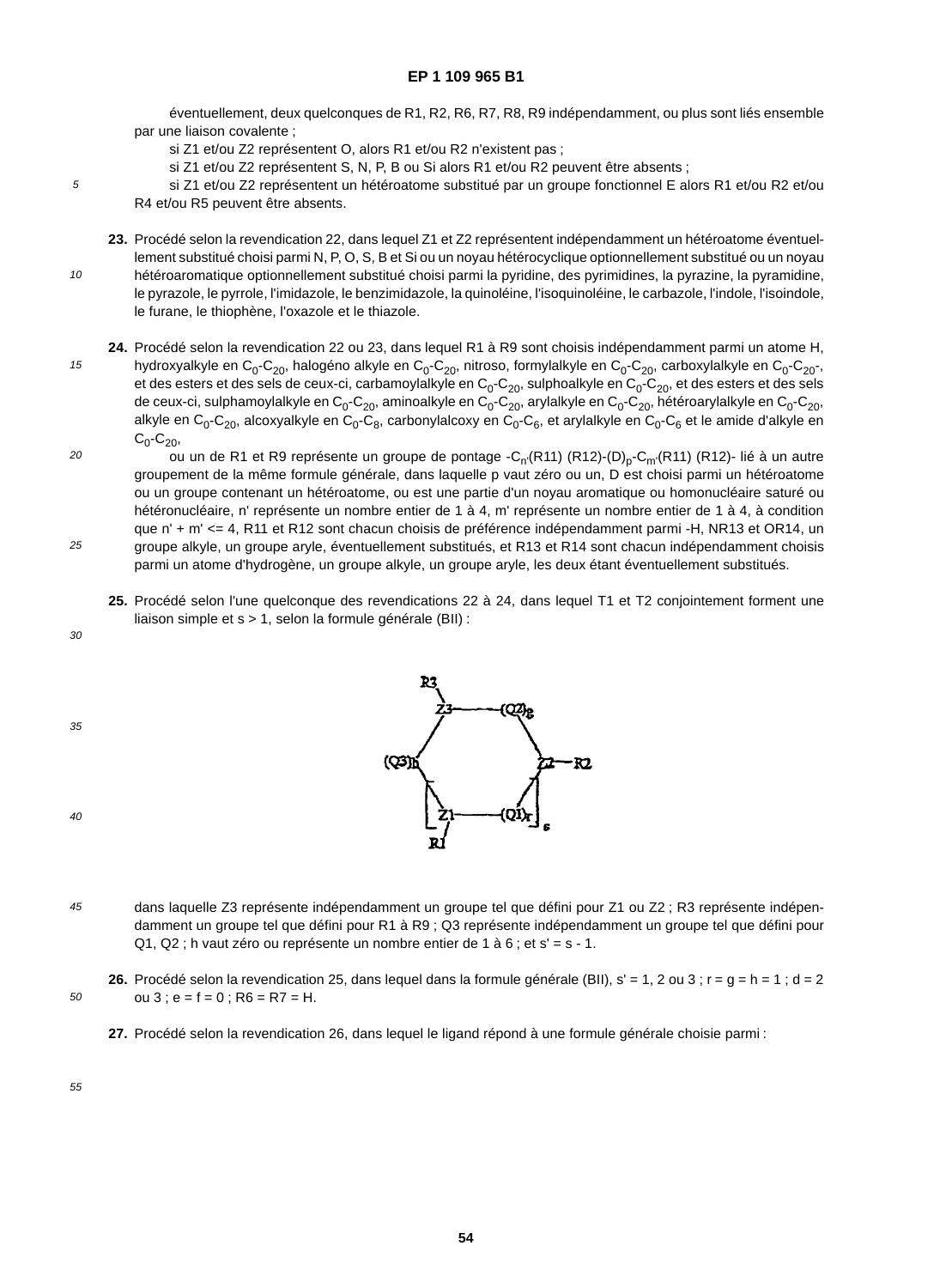éventuellement, deux quelconques de R1, R2, R6, R7, R8, R9 indépendamment, ou plus sont liés ensemble par une liaison covalente ;

si Z1 et/ou Z2 représentent O, alors R1 et/ou R2 n'existent pas ;

si Z1 et/ou Z2 représentent S, N, P, B ou Si alors R1 et/ou R2 peuvent être absents ;

si Z1 et/ou Z2 représentent un hétéroatome substitué par un groupe fonctionnel E alors R1 et/ou R2 et/ou R4 et/ou R5 peuvent être absents.

**23.** Procédé selon la revendication 22, dans lequel Z1 et Z2 représentent indépendamment un hétéroatome éventuellement substitué choisi parmi N, P, O, S, B et Si ou un noyau hétérocyclique optionnellement substitué ou un noyau hétéroaromatique optionnellement substitué choisi parmi la pyridine, des pyrimidines, la pyrazine, la pyramidine, le pyrazole, le pyrrole, l'imidazole, le benzimidazole, la quinoléine, l'isoquinoléine, le carbazole, l'indole, l'isoindole, le furane, le thiophène, l'oxazole et le thiazole.

**24.** Procédé selon la revendication 22 ou 23, dans lequel R1 à R9 sont choisis indépendamment parmi un atome H, hydroxyalkyle en $C_0$-$C_{20}$, halogéno alkyle en $C_0$-$C_{20}$, nitroso, formylalkyle en $C_0$-$C_{20}$, carboxylalkyle en $C_0$-$C_{20}$-, et des esters et des sels de ceux-ci, carbamoylalkyle en $C_0$-$C_{20}$, sulphoalkyle en $C_0$-$C_{20}$, et des esters et des sels de ceux-ci, sulphamoylalkyle en $C_0$-$C_{20}$, aminoalkyle en $C_0$-$C_{20}$, arylalkyle en $C_0$-$C_{20}$, hétéroarylalkyle en $C_0$-$C_{20}$, alkyle en $C_0$-$C_{20}$, alcoxyalkyle en $C_0$-$C_8$, carbonylalcoxy en $C_0$-$C_6$, et arylalkyle en $C_0$-$C_6$ et le amide d'alkyle en $C_0$-$C_{20}$,

ou un de R1 et R9 représente un groupe de pontage -$C_{n'}$(R11) (R12)-$(D)_p$-$C_{m'}$(R11) (R12)- lié à un autre groupement de la même formule générale, dans laquelle p vaut zéro ou un, D est choisi parmi un hétéroatome ou un groupe contenant un hétéroatome, ou est une partie d'un noyau aromatique ou homonucléaire saturé ou hétéronucléaire, n' représente un nombre entier de 1 à 4, m' représente un nombre entier de 1 à 4, à condition que n' + m' <= 4, R11 et R12 sont chacun choisis de préférence indépendamment parmi -H, NR13 et OR14, un groupe alkyle, un groupe aryle, éventuellement substitués, et R13 et R14 sont chacun indépendamment choisis parmi un atome d'hydrogène, un groupe alkyle, un groupe aryle, les deux étant éventuellement substitués.

**25.** Procédé selon l'une quelconque des revendications 22 à 24, dans lequel T1 et T2 conjointement forment une liaison simple et s > 1, selon la formule générale (BII) :

dans laquelle Z3 représente indépendamment un groupe tel que défini pour Z1 ou Z2 ; R3 représente indépendamment un groupe tel que défini pour R1 à R9 ; Q3 représente indépendamment un groupe tel que défini pour Q1, Q2 ; h vaut zéro ou représente un nombre entier de 1 à 6 ; et s' = s - 1.

**26.** Procédé selon la revendication 25, dans lequel dans la formule générale (BII), s' = 1, 2 ou 3 ; r = g = h = 1 ; d = 2 ou 3 ; e = f = 0 ; R6 = R7 = H.

**27.** Procédé selon la revendication 26, dans lequel le ligand répond à une formule générale choisie parmi :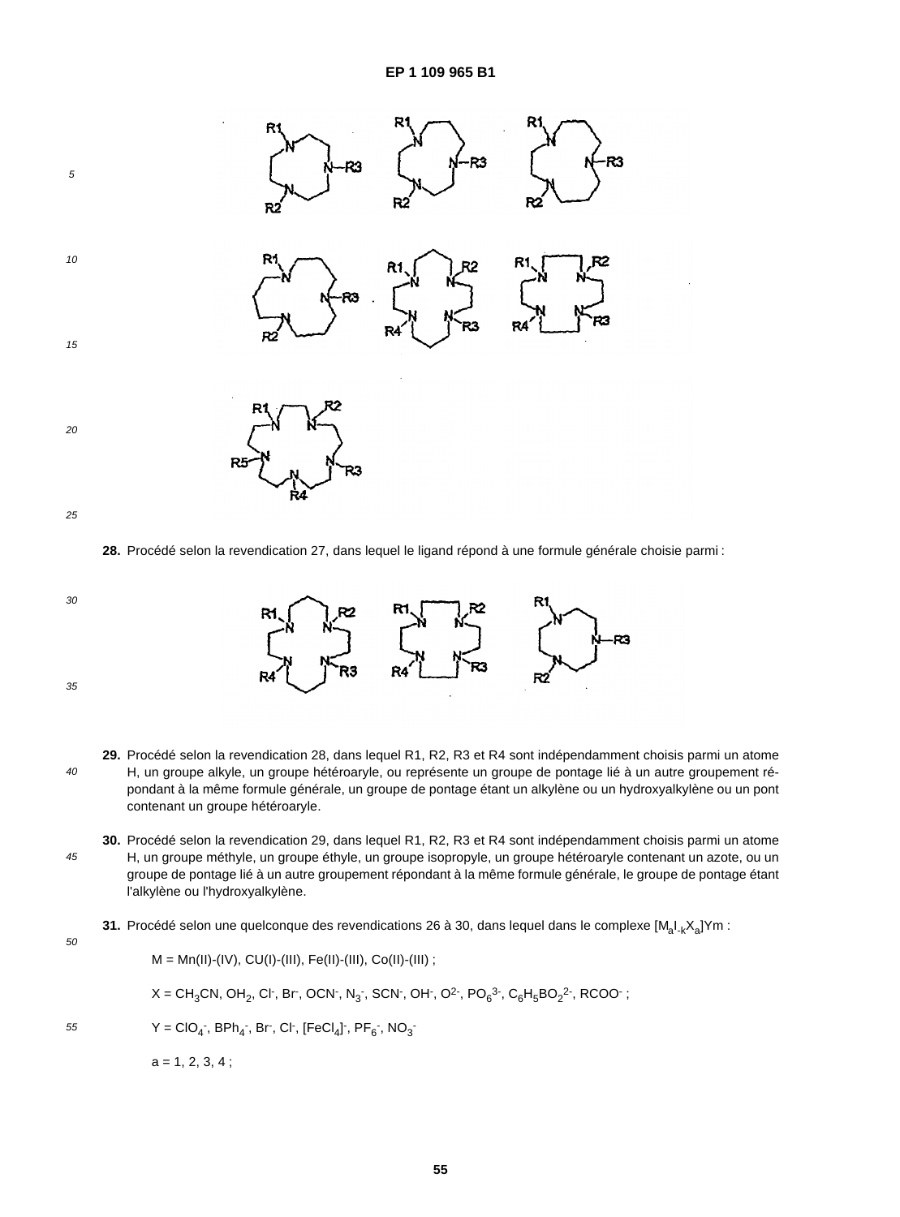**28.** Procédé selon la revendication 27, dans lequel le ligand répond à une formule générale choisie parmi :

**29.** Procédé selon la revendication 28, dans lequel R1, R2, R3 et R4 sont indépendamment choisis parmi un atome H, un groupe alkyle, un groupe hétéroaryle, ou représente un groupe de pontage lié à un autre groupement répondant à la même formule générale, un groupe de pontage étant un alkylène ou un hydroxyalkylène ou un pont contenant un groupe hétéroaryle.

**30.** Procédé selon la revendication 29, dans lequel R1, R2, R3 et R4 sont indépendamment choisis parmi un atome H, un groupe méthyle, un groupe éthyle, un groupe isopropyle, un groupe hétéroaryle contenant un azote, ou un groupe de pontage lié à un autre groupement répondant à la même formule générale, le groupe de pontage étant l'alkylène ou l'hydroxyalkylène.

**31.** Procédé selon une quelconque des revendications 26 à 30, dans lequel dans le complexe $[M_aL_kX_a]Ym$ :

M = Mn(II)-(IV), CU(I)-(III), Fe(II)-(III), Co(II)-(III) ;

X = $CH_3CN$, $OH_2$, $Cl^-$, $Br^-$, $OCN^-$, $N_3^-$, $SCN^-$, $OH^-$, $O^{2-}$, $PO_6^{3-}$, $C_6H_5BO_2^{2-}$, $RCOO^-$ ;

Y = $ClO_4^-$, $BPh_4^-$, $Br^-$, $Cl^-$, $[FeCl_4]^-$, $PF_6^-$, $NO_3^-$

a = 1, 2, 3, 4 ;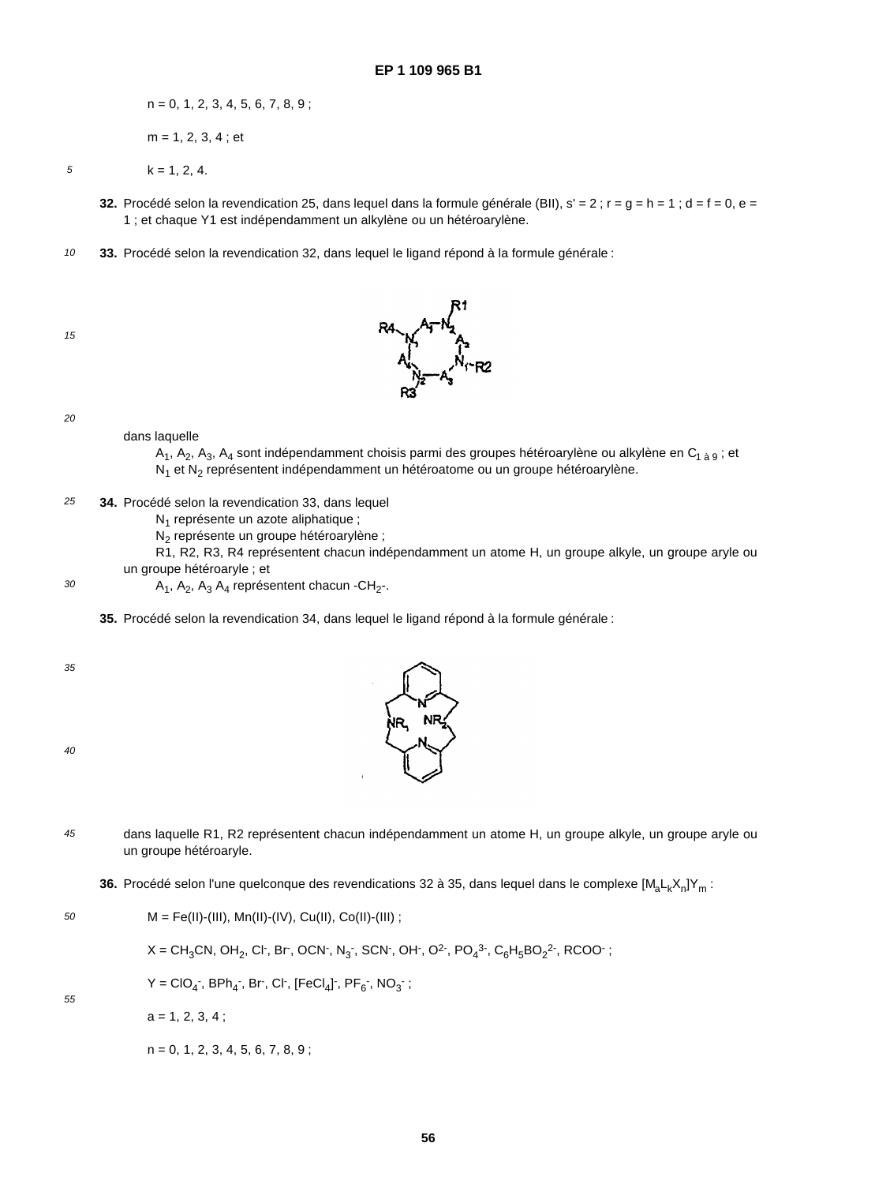n = 0, 1, 2, 3, 4, 5, 6, 7, 8, 9 ;

m = 1, 2, 3, 4 ; et

k = 1, 2, 4.

**32.** Procédé selon la revendication 25, dans lequel dans la formule générale (BII), s' = 2 ; r = g = h = 1 ; d = f = 0, e = 1 ; et chaque Y1 est indépendamment un alkylène ou un hétéroarylène.

**33.** Procédé selon la revendication 32, dans lequel le ligand répond à la formule générale :

dans laquelle
$A_1$, $A_2$, $A_3$, $A_4$ sont indépendamment choisis parmi des groupes hétéroarylène ou alkylène en $C_{1\text{ à }9}$ ; et
$N_1$ et $N_2$ représentent indépendamment un hétéroatome ou un groupe hétéroarylène.

**34.** Procédé selon la revendication 33, dans lequel
$N_1$ représente un azote aliphatique ;
$N_2$ représente un groupe hétéroarylène ;
R1, R2, R3, R4 représentent chacun indépendamment un atome H, un groupe alkyle, un groupe aryle ou un groupe hétéroaryle ; et
$A_1$, $A_2$, $A_3$ $A_4$ représentent chacun $-CH_2-$.

**35.** Procédé selon la revendication 34, dans lequel le ligand répond à la formule générale :

dans laquelle R1, R2 représentent chacun indépendamment un atome H, un groupe alkyle, un groupe aryle ou un groupe hétéroaryle.

**36.** Procédé selon l'une quelconque des revendications 32 à 35, dans lequel dans le complexe $[M_aL_kX_n]Y_m$ :

M = Fe(II)-(III), Mn(II)-(IV), Cu(II), Co(II)-(III) ;

X = $CH_3CN$, $OH_2$, $Cl^-$, $Br^-$, $OCN^-$, $N_3^-$, $SCN^-$, $OH^-$, $O^{2-}$, $PO_4^{3-}$, $C_6H_5BO_2^{2-}$, $RCOO^-$ ;

Y = $ClO_4^-$, $BPh_4^-$, $Br^-$, $Cl^-$, $[FeCl_4]^-$, $PF_6^-$, $NO_3^-$ ;

a = 1, 2, 3, 4 ;

n = 0, 1, 2, 3, 4, 5, 6, 7, 8, 9 ;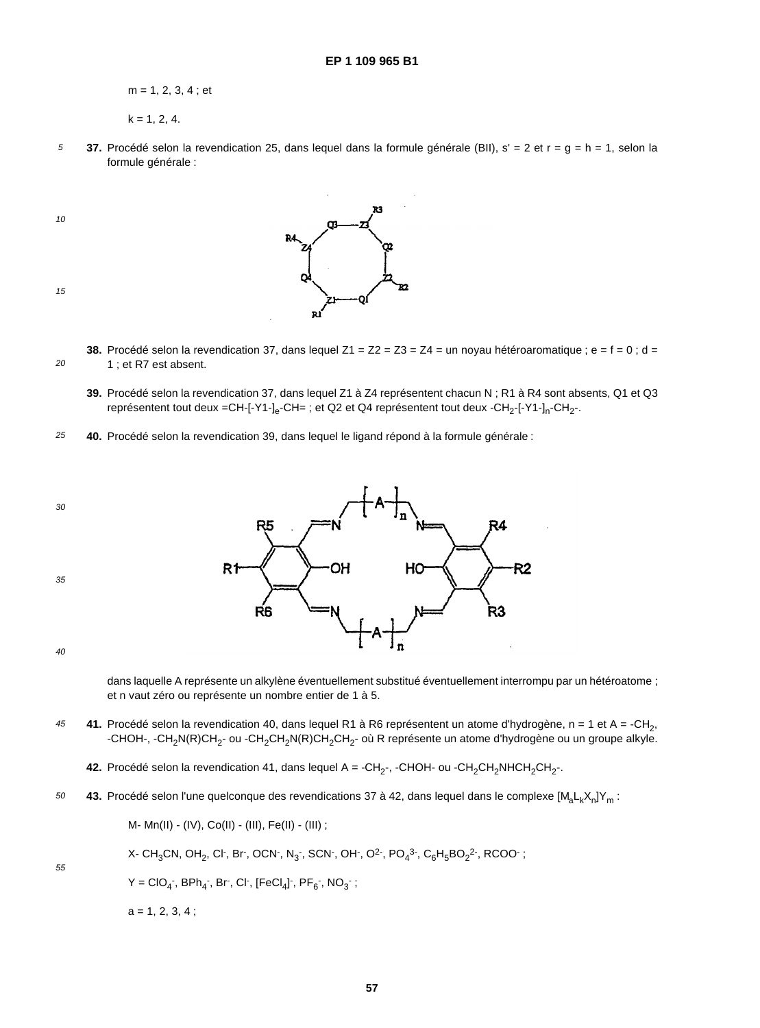m = 1, 2, 3, 4 ; et

k = 1, 2, 4.

**37.** Procédé selon la revendication 25, dans lequel dans la formule générale (BII), s' = 2 et r = g = h = 1, selon la formule générale :

**38.** Procédé selon la revendication 37, dans lequel Z1 = Z2 = Z3 = Z4 = un noyau hétéroaromatique ; e = f = 0 ; d = 1 ; et R7 est absent.

**39.** Procédé selon la revendication 37, dans lequel Z1 à Z4 représentent chacun N ; R1 à R4 sont absents, Q1 et Q3 représentent tout deux $=CH-[-Y1-]_e-CH=$ ; et Q2 et Q4 représentent tout deux $-CH_2-[-Y1-]_n-CH_2-$.

**40.** Procédé selon la revendication 39, dans lequel le ligand répond à la formule générale :

dans laquelle A représente un alkylène éventuellement substitué éventuellement interrompu par un hétéroatome ; et n vaut zéro ou représente un nombre entier de 1 à 5.

**41.** Procédé selon la revendication 40, dans lequel R1 à R6 représentent un atome d'hydrogène, n = 1 et A = $-CH_2$, $-CHOH-$, $-CH_2N(R)CH_2-$ ou $-CH_2CH_2N(R)CH_2CH_2-$ où R représente un atome d'hydrogène ou un groupe alkyle.

**42.** Procédé selon la revendication 41, dans lequel A = $-CH_2-$, $-CHOH-$ ou $-CH_2CH_2NHCH_2CH_2-$.

**43.** Procédé selon l'une quelconque des revendications 37 à 42, dans lequel dans le complexe $[M_aL_kX_n]Y_m$ :

M- Mn(II) - (IV), Co(II) - (III), Fe(II) - (III) ;

X- $CH_3CN$, $OH_2$, $Cl^-$, $Br^-$, $OCN^-$, $N_3^-$, $SCN^-$, $OH^-$, $O^{2-}$, $PO_4^{3-}$, $C_6H_5BO_2^{2-}$, $RCOO^-$ ;

Y = $ClO_4^-$, $BPh_4^-$, $Br^-$, $Cl^-$, $[FeCl_4]^-$, $PF_6^-$, $NO_3^-$ ;

a = 1, 2, 3, 4 ;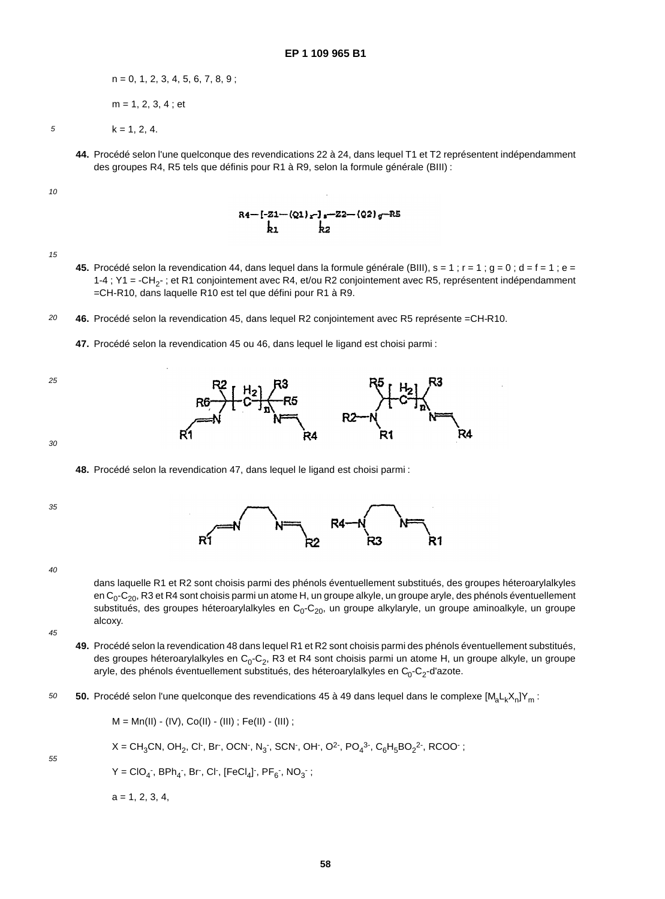n = 0, 1, 2, 3, 4, 5, 6, 7, 8, 9 ;

m = 1, 2, 3, 4 ; et

k = 1, 2, 4.

**44.** Procédé selon l'une quelconque des revendications 22 à 24, dans lequel T1 et T2 représentent indépendamment des groupes R4, R5 tels que définis pour R1 à R9, selon la formule générale (BIII) :

$$R4-[-Z1-(Q1)_r-]_s-Z2-(Q2)_g-R5$$
(R1 attaché à Z1 ; R2 attaché à Z2)

**45.** Procédé selon la revendication 44, dans lequel dans la formule générale (BIII), s = 1 ; r = 1 ; g = 0 ; d = f = 1 ; e = 1-4 ; Y1 = $-CH_2-$ ; et R1 conjointement avec R4, et/ou R2 conjointement avec R5, représentent indépendamment =CH-R10, dans laquelle R10 est tel que défini pour R1 à R9.

**46.** Procédé selon la revendication 45, dans lequel R2 conjointement avec R5 représente =CH-R10.

**47.** Procédé selon la revendication 45 ou 46, dans lequel le ligand est choisi parmi :

**48.** Procédé selon la revendication 47, dans lequel le ligand est choisi parmi :

dans laquelle R1 et R2 sont choisis parmi des phénols éventuellement substitués, des groupes héteroarylalkyles en $C_0$-$C_{20}$, R3 et R4 sont choisis parmi un atome H, un groupe alkyle, un groupe aryle, des phénols éventuellement substitués, des groupes héteroarylalkyles en $C_0$-$C_{20}$, un groupe alkylaryle, un groupe aminoalkyle, un groupe alcoxy.

**49.** Procédé selon la revendication 48 dans lequel R1 et R2 sont choisis parmi des phénols éventuellement substitués, des groupes héteroarylalkyles en $C_0$-$C_2$, R3 et R4 sont choisis parmi un atome H, un groupe alkyle, un groupe aryle, des phénols éventuellement substitués, des héteroarylalkyles en $C_0$-$C_2$-d'azote.

**50.** Procédé selon l'une quelconque des revendications 45 à 49 dans lequel dans le complexe $[M_aL_kX_n]Y_m$ :

M = Mn(II) - (IV), Co(II) - (III) ; Fe(II) - (III) ;

X = $CH_3CN$, $OH_2$, $Cl^-$, $Br^-$, $OCN^-$, $N_3^-$, $SCN^-$, $OH^-$, $O^{2-}$, $PO_4^{3-}$, $C_6H_5BO_2^{2-}$, $RCOO^-$ ;

Y = $ClO_4^-$, $BPh_4^-$, $Br^-$, $Cl^-$, $[FeCl_4]^-$, $PF_6^-$, $NO_3^-$ ;

a = 1, 2, 3, 4,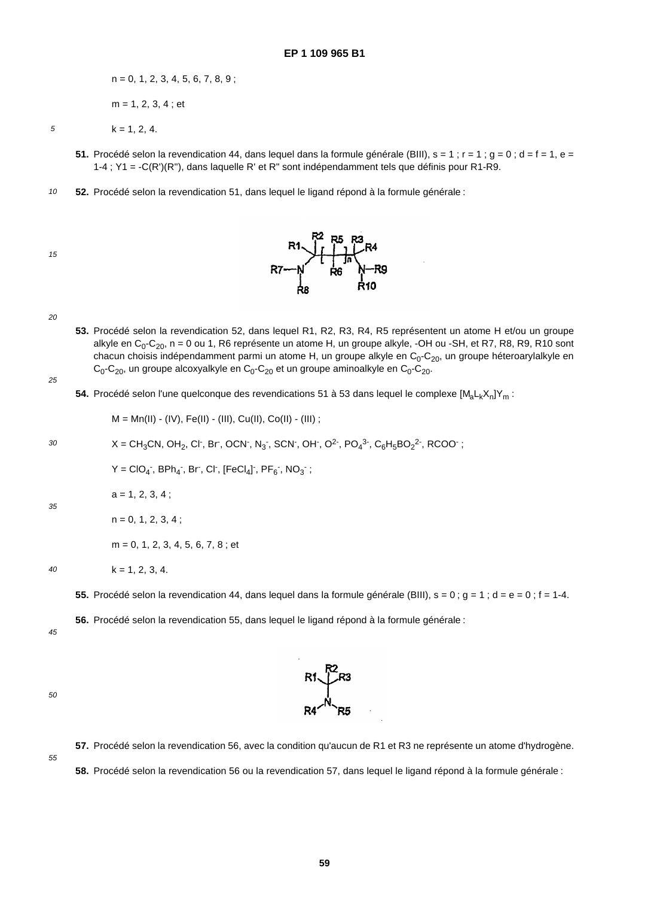n = 0, 1, 2, 3, 4, 5, 6, 7, 8, 9 ;

m = 1, 2, 3, 4 ; et

k = 1, 2, 4.

**51.** Procédé selon la revendication 44, dans lequel dans la formule générale (BIII), s = 1 ; r = 1 ; g = 0 ; d = f = 1, e = 1-4 ; Y1 = -C(R')(R''), dans laquelle R' et R'' sont indépendamment tels que définis pour R1-R9.

**52.** Procédé selon la revendication 51, dans lequel le ligand répond à la formule générale :

**53.** Procédé selon la revendication 52, dans lequel R1, R2, R3, R4, R5 représentent un atome H et/ou un groupe alkyle en $C_0$-$C_{20}$, n = 0 ou 1, R6 représente un atome H, un groupe alkyle, -OH ou -SH, et R7, R8, R9, R10 sont chacun choisis indépendamment parmi un atome H, un groupe alkyle en $C_0$-$C_{20}$, un groupe héteroarylalkyle en $C_0$-$C_{20}$, un groupe alcoxyalkyle en $C_0$-$C_{20}$ et un groupe aminoalkyle en $C_0$-$C_{20}$.

**54.** Procédé selon l'une quelconque des revendications 51 à 53 dans lequel le complexe $[M_aL_kX_n]Y_m$ :

M = Mn(II) - (IV), Fe(II) - (III), Cu(II), Co(II) - (III) ;

X = $CH_3CN$, $OH_2$, $Cl^-$, $Br^-$, $OCN^-$, $N_3^-$, $SCN^-$, $OH^-$, $O^{2-}$, $PO_4^{3-}$, $C_6H_5BO_2^{2-}$, $RCOO^-$ ;

Y = $ClO_4^-$, $BPh_4^-$, $Br^-$, $Cl^-$, $[FeCl_4]^-$, $PF_6^-$, $NO_3^-$ ;

a = 1, 2, 3, 4 ;

n = 0, 1, 2, 3, 4 ;

m = 0, 1, 2, 3, 4, 5, 6, 7, 8 ; et

k = 1, 2, 3, 4.

**55.** Procédé selon la revendication 44, dans lequel dans la formule générale (BIII), s = 0 ; g = 1 ; d = e = 0 ; f = 1-4.

**56.** Procédé selon la revendication 55, dans lequel le ligand répond à la formule générale :

**57.** Procédé selon la revendication 56, avec la condition qu'aucun de R1 et R3 ne représente un atome d'hydrogène.

**58.** Procédé selon la revendication 56 ou la revendication 57, dans lequel le ligand répond à la formule générale :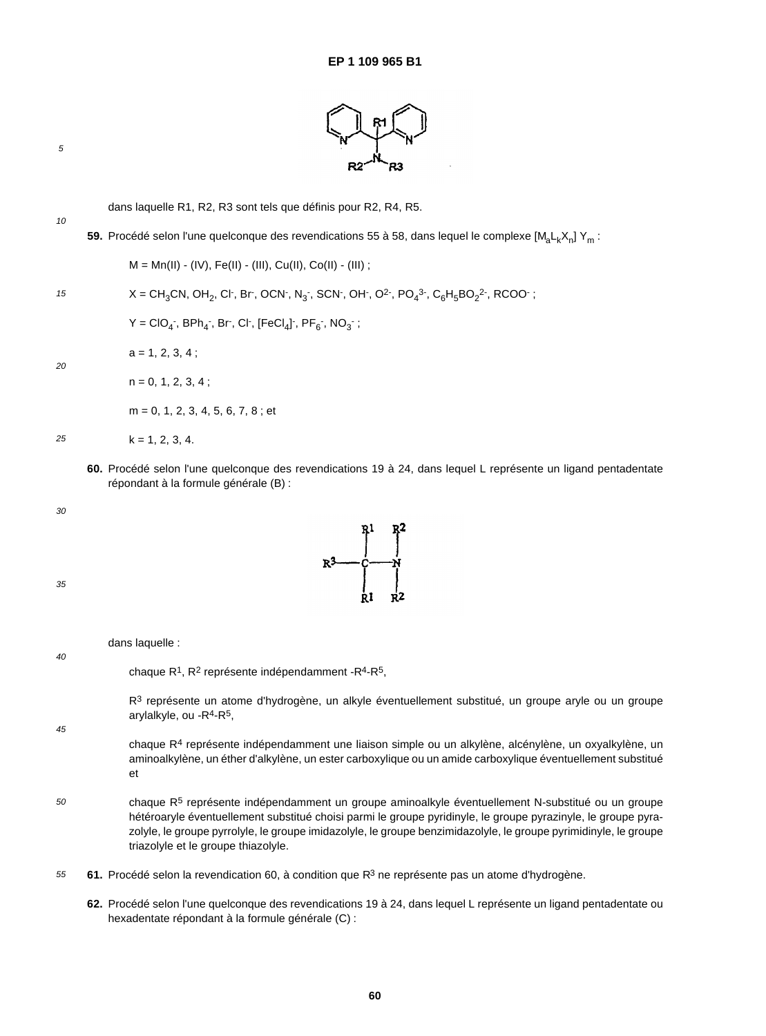dans laquelle R1, R2, R3 sont tels que définis pour R2, R4, R5.

**59.** Procédé selon l'une quelconque des revendications 55 à 58, dans lequel le complexe $[M_aL_kX_n]\ Y_m$ :

M = Mn(II) - (IV), Fe(II) - (III), Cu(II), Co(II) - (III) ;

X = $CH_3CN$, $OH_2$, $Cl^-$, $Br^-$, $OCN^-$, $N_3^-$, $SCN^-$, $OH^-$, $O^{2-}$, $PO_4^{3-}$, $C_6H_5BO_2^{2-}$, $RCOO^-$ ;

Y = $ClO_4^-$, $BPh_4^-$, $Br^-$, $Cl^-$, $[FeCl_4]^-$, $PF_6^-$, $NO_3^-$ ;

a = 1, 2, 3, 4 ;

n = 0, 1, 2, 3, 4 ;

m = 0, 1, 2, 3, 4, 5, 6, 7, 8 ; et

k = 1, 2, 3, 4.

**60.** Procédé selon l'une quelconque des revendications 19 à 24, dans lequel L représente un ligand pentadentate répondant à la formule générale (B) :

dans laquelle :

chaque $R^1$, $R^2$ représente indépendamment $-R^4-R^5$,

$R^3$ représente un atome d'hydrogène, un alkyle éventuellement substitué, un groupe aryle ou un groupe arylalkyle, ou $-R^4-R^5$,

chaque $R^4$ représente indépendamment une liaison simple ou un alkylène, alcénylène, un oxyalkylène, un aminoalkylène, un éther d'alkylène, un ester carboxylique ou un amide carboxylique éventuellement substitué et

chaque $R^5$ représente indépendamment un groupe aminoalkyle éventuellement N-substitué ou un groupe hétéroaryle éventuellement substitué choisi parmi le groupe pyridinyle, le groupe pyrazinyle, le groupe pyrazolyle, le groupe pyrrolyle, le groupe imidazolyle, le groupe benzimidazolyle, le groupe pyrimidinyle, le groupe triazolyle et le groupe thiazolyle.

**61.** Procédé selon la revendication 60, à condition que $R^3$ ne représente pas un atome d'hydrogène.

**62.** Procédé selon l'une quelconque des revendications 19 à 24, dans lequel L représente un ligand pentadentate ou hexadentate répondant à la formule générale (C) :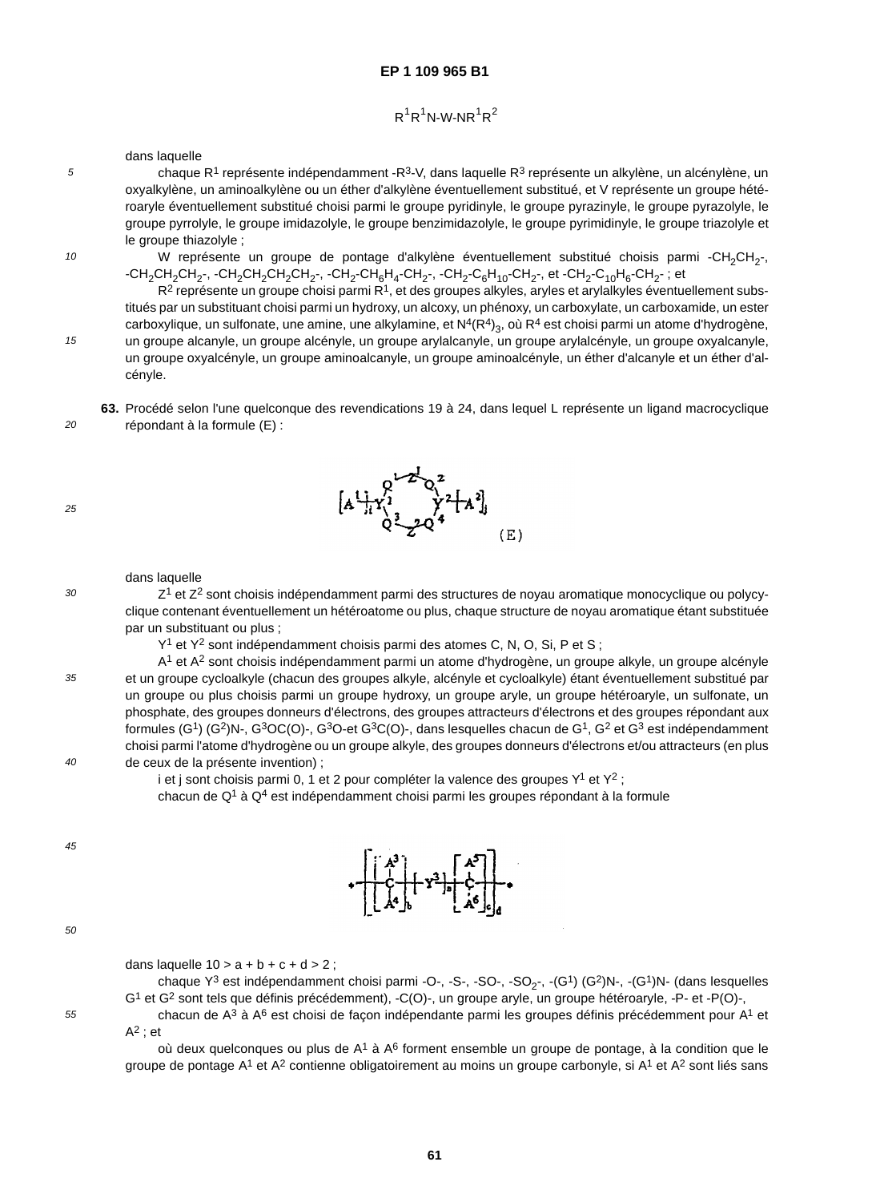$$R^1R^1N\text{-}W\text{-}NR^1R^2$$

dans laquelle

chaque $R^1$ représente indépendamment $-R^3-V$, dans laquelle $R^3$ représente un alkylène, un alcénylène, un oxyalkylène, un aminoalkylène ou un éther d'alkylène éventuellement substitué, et V représente un groupe hétéroaryle éventuellement substitué choisi parmi le groupe pyridinyle, le groupe pyrazinyle, le groupe pyrazolyle, le groupe pyrrolyle, le groupe imidazolyle, le groupe benzimidazolyle, le groupe pyrimidinyle, le groupe triazolyle et le groupe thiazolyle ;

W représente un groupe de pontage d'alkylène éventuellement substitué choisis parmi $-CH_2CH_2-$, $-CH_2CH_2CH_2-$, $-CH_2CH_2CH_2CH_2-$, $-CH_2-C_6H_4-CH_2-$, $-CH_2-C_6H_{10}-CH_2-$, et $-CH_2-C_{10}H_6-CH_2-$ ; et

$R^2$ représente un groupe choisi parmi $R^1$, et des groupes alkyles, aryles et arylalkyles éventuellement substitués par un substituant choisi parmi un hydroxy, un alcoxy, un phénoxy, un carboxylate, un carboxamide, un ester carboxylique, un sulfonate, une amine, une alkylamine, et $N^4(R^4)_3$, où $R^4$ est choisi parmi un atome d'hydrogène, un groupe alcanyle, un groupe alcényle, un groupe arylalcanyle, un groupe arylalcényle, un groupe oxyalcanyle, un groupe oxyalcényle, un groupe aminoalcanyle, un groupe aminoalcényle, un éther d'alcanyle et un éther d'alcényle.

**63.** Procédé selon l'une quelconque des revendications 19 à 24, dans lequel L représente un ligand macrocyclique répondant à la formule (E) :

$$\left[A^1\right]_i Y^1 \frac{Q^1 - Z^1 - Q^2}{Q^3 - Z^2 - Q^4} Y^2 \left[A^2\right]_j \qquad (E)$$

dans laquelle

$Z^1$ et $Z^2$ sont choisis indépendamment parmi des structures de noyau aromatique monocyclique ou polycyclique contenant éventuellement un hétéroatome ou plus, chaque structure de noyau aromatique étant substituée par un substituant ou plus ;

$Y^1$ et $Y^2$ sont indépendamment choisis parmi des atomes C, N, O, Si, P et S ;

$A^1$ et $A^2$ sont choisis indépendamment parmi un atome d'hydrogène, un groupe alkyle, un groupe alcényle et un groupe cycloalkyle (chacun des groupes alkyle, alcényle et cycloalkyle) étant éventuellement substitué par un groupe ou plus choisis parmi un groupe hydroxy, un groupe aryle, un groupe hétéroaryle, un sulfonate, un phosphate, des groupes donneurs d'électrons, des groupes attracteurs d'électrons et des groupes répondant aux formules $(G^1)(G^2)N-$, $G^3OC(O)-$, $G^3O-$ et $G^3C(O)-$, dans lesquelles chacun de $G^1$, $G^2$ et $G^3$ est indépendamment choisi parmi l'atome d'hydrogène ou un groupe alkyle, des groupes donneurs d'électrons et/ou attracteurs (en plus de ceux de la présente invention) ;

i et j sont choisis parmi 0, 1 et 2 pour compléter la valence des groupes $Y^1$ et $Y^2$ ;

chacun de $Q^1$ à $Q^4$ est indépendamment choisi parmi les groupes répondant à la formule

$$\ast\!-\!\left[\left[\begin{array}{c}A^3\\ |\\ C\\ |\\ A^4\end{array}\right]_b \left[Y^3\right]_a \left[\begin{array}{c}A^5\\ |\\ C\\ |\\ A^6\end{array}\right]_c\right]_d\!-\!\ast$$

dans laquelle $10 > a + b + c + d > 2$ ;

chaque $Y^3$ est indépendamment choisi parmi -O-, -S-, -SO-, $-SO_2-$, $-(G^1)(G^2)N-$, $-(G^1)N-$ (dans lesquelles $G^1$ et $G^2$ sont tels que définis précédemment), -C(O)-, un groupe aryle, un groupe hétéroaryle, -P- et -P(O)-,

chacun de $A^3$ à $A^6$ est choisi de façon indépendante parmi les groupes définis précédemment pour $A^1$ et $A^2$ ; et

où deux quelconques ou plus de $A^1$ à $A^6$ forment ensemble un groupe de pontage, à la condition que le groupe de pontage $A^1$ et $A^2$ contienne obligatoirement au moins un groupe carbonyle, si $A^1$ et $A^2$ sont liés sans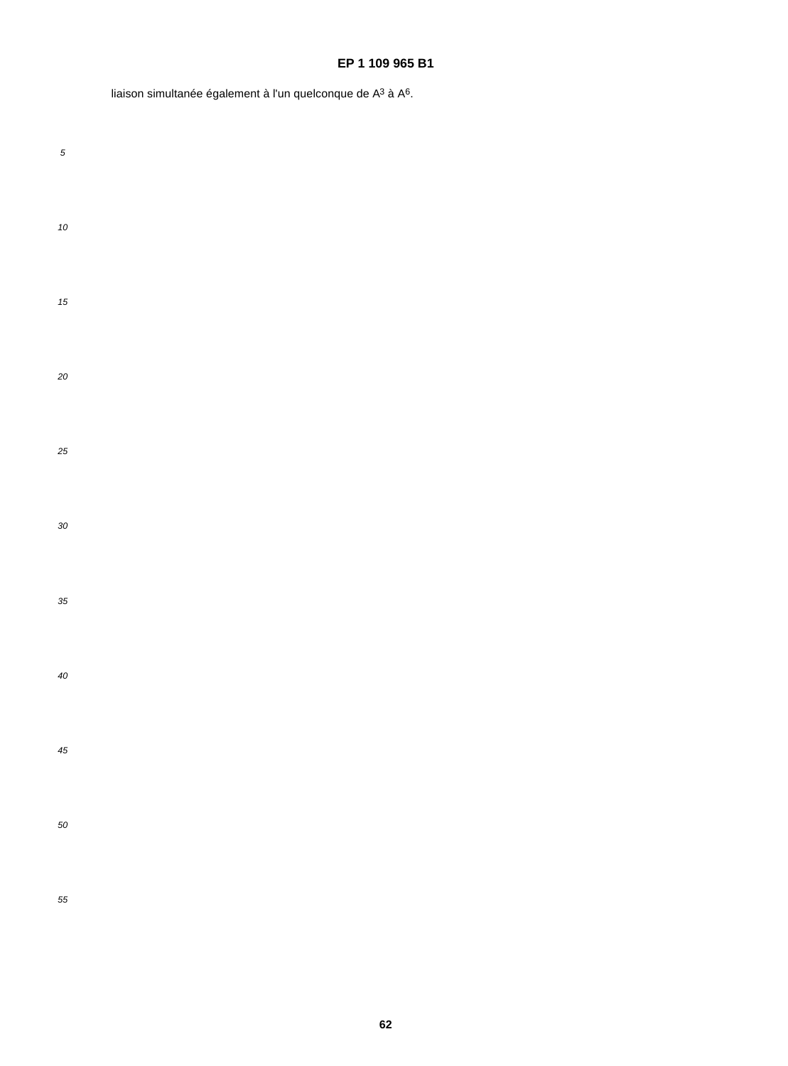liaison simultanée également à l'un quelconque de $A^3$ à $A^6$.